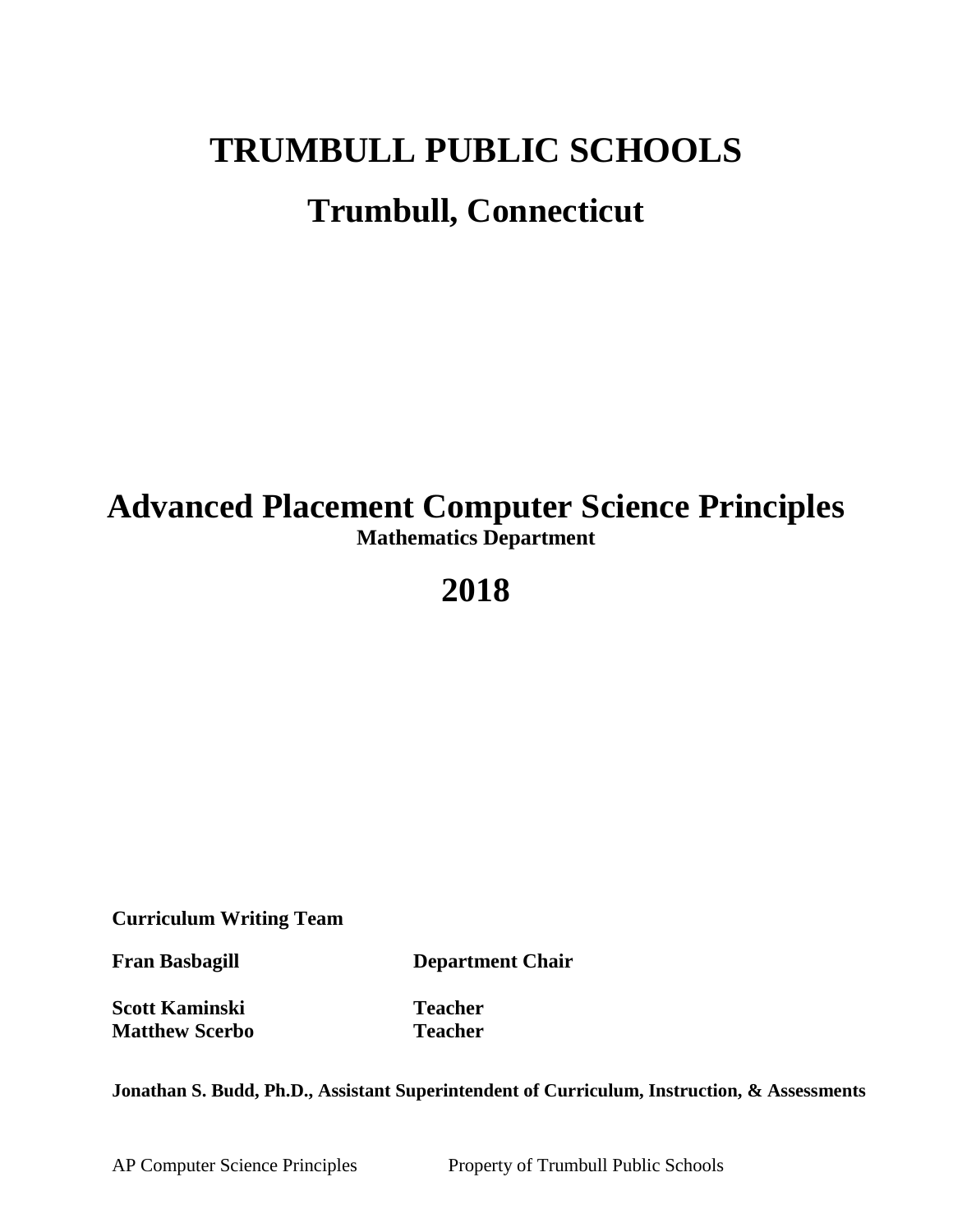# TRUMBULL PUBLIC SCHOOLS

## Trumbull, Connecticut

# Advanced Placement Computer Science Principles

**Mathematics Department**

## 2018

**Curriculum Writing Team**

| | |
|---|---|
| **Fran Basbagill** | **Department Chair** |
| **Scott Kaminski** | **Teacher** |
| **Matthew Scerbo** | **Teacher** |

**Jonathan S. Budd, Ph.D., Assistant Superintendent of Curriculum, Instruction, & Assessments**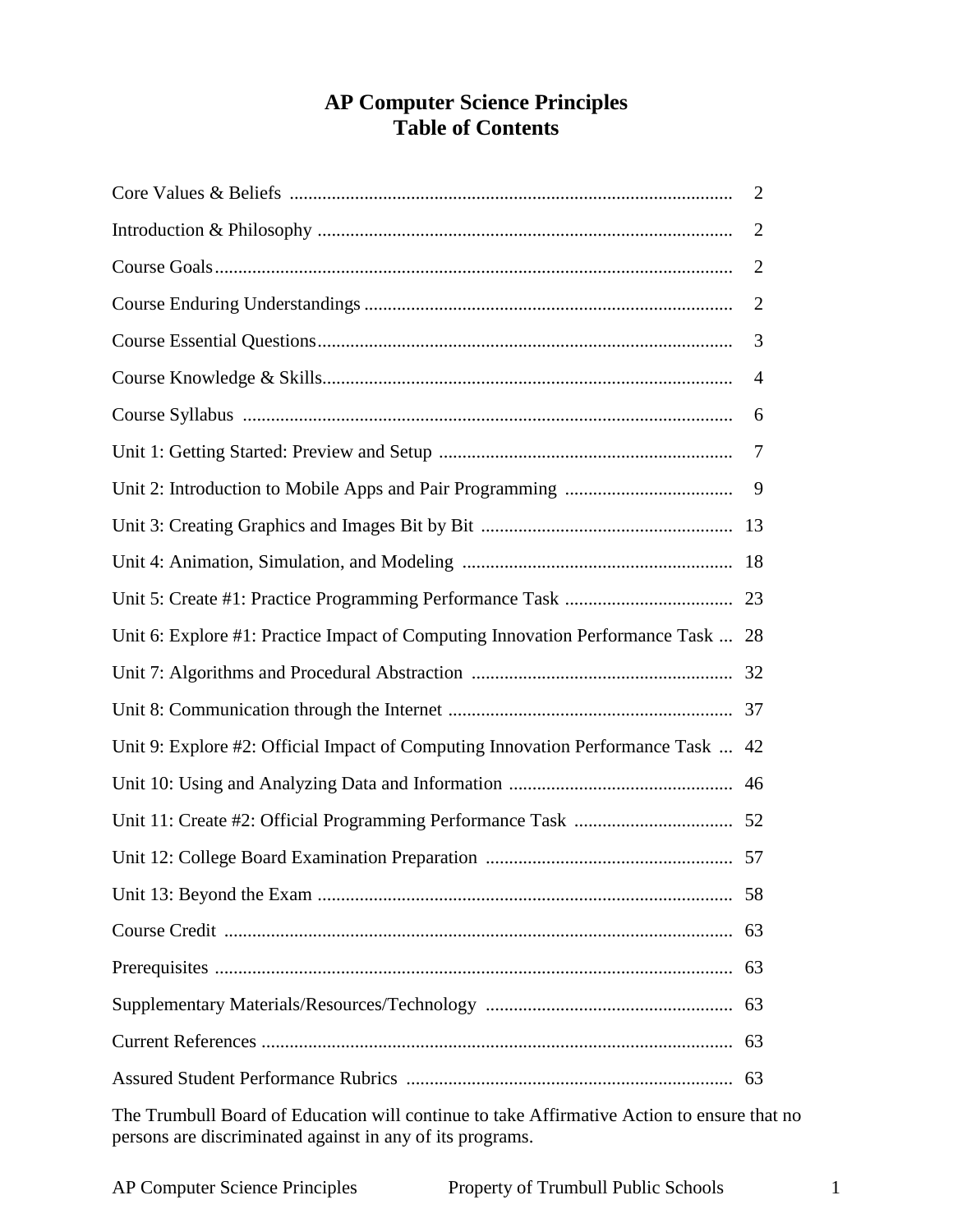# AP Computer Science Principles
# Table of Contents

| | |
|---|---|
| Core Values & Beliefs | 2 |
| Introduction & Philosophy | 2 |
| Course Goals | 2 |
| Course Enduring Understandings | 2 |
| Course Essential Questions | 3 |
| Course Knowledge & Skills | 4 |
| Course Syllabus | 6 |
| Unit 1: Getting Started: Preview and Setup | 7 |
| Unit 2: Introduction to Mobile Apps and Pair Programming | 9 |
| Unit 3: Creating Graphics and Images Bit by Bit | 13 |
| Unit 4: Animation, Simulation, and Modeling | 18 |
| Unit 5: Create #1: Practice Programming Performance Task | 23 |
| Unit 6: Explore #1: Practice Impact of Computing Innovation Performance Task | 28 |
| Unit 7: Algorithms and Procedural Abstraction | 32 |
| Unit 8: Communication through the Internet | 37 |
| Unit 9: Explore #2: Official Impact of Computing Innovation Performance Task | 42 |
| Unit 10: Using and Analyzing Data and Information | 46 |
| Unit 11: Create #2: Official Programming Performance Task | 52 |
| Unit 12: College Board Examination Preparation | 57 |
| Unit 13: Beyond the Exam | 58 |
| Course Credit | 63 |
| Prerequisites | 63 |
| Supplementary Materials/Resources/Technology | 63 |
| Current References | 63 |
| Assured Student Performance Rubrics | 63 |

The Trumbull Board of Education will continue to take Affirmative Action to ensure that no persons are discriminated against in any of its programs.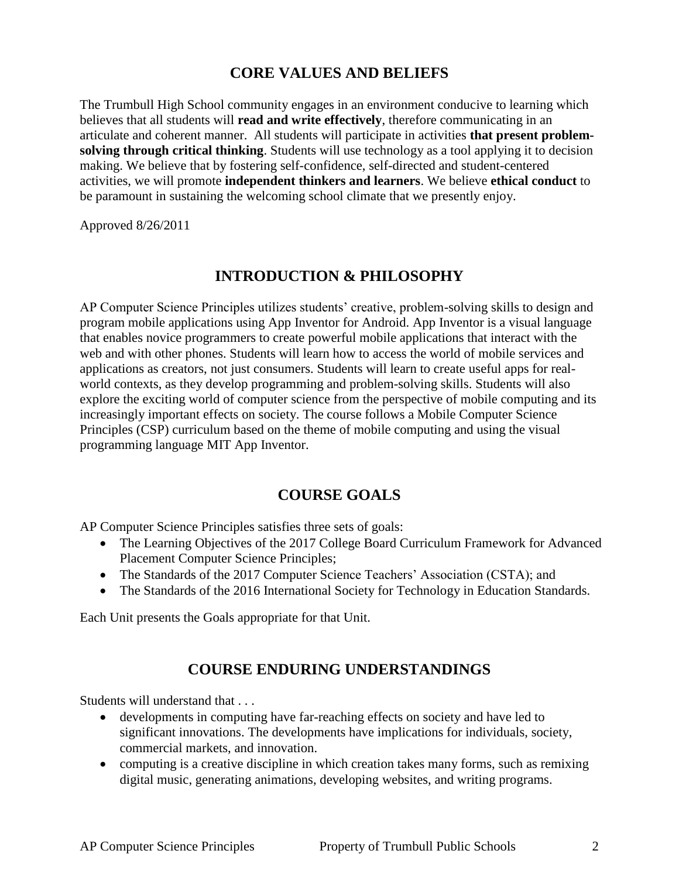## CORE VALUES AND BELIEFS

The Trumbull High School community engages in an environment conducive to learning which believes that all students will **read and write effectively**, therefore communicating in an articulate and coherent manner. All students will participate in activities **that present problem-solving through critical thinking**. Students will use technology as a tool applying it to decision making. We believe that by fostering self-confidence, self-directed and student-centered activities, we will promote **independent thinkers and learners**. We believe **ethical conduct** to be paramount in sustaining the welcoming school climate that we presently enjoy.

Approved 8/26/2011

## INTRODUCTION & PHILOSOPHY

AP Computer Science Principles utilizes students' creative, problem-solving skills to design and program mobile applications using App Inventor for Android. App Inventor is a visual language that enables novice programmers to create powerful mobile applications that interact with the web and with other phones. Students will learn how to access the world of mobile services and applications as creators, not just consumers. Students will learn to create useful apps for real-world contexts, as they develop programming and problem-solving skills. Students will also explore the exciting world of computer science from the perspective of mobile computing and its increasingly important effects on society. The course follows a Mobile Computer Science Principles (CSP) curriculum based on the theme of mobile computing and using the visual programming language MIT App Inventor.

## COURSE GOALS

AP Computer Science Principles satisfies three sets of goals:

- The Learning Objectives of the 2017 College Board Curriculum Framework for Advanced Placement Computer Science Principles;
- The Standards of the 2017 Computer Science Teachers' Association (CSTA); and
- The Standards of the 2016 International Society for Technology in Education Standards.

Each Unit presents the Goals appropriate for that Unit.

## COURSE ENDURING UNDERSTANDINGS

Students will understand that . . .

- developments in computing have far-reaching effects on society and have led to significant innovations. The developments have implications for individuals, society, commercial markets, and innovation.
- computing is a creative discipline in which creation takes many forms, such as remixing digital music, generating animations, developing websites, and writing programs.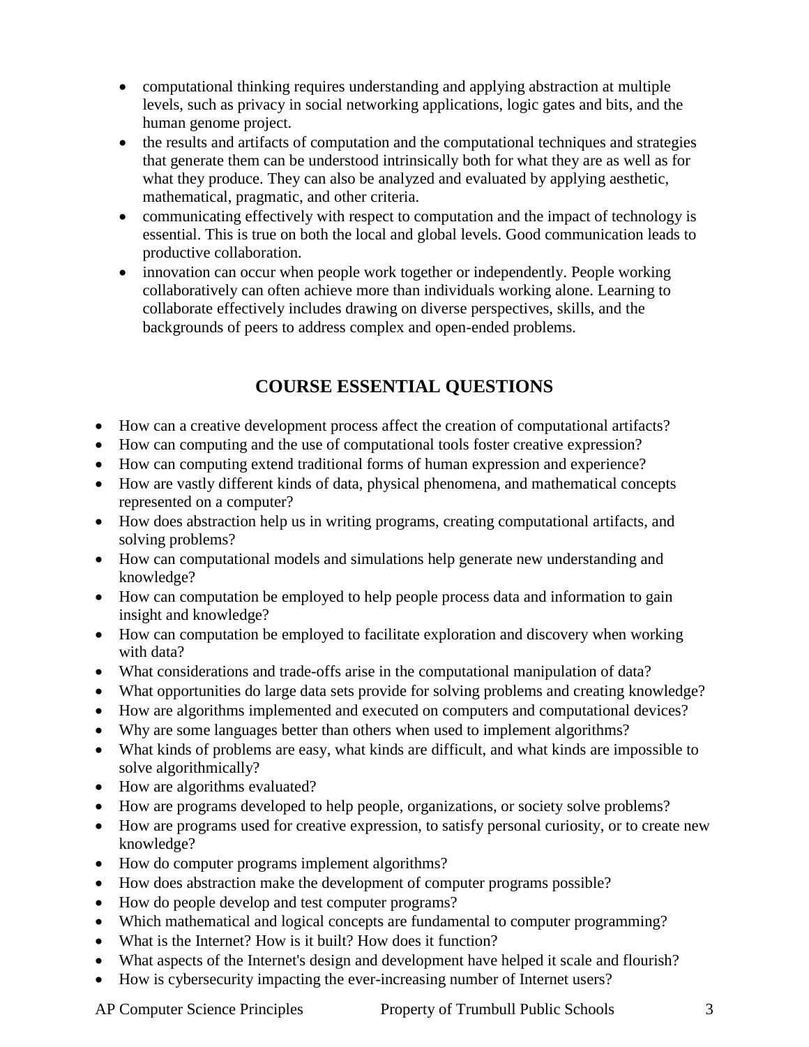- computational thinking requires understanding and applying abstraction at multiple levels, such as privacy in social networking applications, logic gates and bits, and the human genome project.
- the results and artifacts of computation and the computational techniques and strategies that generate them can be understood intrinsically both for what they are as well as for what they produce. They can also be analyzed and evaluated by applying aesthetic, mathematical, pragmatic, and other criteria.
- communicating effectively with respect to computation and the impact of technology is essential. This is true on both the local and global levels. Good communication leads to productive collaboration.
- innovation can occur when people work together or independently. People working collaboratively can often achieve more than individuals working alone. Learning to collaborate effectively includes drawing on diverse perspectives, skills, and the backgrounds of peers to address complex and open-ended problems.

## COURSE ESSENTIAL QUESTIONS

- How can a creative development process affect the creation of computational artifacts?
- How can computing and the use of computational tools foster creative expression?
- How can computing extend traditional forms of human expression and experience?
- How are vastly different kinds of data, physical phenomena, and mathematical concepts represented on a computer?
- How does abstraction help us in writing programs, creating computational artifacts, and solving problems?
- How can computational models and simulations help generate new understanding and knowledge?
- How can computation be employed to help people process data and information to gain insight and knowledge?
- How can computation be employed to facilitate exploration and discovery when working with data?
- What considerations and trade-offs arise in the computational manipulation of data?
- What opportunities do large data sets provide for solving problems and creating knowledge?
- How are algorithms implemented and executed on computers and computational devices?
- Why are some languages better than others when used to implement algorithms?
- What kinds of problems are easy, what kinds are difficult, and what kinds are impossible to solve algorithmically?
- How are algorithms evaluated?
- How are programs developed to help people, organizations, or society solve problems?
- How are programs used for creative expression, to satisfy personal curiosity, or to create new knowledge?
- How do computer programs implement algorithms?
- How does abstraction make the development of computer programs possible?
- How do people develop and test computer programs?
- Which mathematical and logical concepts are fundamental to computer programming?
- What is the Internet? How is it built? How does it function?
- What aspects of the Internet's design and development have helped it scale and flourish?
- How is cybersecurity impacting the ever-increasing number of Internet users?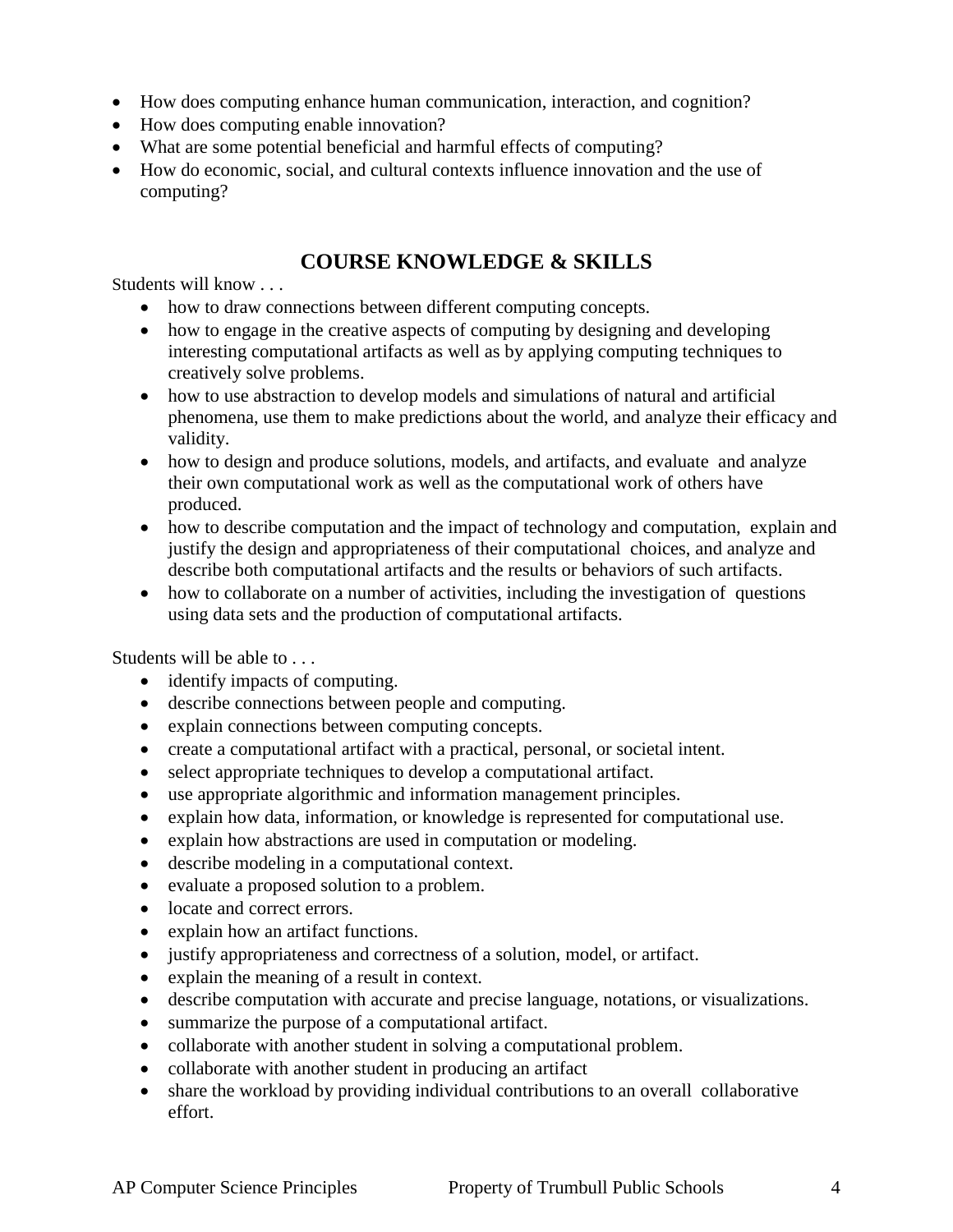- How does computing enhance human communication, interaction, and cognition?
- How does computing enable innovation?
- What are some potential beneficial and harmful effects of computing?
- How do economic, social, and cultural contexts influence innovation and the use of computing?

## COURSE KNOWLEDGE & SKILLS

Students will know . . .

- how to draw connections between different computing concepts.
- how to engage in the creative aspects of computing by designing and developing interesting computational artifacts as well as by applying computing techniques to creatively solve problems.
- how to use abstraction to develop models and simulations of natural and artificial phenomena, use them to make predictions about the world, and analyze their efficacy and validity.
- how to design and produce solutions, models, and artifacts, and evaluate and analyze their own computational work as well as the computational work of others have produced.
- how to describe computation and the impact of technology and computation, explain and justify the design and appropriateness of their computational choices, and analyze and describe both computational artifacts and the results or behaviors of such artifacts.
- how to collaborate on a number of activities, including the investigation of questions using data sets and the production of computational artifacts.

Students will be able to . . .

- identify impacts of computing.
- describe connections between people and computing.
- explain connections between computing concepts.
- create a computational artifact with a practical, personal, or societal intent.
- select appropriate techniques to develop a computational artifact.
- use appropriate algorithmic and information management principles.
- explain how data, information, or knowledge is represented for computational use.
- explain how abstractions are used in computation or modeling.
- describe modeling in a computational context.
- evaluate a proposed solution to a problem.
- locate and correct errors.
- explain how an artifact functions.
- justify appropriateness and correctness of a solution, model, or artifact.
- explain the meaning of a result in context.
- describe computation with accurate and precise language, notations, or visualizations.
- summarize the purpose of a computational artifact.
- collaborate with another student in solving a computational problem.
- collaborate with another student in producing an artifact
- share the workload by providing individual contributions to an overall collaborative effort.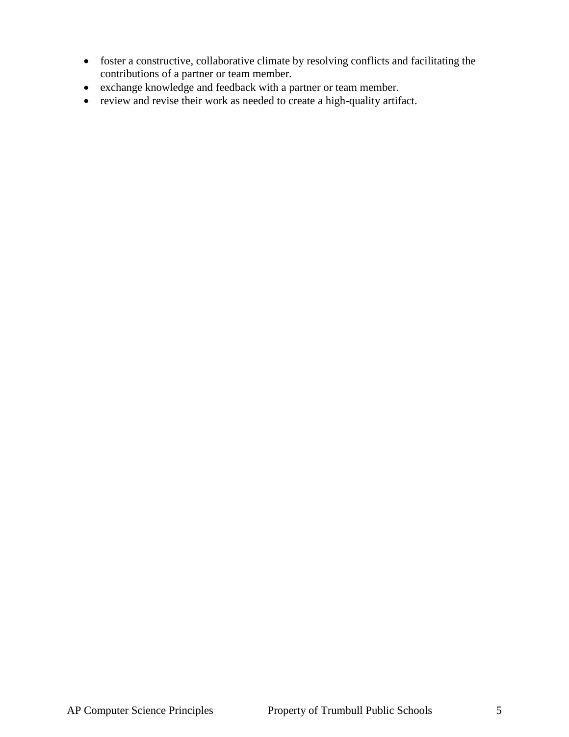- foster a constructive, collaborative climate by resolving conflicts and facilitating the contributions of a partner or team member.
- exchange knowledge and feedback with a partner or team member.
- review and revise their work as needed to create a high-quality artifact.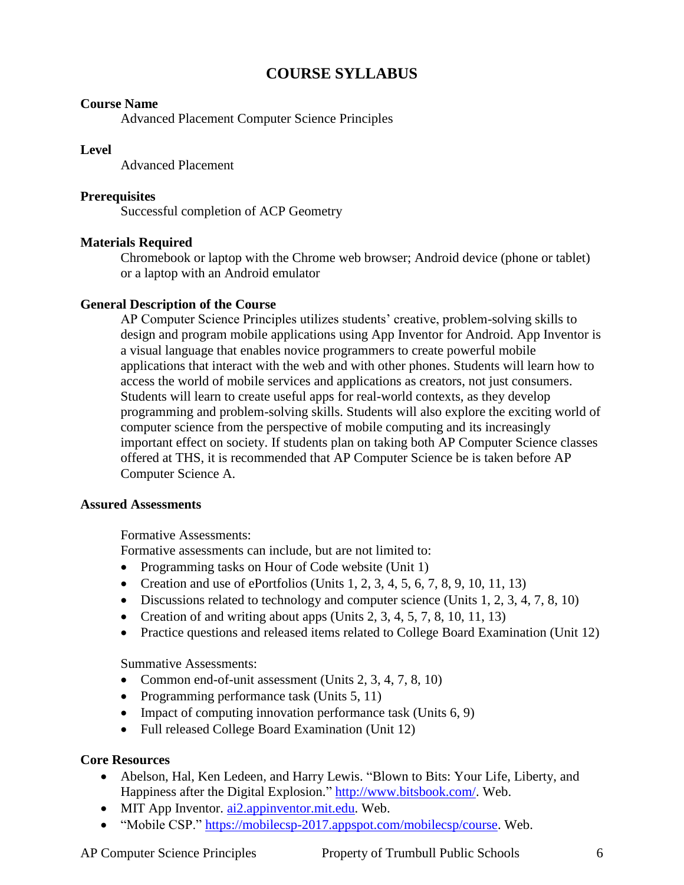# COURSE SYLLABUS

**Course Name**

Advanced Placement Computer Science Principles

**Level**

Advanced Placement

**Prerequisites**

Successful completion of ACP Geometry

**Materials Required**

Chromebook or laptop with the Chrome web browser; Android device (phone or tablet) or a laptop with an Android emulator

**General Description of the Course**

AP Computer Science Principles utilizes students' creative, problem-solving skills to design and program mobile applications using App Inventor for Android. App Inventor is a visual language that enables novice programmers to create powerful mobile applications that interact with the web and with other phones. Students will learn how to access the world of mobile services and applications as creators, not just consumers. Students will learn to create useful apps for real-world contexts, as they develop programming and problem-solving skills. Students will also explore the exciting world of computer science from the perspective of mobile computing and its increasingly important effect on society. If students plan on taking both AP Computer Science classes offered at THS, it is recommended that AP Computer Science be is taken before AP Computer Science A.

**Assured Assessments**

Formative Assessments:

Formative assessments can include, but are not limited to:

- Programming tasks on Hour of Code website (Unit 1)
- Creation and use of ePortfolios (Units 1, 2, 3, 4, 5, 6, 7, 8, 9, 10, 11, 13)
- Discussions related to technology and computer science (Units 1, 2, 3, 4, 7, 8, 10)
- Creation of and writing about apps (Units 2, 3, 4, 5, 7, 8, 10, 11, 13)
- Practice questions and released items related to College Board Examination (Unit 12)

Summative Assessments:

- Common end-of-unit assessment (Units 2, 3, 4, 7, 8, 10)
- Programming performance task (Units 5, 11)
- Impact of computing innovation performance task (Units 6, 9)
- Full released College Board Examination (Unit 12)

**Core Resources**

- Abelson, Hal, Ken Ledeen, and Harry Lewis. "Blown to Bits: Your Life, Liberty, and Happiness after the Digital Explosion." http://www.bitsbook.com/. Web.
- MIT App Inventor. ai2.appinventor.mit.edu. Web.
- "Mobile CSP." https://mobilecsp-2017.appspot.com/mobilecsp/course. Web.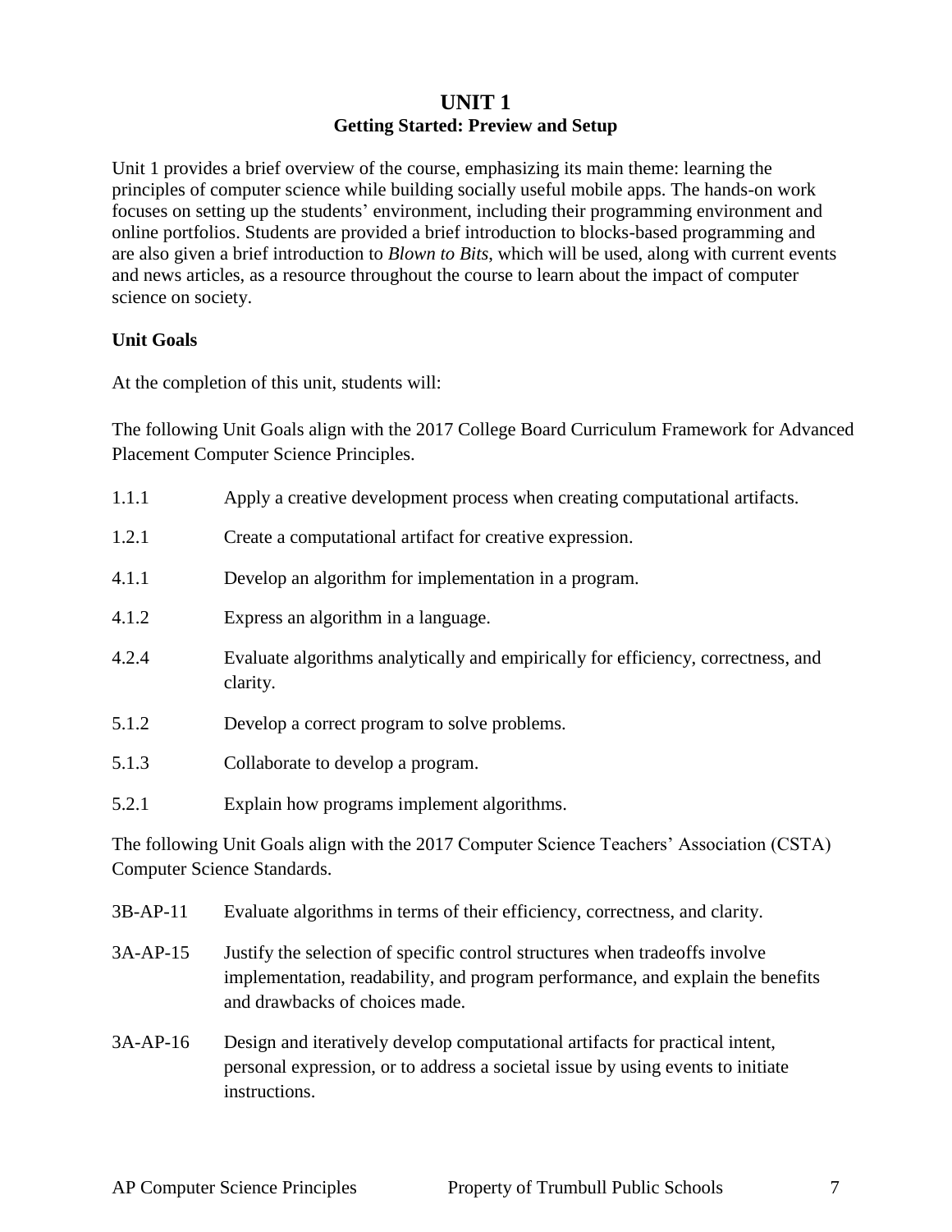# UNIT 1
## Getting Started: Preview and Setup

Unit 1 provides a brief overview of the course, emphasizing its main theme: learning the principles of computer science while building socially useful mobile apps. The hands-on work focuses on setting up the students' environment, including their programming environment and online portfolios. Students are provided a brief introduction to blocks-based programming and are also given a brief introduction to *Blown to Bits*, which will be used, along with current events and news articles, as a resource throughout the course to learn about the impact of computer science on society.

**Unit Goals**

At the completion of this unit, students will:

The following Unit Goals align with the 2017 College Board Curriculum Framework for Advanced Placement Computer Science Principles.

| | |
|---|---|
| 1.1.1 | Apply a creative development process when creating computational artifacts. |
| 1.2.1 | Create a computational artifact for creative expression. |
| 4.1.1 | Develop an algorithm for implementation in a program. |
| 4.1.2 | Express an algorithm in a language. |
| 4.2.4 | Evaluate algorithms analytically and empirically for efficiency, correctness, and clarity. |
| 5.1.2 | Develop a correct program to solve problems. |
| 5.1.3 | Collaborate to develop a program. |
| 5.2.1 | Explain how programs implement algorithms. |

The following Unit Goals align with the 2017 Computer Science Teachers' Association (CSTA) Computer Science Standards.

| | |
|---|---|
| 3B-AP-11 | Evaluate algorithms in terms of their efficiency, correctness, and clarity. |
| 3A-AP-15 | Justify the selection of specific control structures when tradeoffs involve implementation, readability, and program performance, and explain the benefits and drawbacks of choices made. |
| 3A-AP-16 | Design and iteratively develop computational artifacts for practical intent, personal expression, or to address a societal issue by using events to initiate instructions. |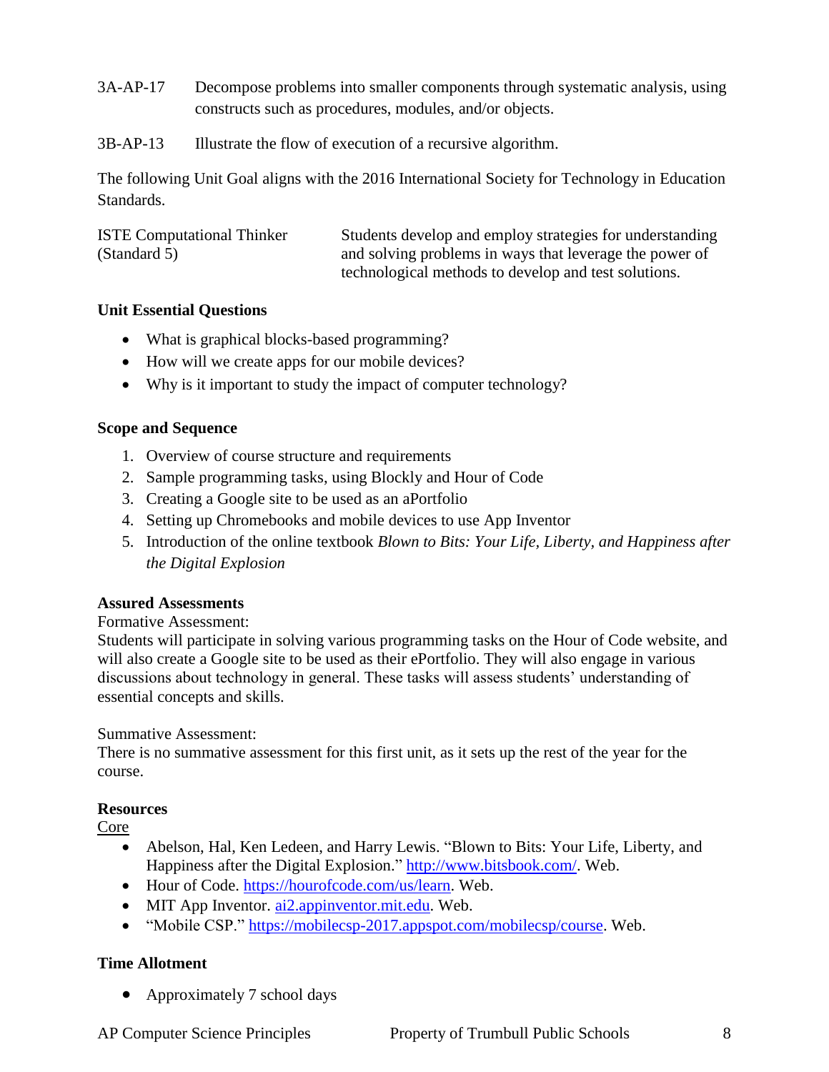3A-AP-17 Decompose problems into smaller components through systematic analysis, using constructs such as procedures, modules, and/or objects.

3B-AP-13 Illustrate the flow of execution of a recursive algorithm.

The following Unit Goal aligns with the 2016 International Society for Technology in Education Standards.

| ISTE Computational Thinker (Standard 5) | Students develop and employ strategies for understanding and solving problems in ways that leverage the power of technological methods to develop and test solutions. |
|---|---|

### Unit Essential Questions

- What is graphical blocks-based programming?
- How will we create apps for our mobile devices?
- Why is it important to study the impact of computer technology?

### Scope and Sequence

1. Overview of course structure and requirements
2. Sample programming tasks, using Blockly and Hour of Code
3. Creating a Google site to be used as an aPortfolio
4. Setting up Chromebooks and mobile devices to use App Inventor
5. Introduction of the online textbook *Blown to Bits: Your Life, Liberty, and Happiness after the Digital Explosion*

### Assured Assessments

Formative Assessment:
Students will participate in solving various programming tasks on the Hour of Code website, and will also create a Google site to be used as their ePortfolio. They will also engage in various discussions about technology in general. These tasks will assess students' understanding of essential concepts and skills.

Summative Assessment:
There is no summative assessment for this first unit, as it sets up the rest of the year for the course.

### Resources

Core

- Abelson, Hal, Ken Ledeen, and Harry Lewis. "Blown to Bits: Your Life, Liberty, and Happiness after the Digital Explosion." http://www.bitsbook.com/. Web.
- Hour of Code. https://hourofcode.com/us/learn. Web.
- MIT App Inventor. ai2.appinventor.mit.edu. Web.
- "Mobile CSP." https://mobilecsp-2017.appspot.com/mobilecsp/course. Web.

### Time Allotment

- Approximately 7 school days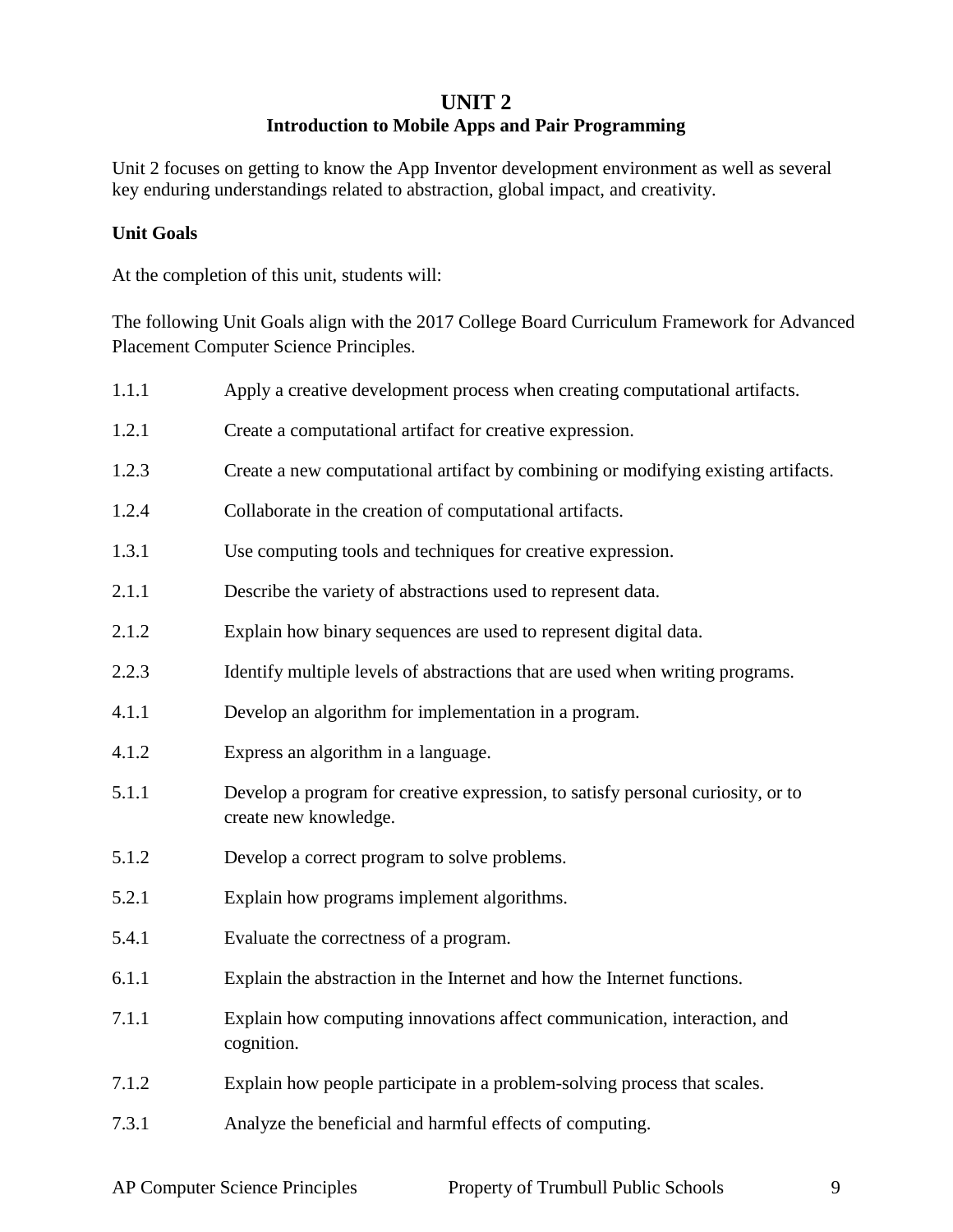# UNIT 2
## Introduction to Mobile Apps and Pair Programming

Unit 2 focuses on getting to know the App Inventor development environment as well as several key enduring understandings related to abstraction, global impact, and creativity.

**Unit Goals**

At the completion of this unit, students will:

The following Unit Goals align with the 2017 College Board Curriculum Framework for Advanced Placement Computer Science Principles.

- 1.1.1 Apply a creative development process when creating computational artifacts.
- 1.2.1 Create a computational artifact for creative expression.
- 1.2.3 Create a new computational artifact by combining or modifying existing artifacts.
- 1.2.4 Collaborate in the creation of computational artifacts.
- 1.3.1 Use computing tools and techniques for creative expression.
- 2.1.1 Describe the variety of abstractions used to represent data.
- 2.1.2 Explain how binary sequences are used to represent digital data.
- 2.2.3 Identify multiple levels of abstractions that are used when writing programs.
- 4.1.1 Develop an algorithm for implementation in a program.
- 4.1.2 Express an algorithm in a language.
- 5.1.1 Develop a program for creative expression, to satisfy personal curiosity, or to create new knowledge.
- 5.1.2 Develop a correct program to solve problems.
- 5.2.1 Explain how programs implement algorithms.
- 5.4.1 Evaluate the correctness of a program.
- 6.1.1 Explain the abstraction in the Internet and how the Internet functions.
- 7.1.1 Explain how computing innovations affect communication, interaction, and cognition.
- 7.1.2 Explain how people participate in a problem-solving process that scales.
- 7.3.1 Analyze the beneficial and harmful effects of computing.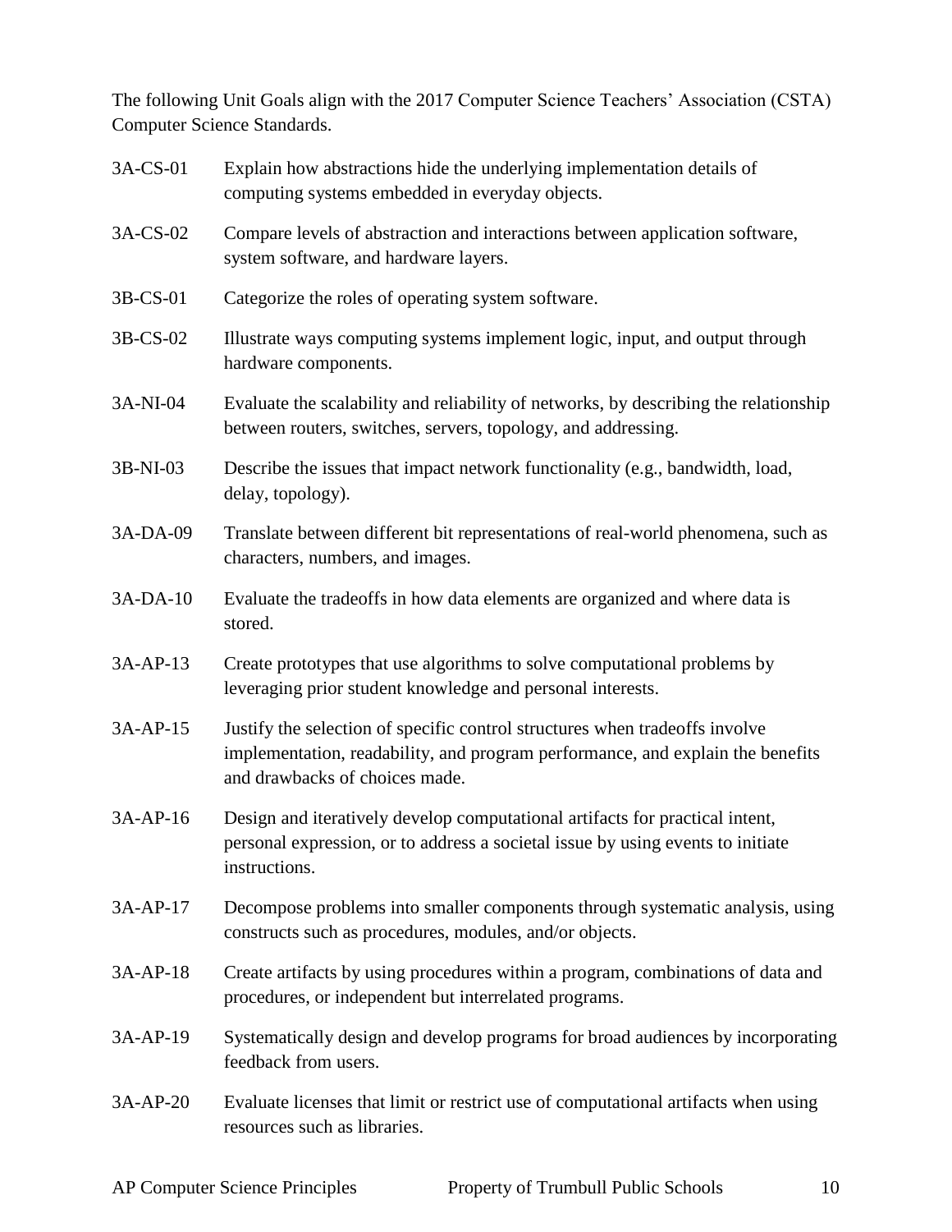The following Unit Goals align with the 2017 Computer Science Teachers' Association (CSTA) Computer Science Standards.

| | |
|---|---|
| 3A-CS-01 | Explain how abstractions hide the underlying implementation details of computing systems embedded in everyday objects. |
| 3A-CS-02 | Compare levels of abstraction and interactions between application software, system software, and hardware layers. |
| 3B-CS-01 | Categorize the roles of operating system software. |
| 3B-CS-02 | Illustrate ways computing systems implement logic, input, and output through hardware components. |
| 3A-NI-04 | Evaluate the scalability and reliability of networks, by describing the relationship between routers, switches, servers, topology, and addressing. |
| 3B-NI-03 | Describe the issues that impact network functionality (e.g., bandwidth, load, delay, topology). |
| 3A-DA-09 | Translate between different bit representations of real-world phenomena, such as characters, numbers, and images. |
| 3A-DA-10 | Evaluate the tradeoffs in how data elements are organized and where data is stored. |
| 3A-AP-13 | Create prototypes that use algorithms to solve computational problems by leveraging prior student knowledge and personal interests. |
| 3A-AP-15 | Justify the selection of specific control structures when tradeoffs involve implementation, readability, and program performance, and explain the benefits and drawbacks of choices made. |
| 3A-AP-16 | Design and iteratively develop computational artifacts for practical intent, personal expression, or to address a societal issue by using events to initiate instructions. |
| 3A-AP-17 | Decompose problems into smaller components through systematic analysis, using constructs such as procedures, modules, and/or objects. |
| 3A-AP-18 | Create artifacts by using procedures within a program, combinations of data and procedures, or independent but interrelated programs. |
| 3A-AP-19 | Systematically design and develop programs for broad audiences by incorporating feedback from users. |
| 3A-AP-20 | Evaluate licenses that limit or restrict use of computational artifacts when using resources such as libraries. |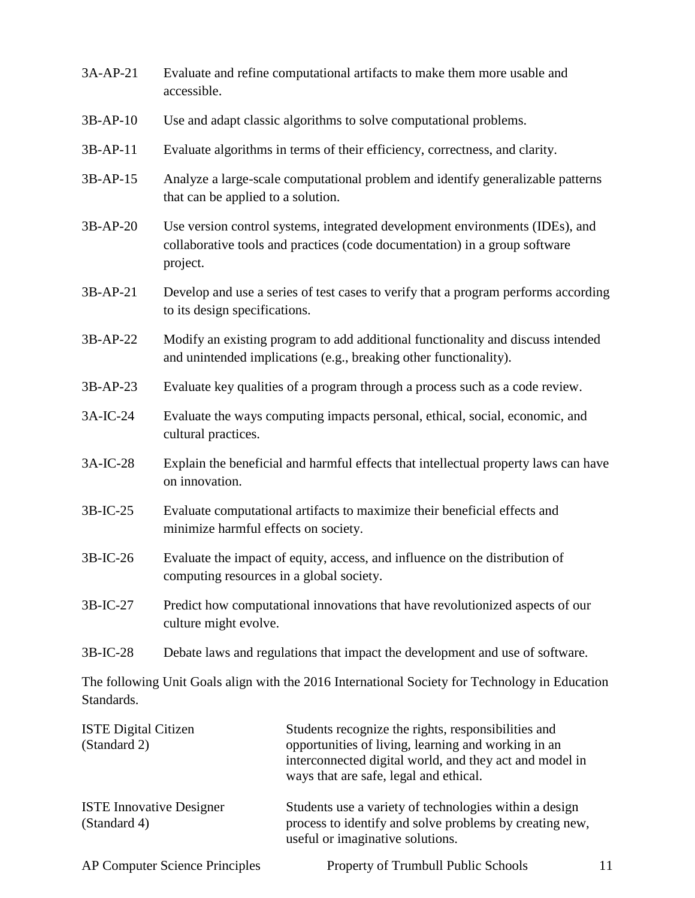| | |
|---|---|
| 3A-AP-21 | Evaluate and refine computational artifacts to make them more usable and accessible. |
| 3B-AP-10 | Use and adapt classic algorithms to solve computational problems. |
| 3B-AP-11 | Evaluate algorithms in terms of their efficiency, correctness, and clarity. |
| 3B-AP-15 | Analyze a large-scale computational problem and identify generalizable patterns that can be applied to a solution. |
| 3B-AP-20 | Use version control systems, integrated development environments (IDEs), and collaborative tools and practices (code documentation) in a group software project. |
| 3B-AP-21 | Develop and use a series of test cases to verify that a program performs according to its design specifications. |
| 3B-AP-22 | Modify an existing program to add additional functionality and discuss intended and unintended implications (e.g., breaking other functionality). |
| 3B-AP-23 | Evaluate key qualities of a program through a process such as a code review. |
| 3A-IC-24 | Evaluate the ways computing impacts personal, ethical, social, economic, and cultural practices. |
| 3A-IC-28 | Explain the beneficial and harmful effects that intellectual property laws can have on innovation. |
| 3B-IC-25 | Evaluate computational artifacts to maximize their beneficial effects and minimize harmful effects on society. |
| 3B-IC-26 | Evaluate the impact of equity, access, and influence on the distribution of computing resources in a global society. |
| 3B-IC-27 | Predict how computational innovations that have revolutionized aspects of our culture might evolve. |
| 3B-IC-28 | Debate laws and regulations that impact the development and use of software. |

The following Unit Goals align with the 2016 International Society for Technology in Education Standards.

| | |
|---|---|
| ISTE Digital Citizen (Standard 2) | Students recognize the rights, responsibilities and opportunities of living, learning and working in an interconnected digital world, and they act and model in ways that are safe, legal and ethical. |
| ISTE Innovative Designer (Standard 4) | Students use a variety of technologies within a design process to identify and solve problems by creating new, useful or imaginative solutions. |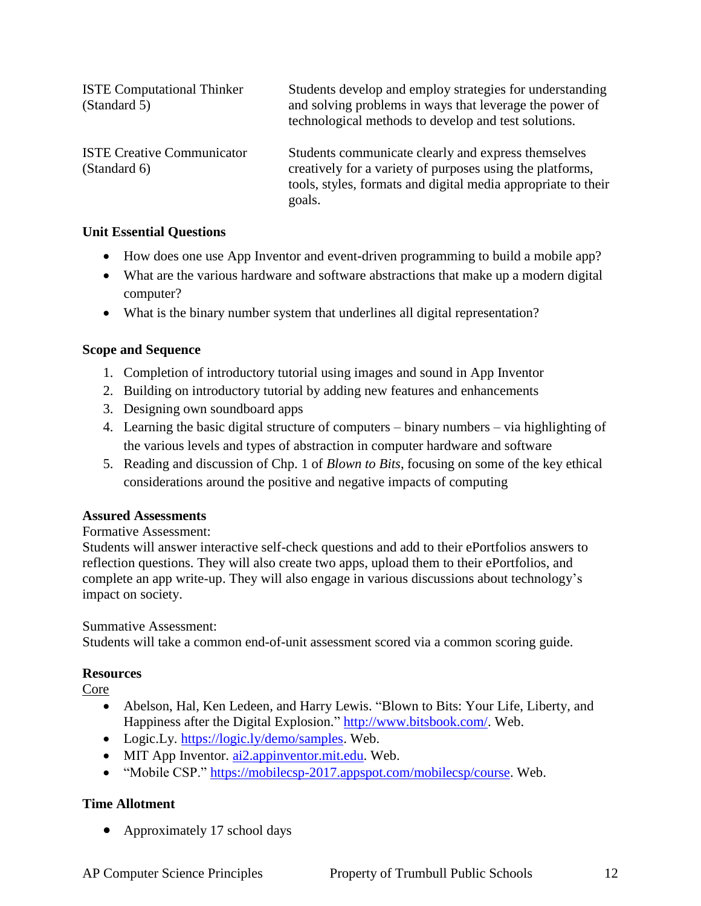| | |
|---|---|
| ISTE Computational Thinker (Standard 5) | Students develop and employ strategies for understanding and solving problems in ways that leverage the power of technological methods to develop and test solutions. |
| ISTE Creative Communicator (Standard 6) | Students communicate clearly and express themselves creatively for a variety of purposes using the platforms, tools, styles, formats and digital media appropriate to their goals. |

**Unit Essential Questions**

- How does one use App Inventor and event-driven programming to build a mobile app?
- What are the various hardware and software abstractions that make up a modern digital computer?
- What is the binary number system that underlines all digital representation?

**Scope and Sequence**

1. Completion of introductory tutorial using images and sound in App Inventor
2. Building on introductory tutorial by adding new features and enhancements
3. Designing own soundboard apps
4. Learning the basic digital structure of computers – binary numbers – via highlighting of the various levels and types of abstraction in computer hardware and software
5. Reading and discussion of Chp. 1 of *Blown to Bits*, focusing on some of the key ethical considerations around the positive and negative impacts of computing

**Assured Assessments**

Formative Assessment:
Students will answer interactive self-check questions and add to their ePortfolios answers to reflection questions. They will also create two apps, upload them to their ePortfolios, and complete an app write-up. They will also engage in various discussions about technology's impact on society.

Summative Assessment:
Students will take a common end-of-unit assessment scored via a common scoring guide.

**Resources**

Core

- Abelson, Hal, Ken Ledeen, and Harry Lewis. "Blown to Bits: Your Life, Liberty, and Happiness after the Digital Explosion." http://www.bitsbook.com/. Web.
- Logic.Ly. https://logic.ly/demo/samples. Web.
- MIT App Inventor. ai2.appinventor.mit.edu. Web.
- "Mobile CSP." https://mobilecsp-2017.appspot.com/mobilecsp/course. Web.

**Time Allotment**

- Approximately 17 school days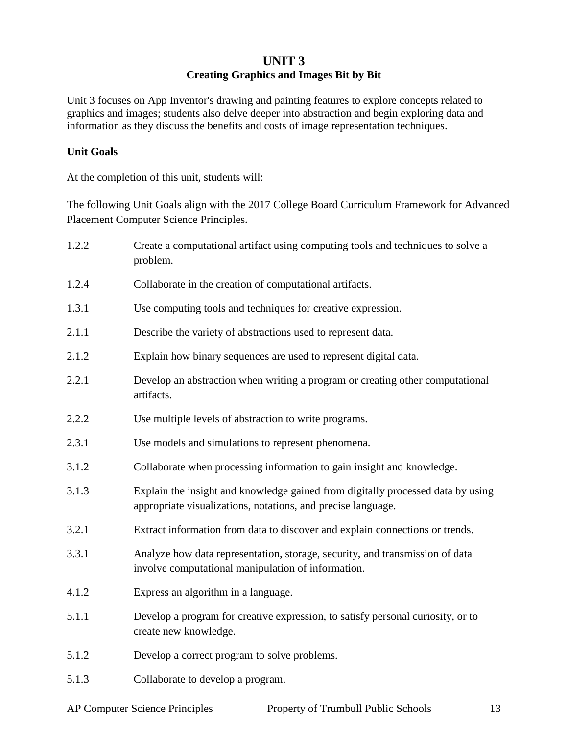# UNIT 3
## Creating Graphics and Images Bit by Bit

Unit 3 focuses on App Inventor's drawing and painting features to explore concepts related to graphics and images; students also delve deeper into abstraction and begin exploring data and information as they discuss the benefits and costs of image representation techniques.

**Unit Goals**

At the completion of this unit, students will:

The following Unit Goals align with the 2017 College Board Curriculum Framework for Advanced Placement Computer Science Principles.

| | |
|---|---|
| 1.2.2 | Create a computational artifact using computing tools and techniques to solve a problem. |
| 1.2.4 | Collaborate in the creation of computational artifacts. |
| 1.3.1 | Use computing tools and techniques for creative expression. |
| 2.1.1 | Describe the variety of abstractions used to represent data. |
| 2.1.2 | Explain how binary sequences are used to represent digital data. |
| 2.2.1 | Develop an abstraction when writing a program or creating other computational artifacts. |
| 2.2.2 | Use multiple levels of abstraction to write programs. |
| 2.3.1 | Use models and simulations to represent phenomena. |
| 3.1.2 | Collaborate when processing information to gain insight and knowledge. |
| 3.1.3 | Explain the insight and knowledge gained from digitally processed data by using appropriate visualizations, notations, and precise language. |
| 3.2.1 | Extract information from data to discover and explain connections or trends. |
| 3.3.1 | Analyze how data representation, storage, security, and transmission of data involve computational manipulation of information. |
| 4.1.2 | Express an algorithm in a language. |
| 5.1.1 | Develop a program for creative expression, to satisfy personal curiosity, or to create new knowledge. |
| 5.1.2 | Develop a correct program to solve problems. |
| 5.1.3 | Collaborate to develop a program. |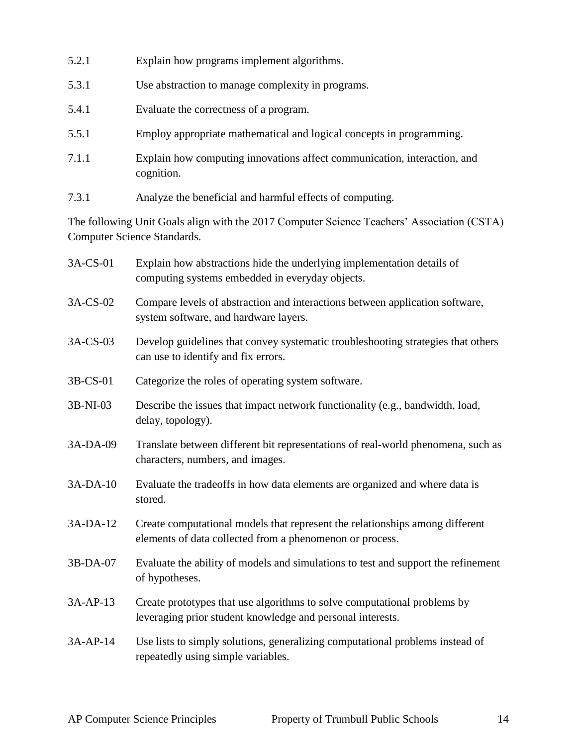5.2.1 Explain how programs implement algorithms.

5.3.1 Use abstraction to manage complexity in programs.

5.4.1 Evaluate the correctness of a program.

5.5.1 Employ appropriate mathematical and logical concepts in programming.

7.1.1 Explain how computing innovations affect communication, interaction, and cognition.

7.3.1 Analyze the beneficial and harmful effects of computing.

The following Unit Goals align with the 2017 Computer Science Teachers' Association (CSTA) Computer Science Standards.

3A-CS-01 Explain how abstractions hide the underlying implementation details of computing systems embedded in everyday objects.

3A-CS-02 Compare levels of abstraction and interactions between application software, system software, and hardware layers.

3A-CS-03 Develop guidelines that convey systematic troubleshooting strategies that others can use to identify and fix errors.

3B-CS-01 Categorize the roles of operating system software.

3B-NI-03 Describe the issues that impact network functionality (e.g., bandwidth, load, delay, topology).

3A-DA-09 Translate between different bit representations of real-world phenomena, such as characters, numbers, and images.

3A-DA-10 Evaluate the tradeoffs in how data elements are organized and where data is stored.

3A-DA-12 Create computational models that represent the relationships among different elements of data collected from a phenomenon or process.

3B-DA-07 Evaluate the ability of models and simulations to test and support the refinement of hypotheses.

3A-AP-13 Create prototypes that use algorithms to solve computational problems by leveraging prior student knowledge and personal interests.

3A-AP-14 Use lists to simply solutions, generalizing computational problems instead of repeatedly using simple variables.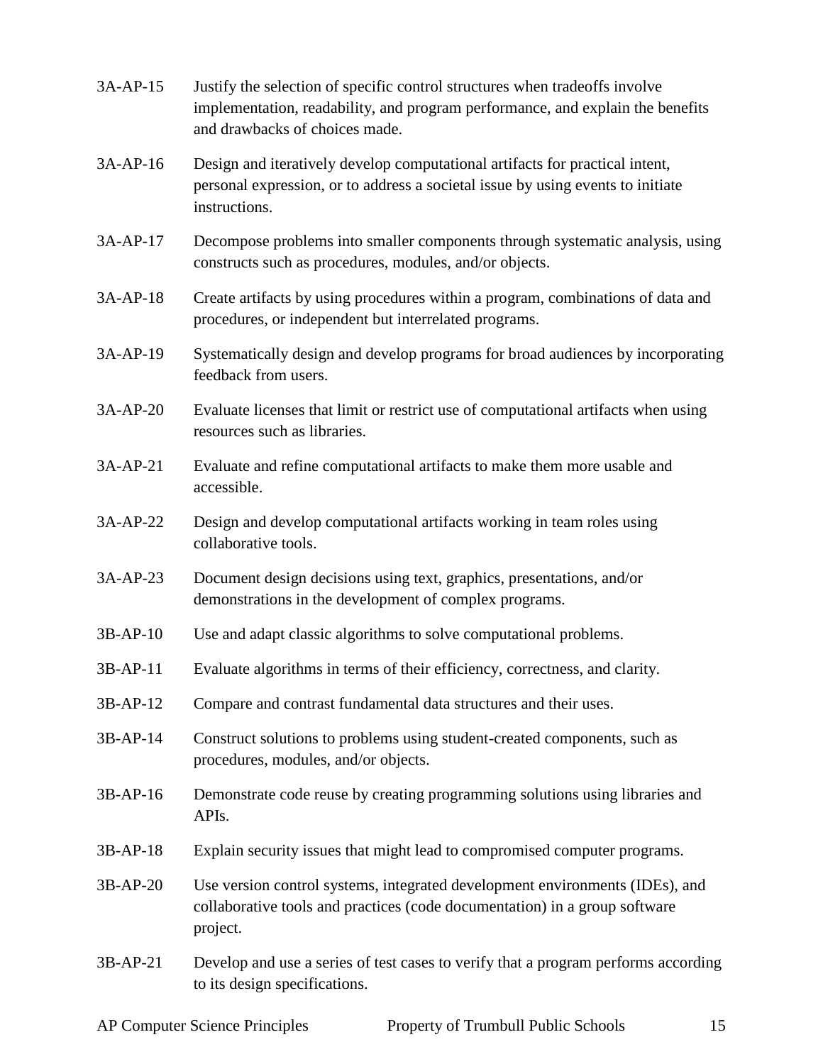| | |
|---|---|
| 3A-AP-15 | Justify the selection of specific control structures when tradeoffs involve implementation, readability, and program performance, and explain the benefits and drawbacks of choices made. |
| 3A-AP-16 | Design and iteratively develop computational artifacts for practical intent, personal expression, or to address a societal issue by using events to initiate instructions. |
| 3A-AP-17 | Decompose problems into smaller components through systematic analysis, using constructs such as procedures, modules, and/or objects. |
| 3A-AP-18 | Create artifacts by using procedures within a program, combinations of data and procedures, or independent but interrelated programs. |
| 3A-AP-19 | Systematically design and develop programs for broad audiences by incorporating feedback from users. |
| 3A-AP-20 | Evaluate licenses that limit or restrict use of computational artifacts when using resources such as libraries. |
| 3A-AP-21 | Evaluate and refine computational artifacts to make them more usable and accessible. |
| 3A-AP-22 | Design and develop computational artifacts working in team roles using collaborative tools. |
| 3A-AP-23 | Document design decisions using text, graphics, presentations, and/or demonstrations in the development of complex programs. |
| 3B-AP-10 | Use and adapt classic algorithms to solve computational problems. |
| 3B-AP-11 | Evaluate algorithms in terms of their efficiency, correctness, and clarity. |
| 3B-AP-12 | Compare and contrast fundamental data structures and their uses. |
| 3B-AP-14 | Construct solutions to problems using student-created components, such as procedures, modules, and/or objects. |
| 3B-AP-16 | Demonstrate code reuse by creating programming solutions using libraries and APIs. |
| 3B-AP-18 | Explain security issues that might lead to compromised computer programs. |
| 3B-AP-20 | Use version control systems, integrated development environments (IDEs), and collaborative tools and practices (code documentation) in a group software project. |
| 3B-AP-21 | Develop and use a series of test cases to verify that a program performs according to its design specifications. |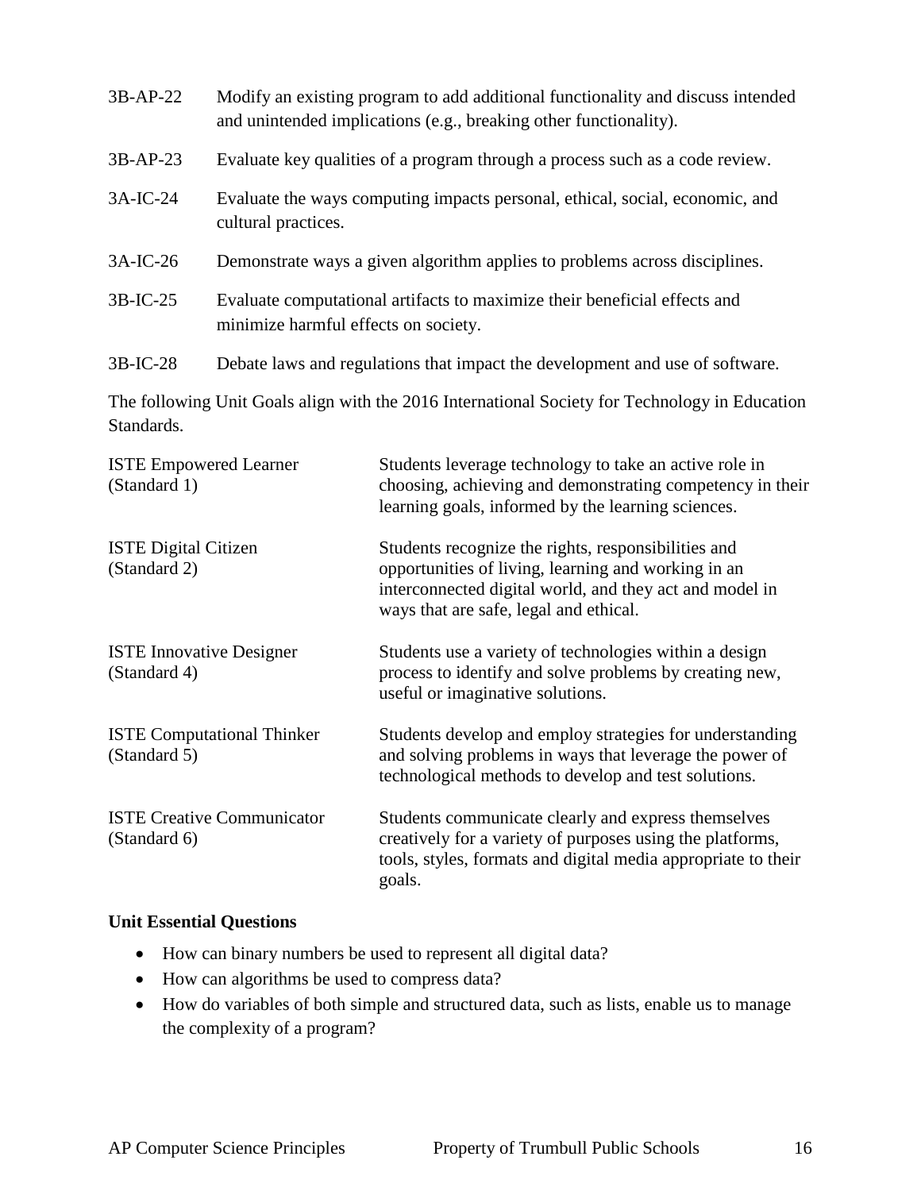| | |
|---|---|
| 3B-AP-22 | Modify an existing program to add additional functionality and discuss intended and unintended implications (e.g., breaking other functionality). |
| 3B-AP-23 | Evaluate key qualities of a program through a process such as a code review. |
| 3A-IC-24 | Evaluate the ways computing impacts personal, ethical, social, economic, and cultural practices. |
| 3A-IC-26 | Demonstrate ways a given algorithm applies to problems across disciplines. |
| 3B-IC-25 | Evaluate computational artifacts to maximize their beneficial effects and minimize harmful effects on society. |
| 3B-IC-28 | Debate laws and regulations that impact the development and use of software. |

The following Unit Goals align with the 2016 International Society for Technology in Education Standards.

| | |
|---|---|
| ISTE Empowered Learner (Standard 1) | Students leverage technology to take an active role in choosing, achieving and demonstrating competency in their learning goals, informed by the learning sciences. |
| ISTE Digital Citizen (Standard 2) | Students recognize the rights, responsibilities and opportunities of living, learning and working in an interconnected digital world, and they act and model in ways that are safe, legal and ethical. |
| ISTE Innovative Designer (Standard 4) | Students use a variety of technologies within a design process to identify and solve problems by creating new, useful or imaginative solutions. |
| ISTE Computational Thinker (Standard 5) | Students develop and employ strategies for understanding and solving problems in ways that leverage the power of technological methods to develop and test solutions. |
| ISTE Creative Communicator (Standard 6) | Students communicate clearly and express themselves creatively for a variety of purposes using the platforms, tools, styles, formats and digital media appropriate to their goals. |

**Unit Essential Questions**

- How can binary numbers be used to represent all digital data?
- How can algorithms be used to compress data?
- How do variables of both simple and structured data, such as lists, enable us to manage the complexity of a program?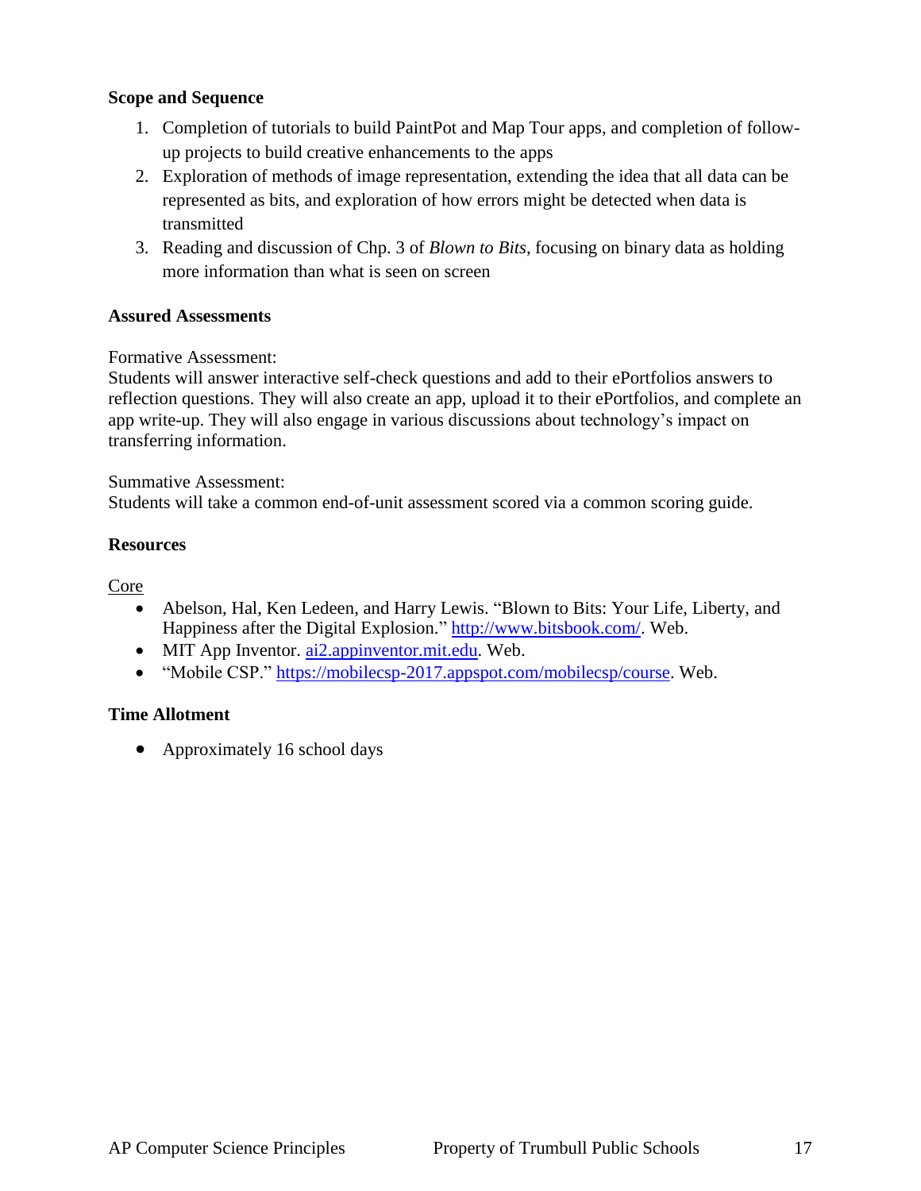**Scope and Sequence**

1. Completion of tutorials to build PaintPot and Map Tour apps, and completion of follow-up projects to build creative enhancements to the apps
2. Exploration of methods of image representation, extending the idea that all data can be represented as bits, and exploration of how errors might be detected when data is transmitted
3. Reading and discussion of Chp. 3 of *Blown to Bits*, focusing on binary data as holding more information than what is seen on screen

**Assured Assessments**

Formative Assessment:
Students will answer interactive self-check questions and add to their ePortfolios answers to reflection questions. They will also create an app, upload it to their ePortfolios, and complete an app write-up. They will also engage in various discussions about technology's impact on transferring information.

Summative Assessment:
Students will take a common end-of-unit assessment scored via a common scoring guide.

**Resources**

Core

- Abelson, Hal, Ken Ledeen, and Harry Lewis. "Blown to Bits: Your Life, Liberty, and Happiness after the Digital Explosion." http://www.bitsbook.com/. Web.
- MIT App Inventor. ai2.appinventor.mit.edu. Web.
- "Mobile CSP." https://mobilecsp-2017.appspot.com/mobilecsp/course. Web.

**Time Allotment**

- Approximately 16 school days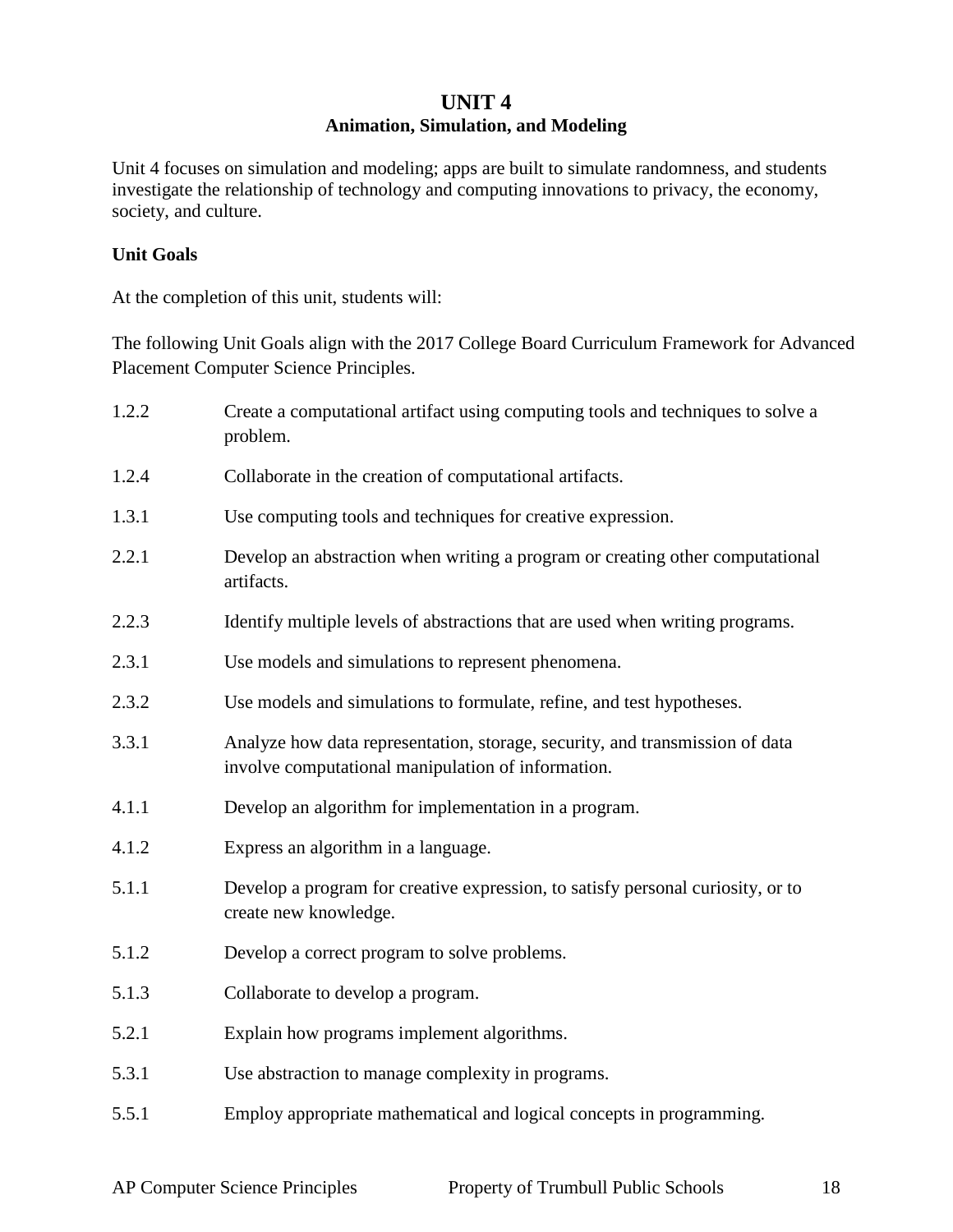# UNIT 4
## Animation, Simulation, and Modeling

Unit 4 focuses on simulation and modeling; apps are built to simulate randomness, and students investigate the relationship of technology and computing innovations to privacy, the economy, society, and culture.

**Unit Goals**

At the completion of this unit, students will:

The following Unit Goals align with the 2017 College Board Curriculum Framework for Advanced Placement Computer Science Principles.

| | |
|---|---|
| 1.2.2 | Create a computational artifact using computing tools and techniques to solve a problem. |
| 1.2.4 | Collaborate in the creation of computational artifacts. |
| 1.3.1 | Use computing tools and techniques for creative expression. |
| 2.2.1 | Develop an abstraction when writing a program or creating other computational artifacts. |
| 2.2.3 | Identify multiple levels of abstractions that are used when writing programs. |
| 2.3.1 | Use models and simulations to represent phenomena. |
| 2.3.2 | Use models and simulations to formulate, refine, and test hypotheses. |
| 3.3.1 | Analyze how data representation, storage, security, and transmission of data involve computational manipulation of information. |
| 4.1.1 | Develop an algorithm for implementation in a program. |
| 4.1.2 | Express an algorithm in a language. |
| 5.1.1 | Develop a program for creative expression, to satisfy personal curiosity, or to create new knowledge. |
| 5.1.2 | Develop a correct program to solve problems. |
| 5.1.3 | Collaborate to develop a program. |
| 5.2.1 | Explain how programs implement algorithms. |
| 5.3.1 | Use abstraction to manage complexity in programs. |
| 5.5.1 | Employ appropriate mathematical and logical concepts in programming. |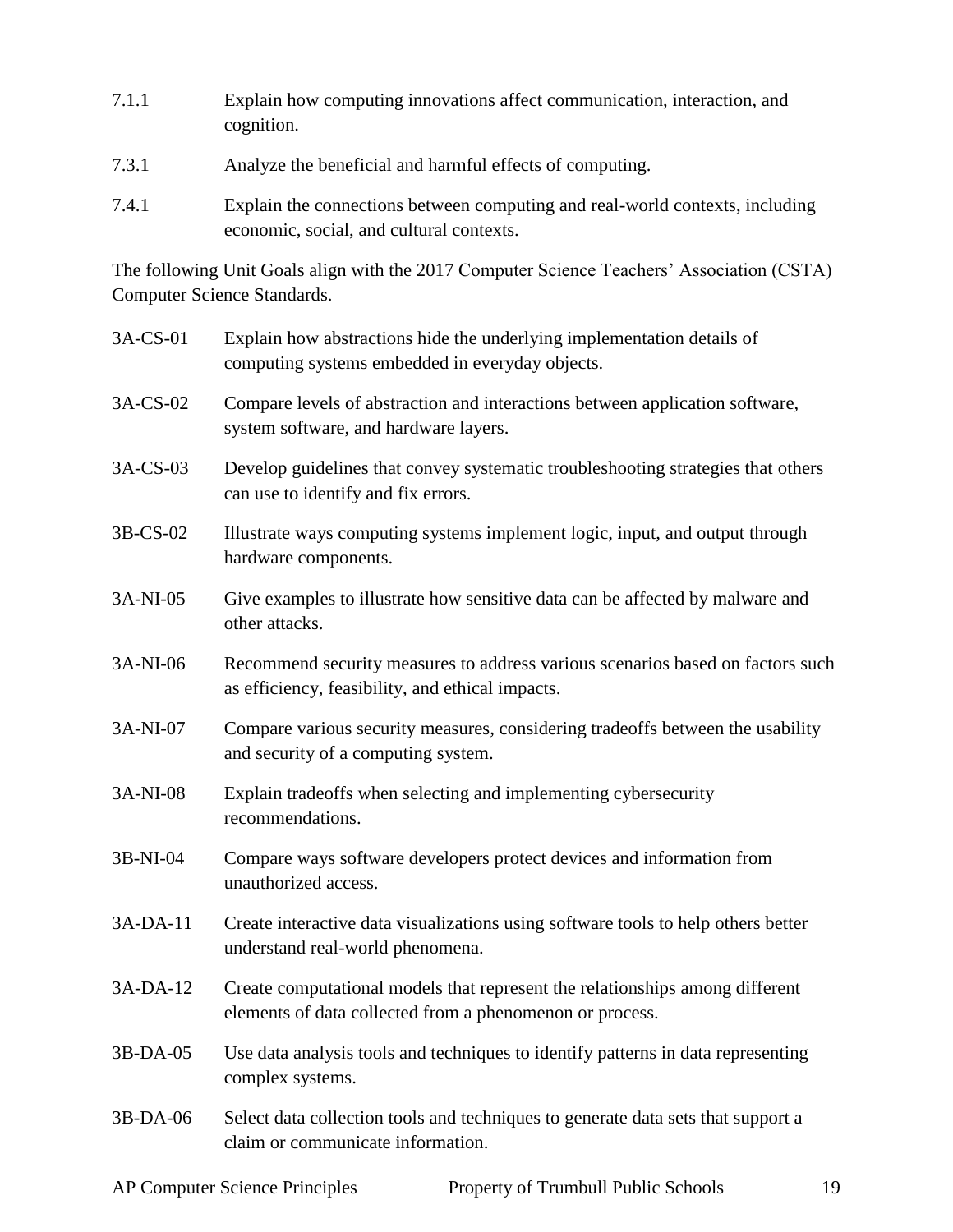| | |
|---|---|
| 7.1.1 | Explain how computing innovations affect communication, interaction, and cognition. |
| 7.3.1 | Analyze the beneficial and harmful effects of computing. |
| 7.4.1 | Explain the connections between computing and real-world contexts, including economic, social, and cultural contexts. |

The following Unit Goals align with the 2017 Computer Science Teachers' Association (CSTA) Computer Science Standards.

| | |
|---|---|
| 3A-CS-01 | Explain how abstractions hide the underlying implementation details of computing systems embedded in everyday objects. |
| 3A-CS-02 | Compare levels of abstraction and interactions between application software, system software, and hardware layers. |
| 3A-CS-03 | Develop guidelines that convey systematic troubleshooting strategies that others can use to identify and fix errors. |
| 3B-CS-02 | Illustrate ways computing systems implement logic, input, and output through hardware components. |
| 3A-NI-05 | Give examples to illustrate how sensitive data can be affected by malware and other attacks. |
| 3A-NI-06 | Recommend security measures to address various scenarios based on factors such as efficiency, feasibility, and ethical impacts. |
| 3A-NI-07 | Compare various security measures, considering tradeoffs between the usability and security of a computing system. |
| 3A-NI-08 | Explain tradeoffs when selecting and implementing cybersecurity recommendations. |
| 3B-NI-04 | Compare ways software developers protect devices and information from unauthorized access. |
| 3A-DA-11 | Create interactive data visualizations using software tools to help others better understand real-world phenomena. |
| 3A-DA-12 | Create computational models that represent the relationships among different elements of data collected from a phenomenon or process. |
| 3B-DA-05 | Use data analysis tools and techniques to identify patterns in data representing complex systems. |
| 3B-DA-06 | Select data collection tools and techniques to generate data sets that support a claim or communicate information. |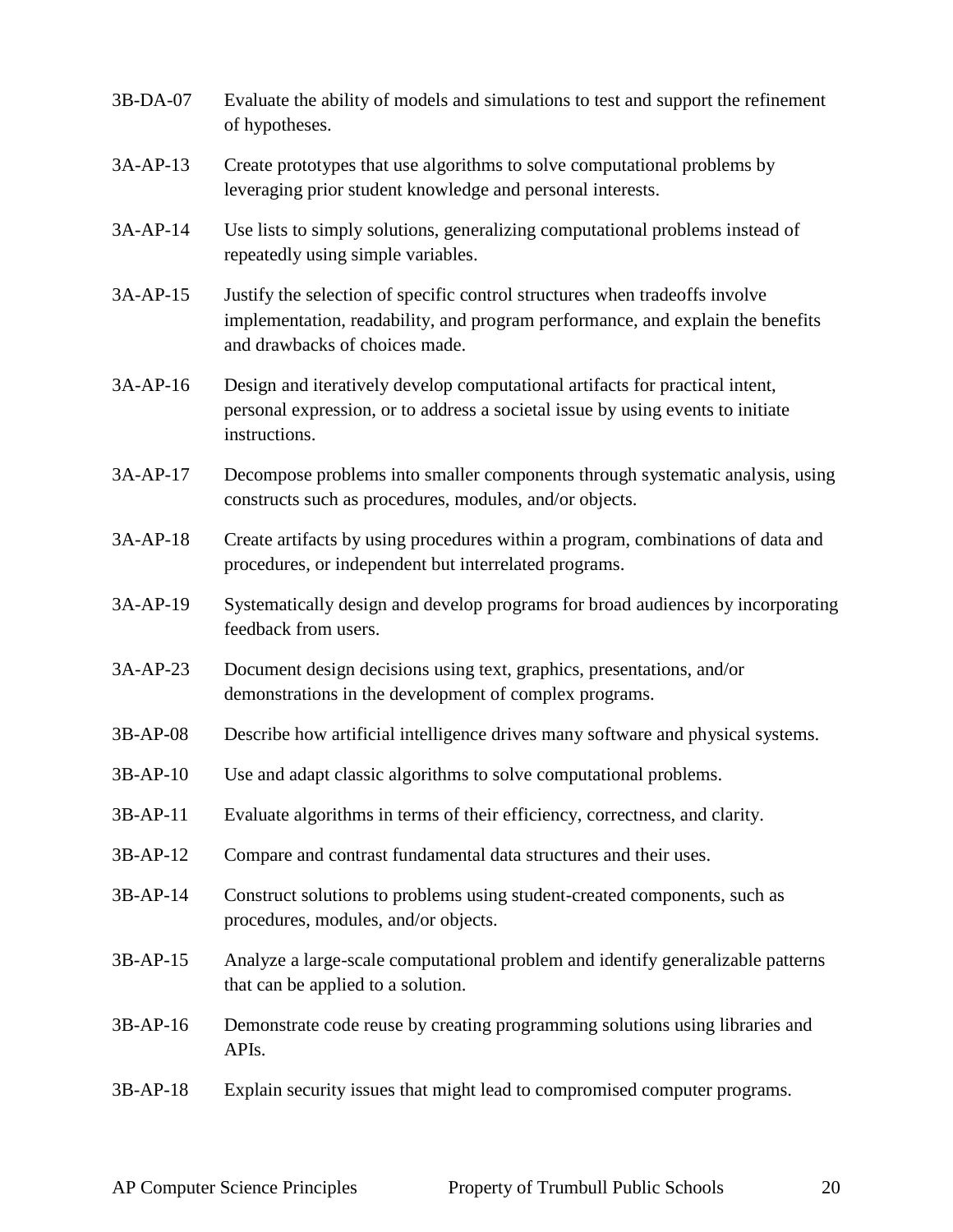| | |
|---|---|
| 3B-DA-07 | Evaluate the ability of models and simulations to test and support the refinement of hypotheses. |
| 3A-AP-13 | Create prototypes that use algorithms to solve computational problems by leveraging prior student knowledge and personal interests. |
| 3A-AP-14 | Use lists to simply solutions, generalizing computational problems instead of repeatedly using simple variables. |
| 3A-AP-15 | Justify the selection of specific control structures when tradeoffs involve implementation, readability, and program performance, and explain the benefits and drawbacks of choices made. |
| 3A-AP-16 | Design and iteratively develop computational artifacts for practical intent, personal expression, or to address a societal issue by using events to initiate instructions. |
| 3A-AP-17 | Decompose problems into smaller components through systematic analysis, using constructs such as procedures, modules, and/or objects. |
| 3A-AP-18 | Create artifacts by using procedures within a program, combinations of data and procedures, or independent but interrelated programs. |
| 3A-AP-19 | Systematically design and develop programs for broad audiences by incorporating feedback from users. |
| 3A-AP-23 | Document design decisions using text, graphics, presentations, and/or demonstrations in the development of complex programs. |
| 3B-AP-08 | Describe how artificial intelligence drives many software and physical systems. |
| 3B-AP-10 | Use and adapt classic algorithms to solve computational problems. |
| 3B-AP-11 | Evaluate algorithms in terms of their efficiency, correctness, and clarity. |
| 3B-AP-12 | Compare and contrast fundamental data structures and their uses. |
| 3B-AP-14 | Construct solutions to problems using student-created components, such as procedures, modules, and/or objects. |
| 3B-AP-15 | Analyze a large-scale computational problem and identify generalizable patterns that can be applied to a solution. |
| 3B-AP-16 | Demonstrate code reuse by creating programming solutions using libraries and APIs. |
| 3B-AP-18 | Explain security issues that might lead to compromised computer programs. |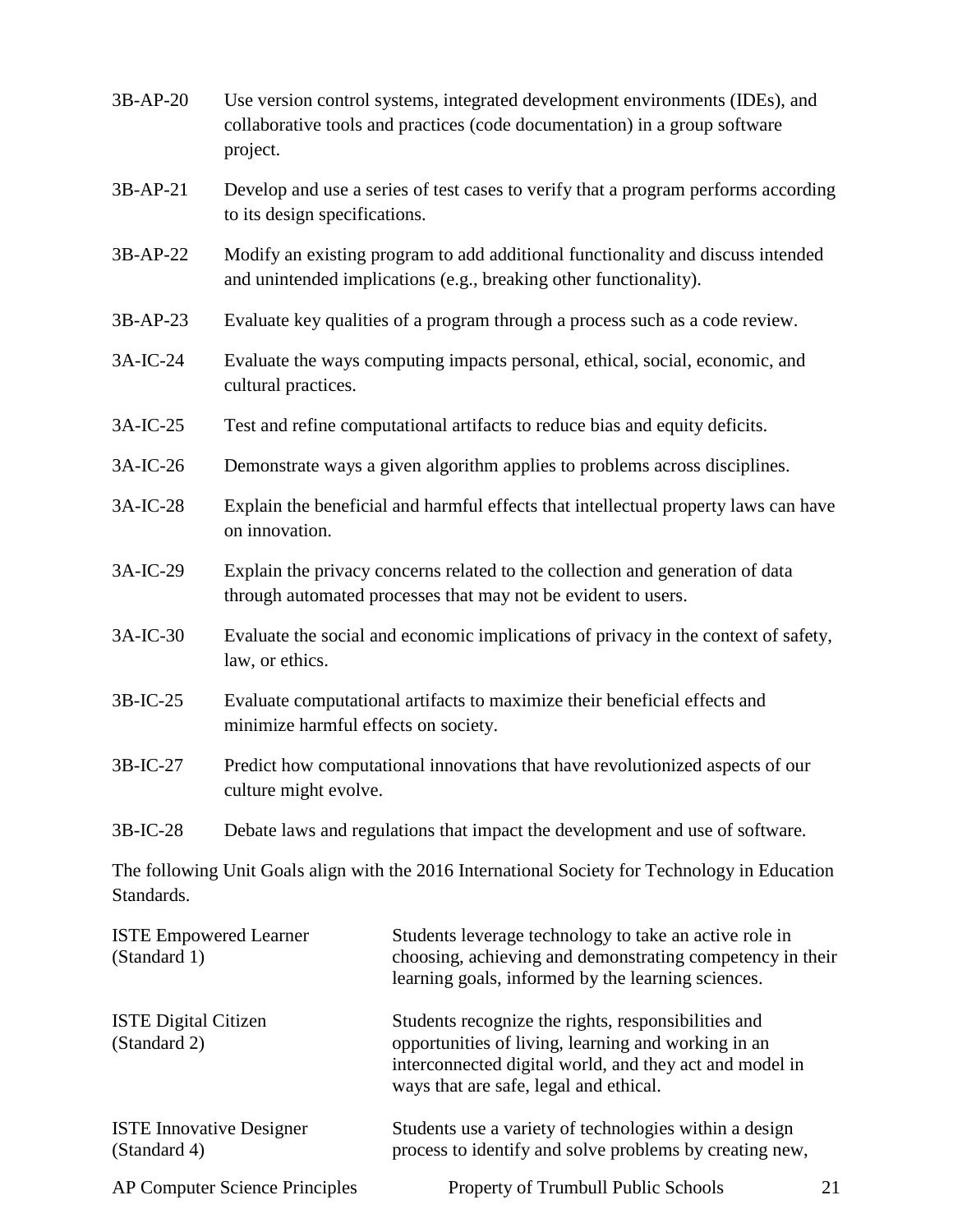| | |
|---|---|
| 3B-AP-20 | Use version control systems, integrated development environments (IDEs), and collaborative tools and practices (code documentation) in a group software project. |
| 3B-AP-21 | Develop and use a series of test cases to verify that a program performs according to its design specifications. |
| 3B-AP-22 | Modify an existing program to add additional functionality and discuss intended and unintended implications (e.g., breaking other functionality). |
| 3B-AP-23 | Evaluate key qualities of a program through a process such as a code review. |
| 3A-IC-24 | Evaluate the ways computing impacts personal, ethical, social, economic, and cultural practices. |
| 3A-IC-25 | Test and refine computational artifacts to reduce bias and equity deficits. |
| 3A-IC-26 | Demonstrate ways a given algorithm applies to problems across disciplines. |
| 3A-IC-28 | Explain the beneficial and harmful effects that intellectual property laws can have on innovation. |
| 3A-IC-29 | Explain the privacy concerns related to the collection and generation of data through automated processes that may not be evident to users. |
| 3A-IC-30 | Evaluate the social and economic implications of privacy in the context of safety, law, or ethics. |
| 3B-IC-25 | Evaluate computational artifacts to maximize their beneficial effects and minimize harmful effects on society. |
| 3B-IC-27 | Predict how computational innovations that have revolutionized aspects of our culture might evolve. |
| 3B-IC-28 | Debate laws and regulations that impact the development and use of software. |

The following Unit Goals align with the 2016 International Society for Technology in Education Standards.

| | |
|---|---|
| ISTE Empowered Learner (Standard 1) | Students leverage technology to take an active role in choosing, achieving and demonstrating competency in their learning goals, informed by the learning sciences. |
| ISTE Digital Citizen (Standard 2) | Students recognize the rights, responsibilities and opportunities of living, learning and working in an interconnected digital world, and they act and model in ways that are safe, legal and ethical. |
| ISTE Innovative Designer (Standard 4) | Students use a variety of technologies within a design process to identify and solve problems by creating new, |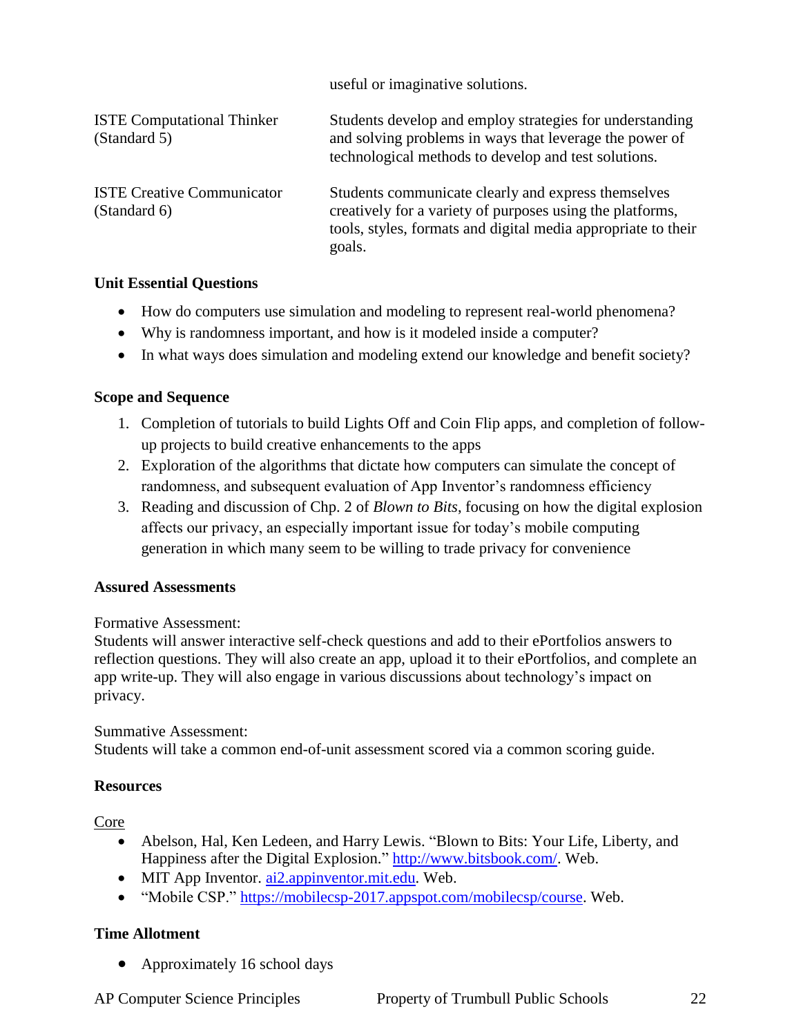| | |
|---|---|
| | useful or imaginative solutions. |
| ISTE Computational Thinker (Standard 5) | Students develop and employ strategies for understanding and solving problems in ways that leverage the power of technological methods to develop and test solutions. |
| ISTE Creative Communicator (Standard 6) | Students communicate clearly and express themselves creatively for a variety of purposes using the platforms, tools, styles, formats and digital media appropriate to their goals. |

**Unit Essential Questions**

- How do computers use simulation and modeling to represent real-world phenomena?
- Why is randomness important, and how is it modeled inside a computer?
- In what ways does simulation and modeling extend our knowledge and benefit society?

**Scope and Sequence**

1. Completion of tutorials to build Lights Off and Coin Flip apps, and completion of follow-up projects to build creative enhancements to the apps
2. Exploration of the algorithms that dictate how computers can simulate the concept of randomness, and subsequent evaluation of App Inventor's randomness efficiency
3. Reading and discussion of Chp. 2 of *Blown to Bits*, focusing on how the digital explosion affects our privacy, an especially important issue for today's mobile computing generation in which many seem to be willing to trade privacy for convenience

**Assured Assessments**

Formative Assessment:
Students will answer interactive self-check questions and add to their ePortfolios answers to reflection questions. They will also create an app, upload it to their ePortfolios, and complete an app write-up. They will also engage in various discussions about technology's impact on privacy.

Summative Assessment:
Students will take a common end-of-unit assessment scored via a common scoring guide.

**Resources**

Core

- Abelson, Hal, Ken Ledeen, and Harry Lewis. "Blown to Bits: Your Life, Liberty, and Happiness after the Digital Explosion." http://www.bitsbook.com/. Web.
- MIT App Inventor. ai2.appinventor.mit.edu. Web.
- "Mobile CSP." https://mobilecsp-2017.appspot.com/mobilecsp/course. Web.

**Time Allotment**

- Approximately 16 school days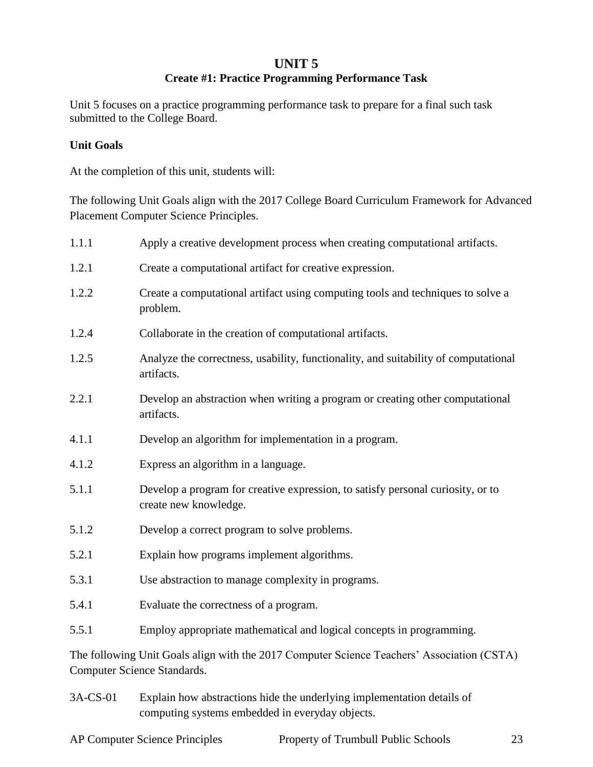# UNIT 5

## Create #1: Practice Programming Performance Task

Unit 5 focuses on a practice programming performance task to prepare for a final such task submitted to the College Board.

**Unit Goals**

At the completion of this unit, students will:

The following Unit Goals align with the 2017 College Board Curriculum Framework for Advanced Placement Computer Science Principles.

| | |
|---|---|
| 1.1.1 | Apply a creative development process when creating computational artifacts. |
| 1.2.1 | Create a computational artifact for creative expression. |
| 1.2.2 | Create a computational artifact using computing tools and techniques to solve a problem. |
| 1.2.4 | Collaborate in the creation of computational artifacts. |
| 1.2.5 | Analyze the correctness, usability, functionality, and suitability of computational artifacts. |
| 2.2.1 | Develop an abstraction when writing a program or creating other computational artifacts. |
| 4.1.1 | Develop an algorithm for implementation in a program. |
| 4.1.2 | Express an algorithm in a language. |
| 5.1.1 | Develop a program for creative expression, to satisfy personal curiosity, or to create new knowledge. |
| 5.1.2 | Develop a correct program to solve problems. |
| 5.2.1 | Explain how programs implement algorithms. |
| 5.3.1 | Use abstraction to manage complexity in programs. |
| 5.4.1 | Evaluate the correctness of a program. |
| 5.5.1 | Employ appropriate mathematical and logical concepts in programming. |

The following Unit Goals align with the 2017 Computer Science Teachers' Association (CSTA) Computer Science Standards.

| | |
|---|---|
| 3A-CS-01 | Explain how abstractions hide the underlying implementation details of computing systems embedded in everyday objects. |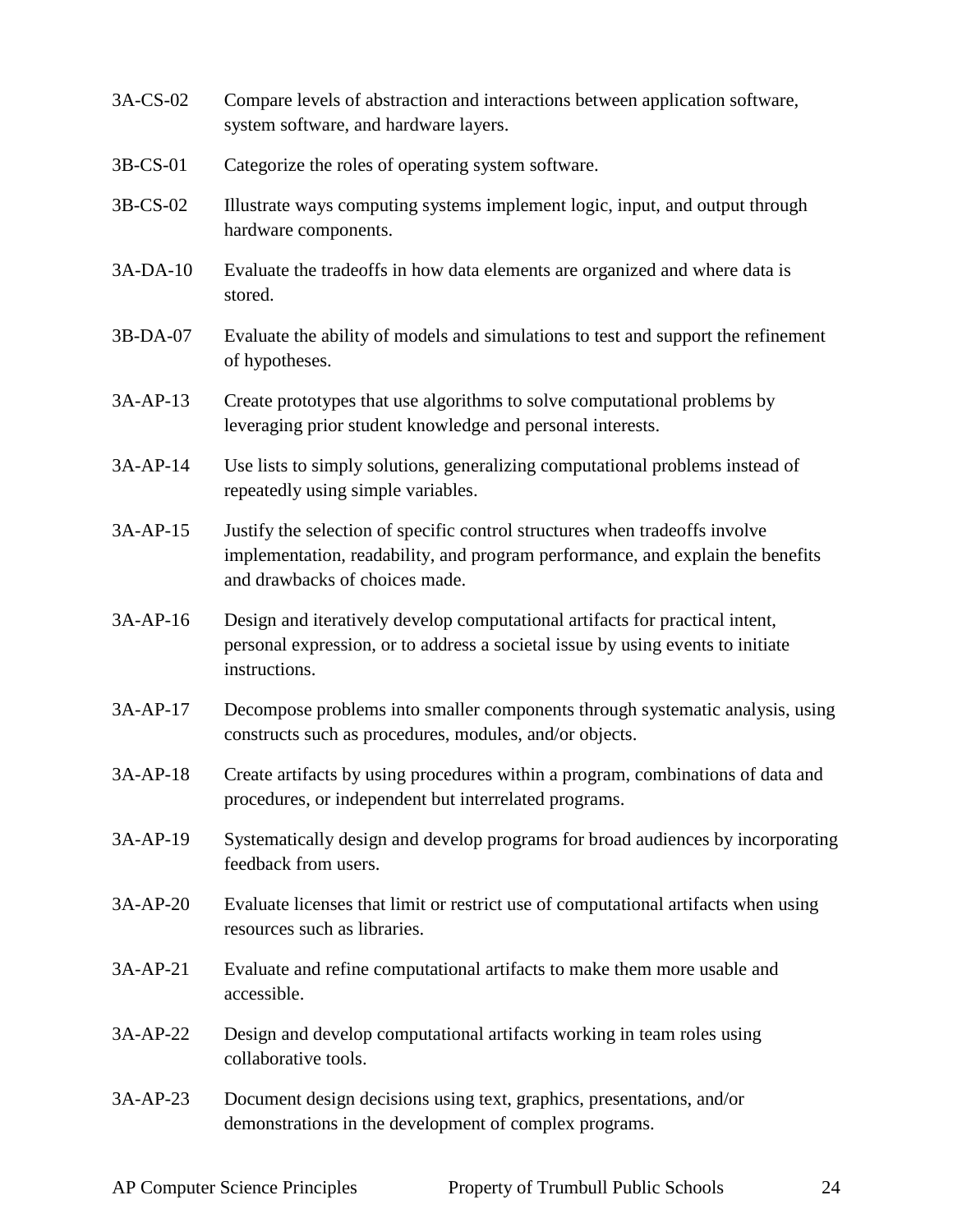3A-CS-02 Compare levels of abstraction and interactions between application software, system software, and hardware layers.

3B-CS-01 Categorize the roles of operating system software.

3B-CS-02 Illustrate ways computing systems implement logic, input, and output through hardware components.

3A-DA-10 Evaluate the tradeoffs in how data elements are organized and where data is stored.

3B-DA-07 Evaluate the ability of models and simulations to test and support the refinement of hypotheses.

3A-AP-13 Create prototypes that use algorithms to solve computational problems by leveraging prior student knowledge and personal interests.

3A-AP-14 Use lists to simply solutions, generalizing computational problems instead of repeatedly using simple variables.

3A-AP-15 Justify the selection of specific control structures when tradeoffs involve implementation, readability, and program performance, and explain the benefits and drawbacks of choices made.

3A-AP-16 Design and iteratively develop computational artifacts for practical intent, personal expression, or to address a societal issue by using events to initiate instructions.

3A-AP-17 Decompose problems into smaller components through systematic analysis, using constructs such as procedures, modules, and/or objects.

3A-AP-18 Create artifacts by using procedures within a program, combinations of data and procedures, or independent but interrelated programs.

3A-AP-19 Systematically design and develop programs for broad audiences by incorporating feedback from users.

3A-AP-20 Evaluate licenses that limit or restrict use of computational artifacts when using resources such as libraries.

3A-AP-21 Evaluate and refine computational artifacts to make them more usable and accessible.

3A-AP-22 Design and develop computational artifacts working in team roles using collaborative tools.

3A-AP-23 Document design decisions using text, graphics, presentations, and/or demonstrations in the development of complex programs.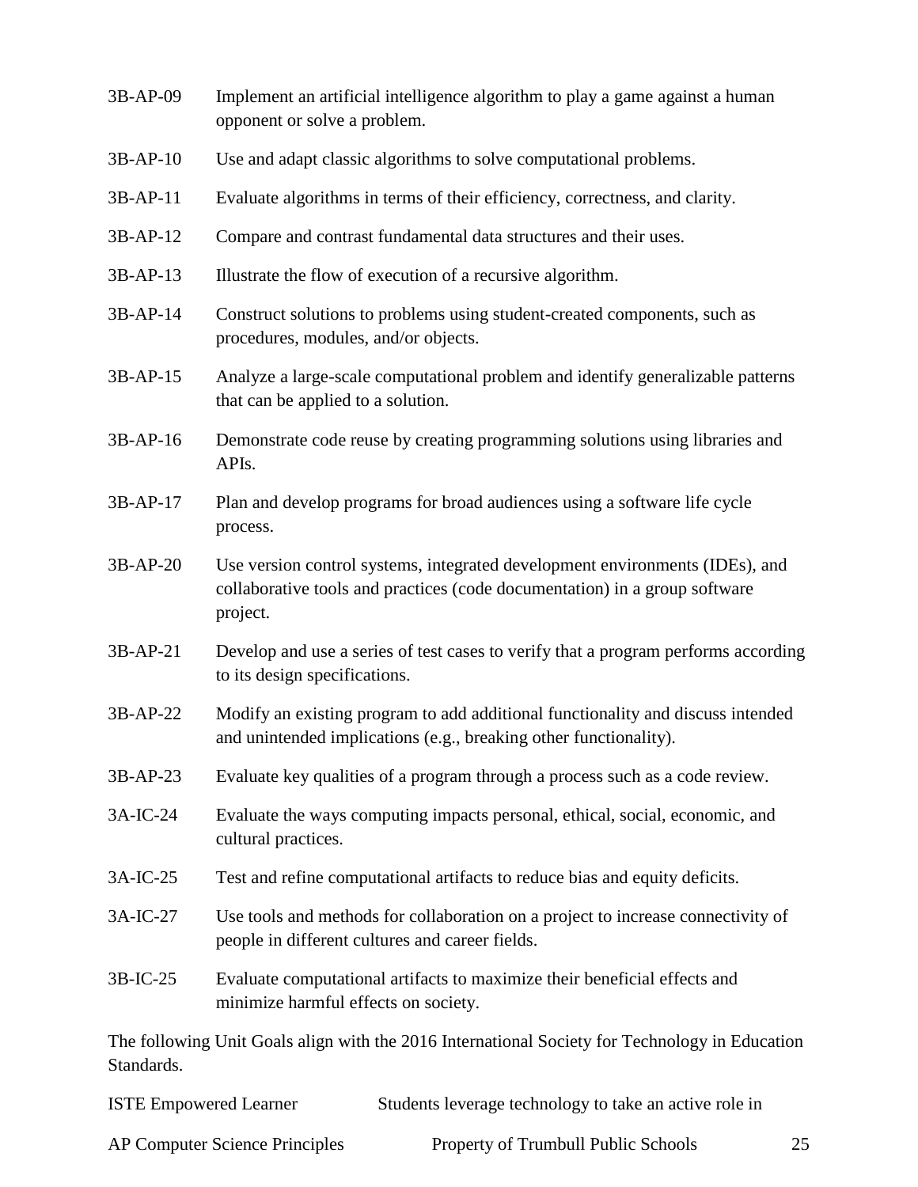| | |
|---|---|
| 3B-AP-09 | Implement an artificial intelligence algorithm to play a game against a human opponent or solve a problem. |
| 3B-AP-10 | Use and adapt classic algorithms to solve computational problems. |
| 3B-AP-11 | Evaluate algorithms in terms of their efficiency, correctness, and clarity. |
| 3B-AP-12 | Compare and contrast fundamental data structures and their uses. |
| 3B-AP-13 | Illustrate the flow of execution of a recursive algorithm. |
| 3B-AP-14 | Construct solutions to problems using student-created components, such as procedures, modules, and/or objects. |
| 3B-AP-15 | Analyze a large-scale computational problem and identify generalizable patterns that can be applied to a solution. |
| 3B-AP-16 | Demonstrate code reuse by creating programming solutions using libraries and APIs. |
| 3B-AP-17 | Plan and develop programs for broad audiences using a software life cycle process. |
| 3B-AP-20 | Use version control systems, integrated development environments (IDEs), and collaborative tools and practices (code documentation) in a group software project. |
| 3B-AP-21 | Develop and use a series of test cases to verify that a program performs according to its design specifications. |
| 3B-AP-22 | Modify an existing program to add additional functionality and discuss intended and unintended implications (e.g., breaking other functionality). |
| 3B-AP-23 | Evaluate key qualities of a program through a process such as a code review. |
| 3A-IC-24 | Evaluate the ways computing impacts personal, ethical, social, economic, and cultural practices. |
| 3A-IC-25 | Test and refine computational artifacts to reduce bias and equity deficits. |
| 3A-IC-27 | Use tools and methods for collaboration on a project to increase connectivity of people in different cultures and career fields. |
| 3B-IC-25 | Evaluate computational artifacts to maximize their beneficial effects and minimize harmful effects on society. |

The following Unit Goals align with the 2016 International Society for Technology in Education Standards.

| | |
|---|---|
| ISTE Empowered Learner | Students leverage technology to take an active role in |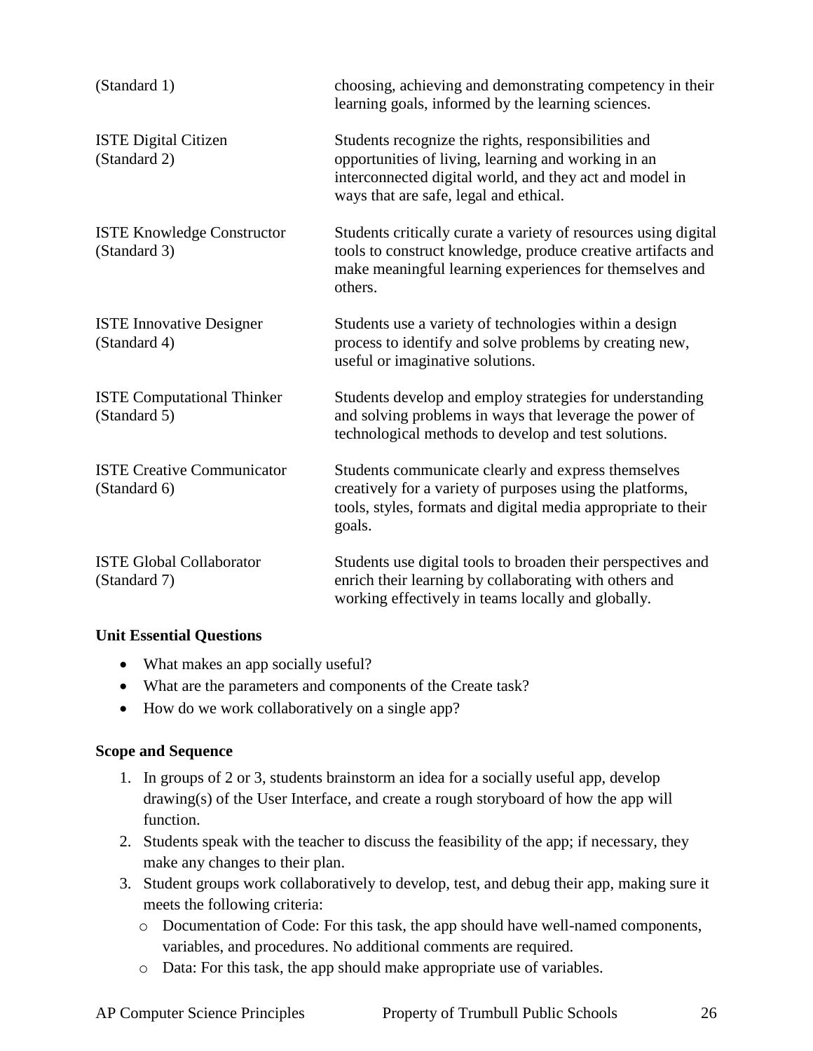| | |
|---|---|
| (Standard 1) | choosing, achieving and demonstrating competency in their learning goals, informed by the learning sciences. |
| ISTE Digital Citizen (Standard 2) | Students recognize the rights, responsibilities and opportunities of living, learning and working in an interconnected digital world, and they act and model in ways that are safe, legal and ethical. |
| ISTE Knowledge Constructor (Standard 3) | Students critically curate a variety of resources using digital tools to construct knowledge, produce creative artifacts and make meaningful learning experiences for themselves and others. |
| ISTE Innovative Designer (Standard 4) | Students use a variety of technologies within a design process to identify and solve problems by creating new, useful or imaginative solutions. |
| ISTE Computational Thinker (Standard 5) | Students develop and employ strategies for understanding and solving problems in ways that leverage the power of technological methods to develop and test solutions. |
| ISTE Creative Communicator (Standard 6) | Students communicate clearly and express themselves creatively for a variety of purposes using the platforms, tools, styles, formats and digital media appropriate to their goals. |
| ISTE Global Collaborator (Standard 7) | Students use digital tools to broaden their perspectives and enrich their learning by collaborating with others and working effectively in teams locally and globally. |

**Unit Essential Questions**

- What makes an app socially useful?
- What are the parameters and components of the Create task?
- How do we work collaboratively on a single app?

**Scope and Sequence**

1. In groups of 2 or 3, students brainstorm an idea for a socially useful app, develop drawing(s) of the User Interface, and create a rough storyboard of how the app will function.
2. Students speak with the teacher to discuss the feasibility of the app; if necessary, they make any changes to their plan.
3. Student groups work collaboratively to develop, test, and debug their app, making sure it meets the following criteria:
   - Documentation of Code: For this task, the app should have well-named components, variables, and procedures. No additional comments are required.
   - Data: For this task, the app should make appropriate use of variables.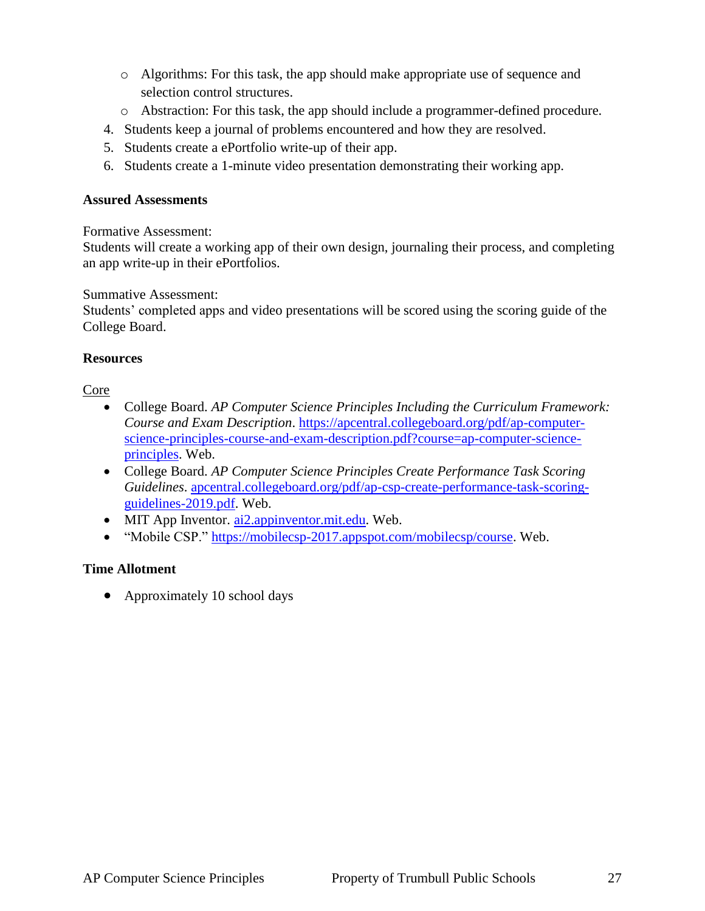- Algorithms: For this task, the app should make appropriate use of sequence and selection control structures.
    - Abstraction: For this task, the app should include a programmer-defined procedure.
4. Students keep a journal of problems encountered and how they are resolved.
5. Students create a ePortfolio write-up of their app.
6. Students create a 1-minute video presentation demonstrating their working app.

**Assured Assessments**

Formative Assessment:
Students will create a working app of their own design, journaling their process, and completing an app write-up in their ePortfolios.

Summative Assessment:
Students' completed apps and video presentations will be scored using the scoring guide of the College Board.

**Resources**

Core

- College Board. *AP Computer Science Principles Including the Curriculum Framework: Course and Exam Description*. https://apcentral.collegeboard.org/pdf/ap-computer-science-principles-course-and-exam-description.pdf?course=ap-computer-science-principles. Web.
- College Board. *AP Computer Science Principles Create Performance Task Scoring Guidelines*. apcentral.collegeboard.org/pdf/ap-csp-create-performance-task-scoring-guidelines-2019.pdf. Web.
- MIT App Inventor. ai2.appinventor.mit.edu. Web.
- "Mobile CSP." https://mobilecsp-2017.appspot.com/mobilecsp/course. Web.

**Time Allotment**

- Approximately 10 school days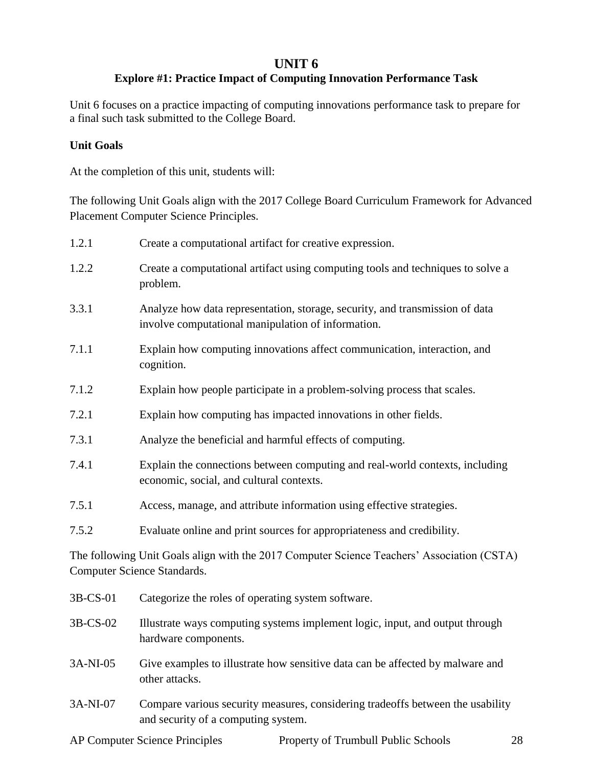# UNIT 6

## Explore #1: Practice Impact of Computing Innovation Performance Task

Unit 6 focuses on a practice impacting of computing innovations performance task to prepare for a final such task submitted to the College Board.

**Unit Goals**

At the completion of this unit, students will:

The following Unit Goals align with the 2017 College Board Curriculum Framework for Advanced Placement Computer Science Principles.

| | |
|---|---|
| 1.2.1 | Create a computational artifact for creative expression. |
| 1.2.2 | Create a computational artifact using computing tools and techniques to solve a problem. |
| 3.3.1 | Analyze how data representation, storage, security, and transmission of data involve computational manipulation of information. |
| 7.1.1 | Explain how computing innovations affect communication, interaction, and cognition. |
| 7.1.2 | Explain how people participate in a problem-solving process that scales. |
| 7.2.1 | Explain how computing has impacted innovations in other fields. |
| 7.3.1 | Analyze the beneficial and harmful effects of computing. |
| 7.4.1 | Explain the connections between computing and real-world contexts, including economic, social, and cultural contexts. |
| 7.5.1 | Access, manage, and attribute information using effective strategies. |
| 7.5.2 | Evaluate online and print sources for appropriateness and credibility. |

The following Unit Goals align with the 2017 Computer Science Teachers' Association (CSTA) Computer Science Standards.

| | |
|---|---|
| 3B-CS-01 | Categorize the roles of operating system software. |
| 3B-CS-02 | Illustrate ways computing systems implement logic, input, and output through hardware components. |
| 3A-NI-05 | Give examples to illustrate how sensitive data can be affected by malware and other attacks. |
| 3A-NI-07 | Compare various security measures, considering tradeoffs between the usability and security of a computing system. |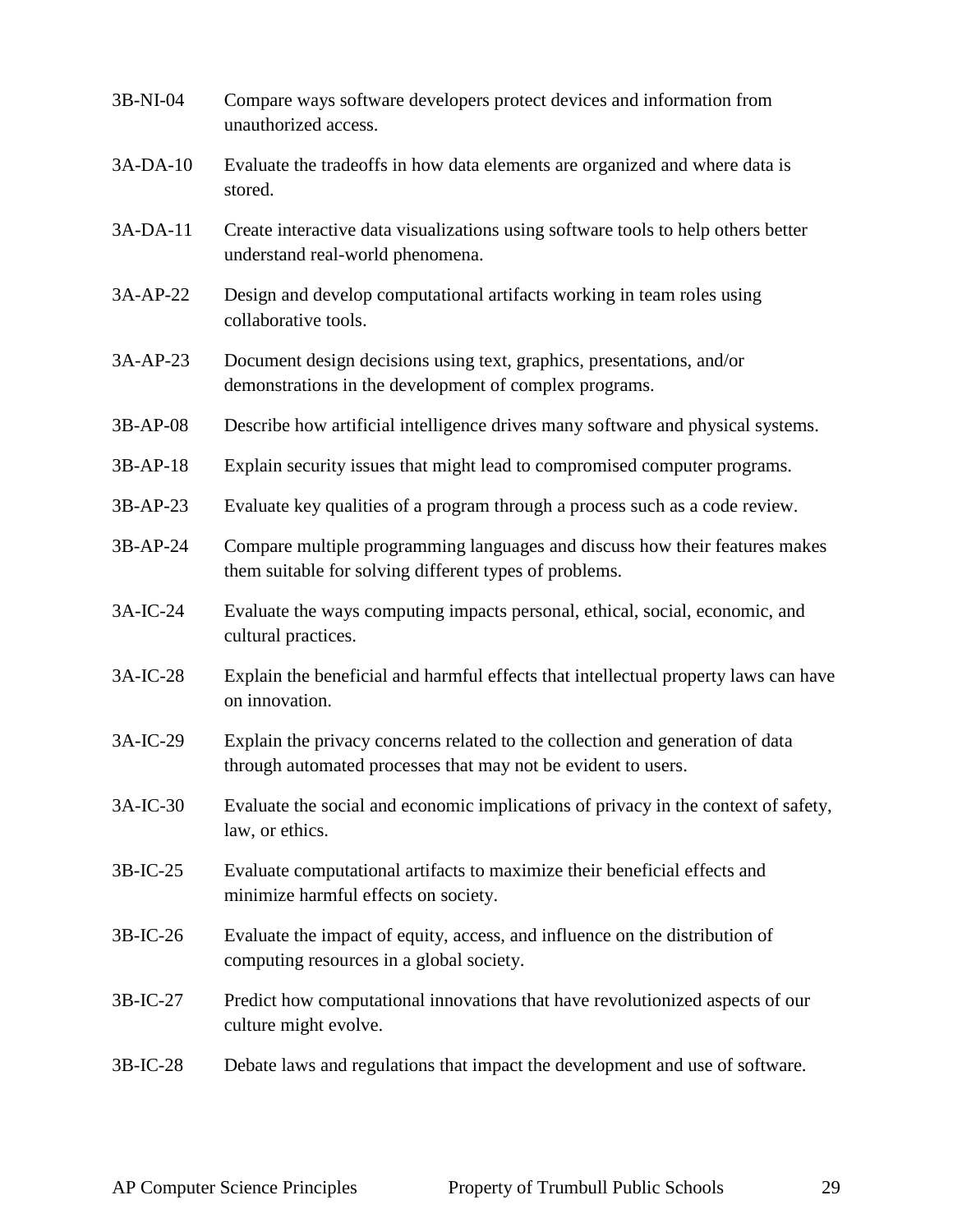| | |
|---|---|
| 3B-NI-04 | Compare ways software developers protect devices and information from unauthorized access. |
| 3A-DA-10 | Evaluate the tradeoffs in how data elements are organized and where data is stored. |
| 3A-DA-11 | Create interactive data visualizations using software tools to help others better understand real-world phenomena. |
| 3A-AP-22 | Design and develop computational artifacts working in team roles using collaborative tools. |
| 3A-AP-23 | Document design decisions using text, graphics, presentations, and/or demonstrations in the development of complex programs. |
| 3B-AP-08 | Describe how artificial intelligence drives many software and physical systems. |
| 3B-AP-18 | Explain security issues that might lead to compromised computer programs. |
| 3B-AP-23 | Evaluate key qualities of a program through a process such as a code review. |
| 3B-AP-24 | Compare multiple programming languages and discuss how their features makes them suitable for solving different types of problems. |
| 3A-IC-24 | Evaluate the ways computing impacts personal, ethical, social, economic, and cultural practices. |
| 3A-IC-28 | Explain the beneficial and harmful effects that intellectual property laws can have on innovation. |
| 3A-IC-29 | Explain the privacy concerns related to the collection and generation of data through automated processes that may not be evident to users. |
| 3A-IC-30 | Evaluate the social and economic implications of privacy in the context of safety, law, or ethics. |
| 3B-IC-25 | Evaluate computational artifacts to maximize their beneficial effects and minimize harmful effects on society. |
| 3B-IC-26 | Evaluate the impact of equity, access, and influence on the distribution of computing resources in a global society. |
| 3B-IC-27 | Predict how computational innovations that have revolutionized aspects of our culture might evolve. |
| 3B-IC-28 | Debate laws and regulations that impact the development and use of software. |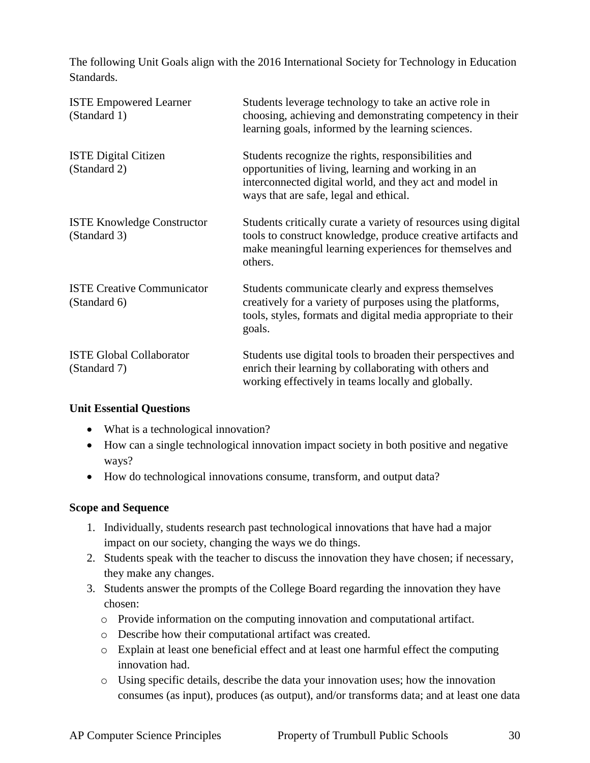The following Unit Goals align with the 2016 International Society for Technology in Education Standards.

| | |
|---|---|
| ISTE Empowered Learner (Standard 1) | Students leverage technology to take an active role in choosing, achieving and demonstrating competency in their learning goals, informed by the learning sciences. |
| ISTE Digital Citizen (Standard 2) | Students recognize the rights, responsibilities and opportunities of living, learning and working in an interconnected digital world, and they act and model in ways that are safe, legal and ethical. |
| ISTE Knowledge Constructor (Standard 3) | Students critically curate a variety of resources using digital tools to construct knowledge, produce creative artifacts and make meaningful learning experiences for themselves and others. |
| ISTE Creative Communicator (Standard 6) | Students communicate clearly and express themselves creatively for a variety of purposes using the platforms, tools, styles, formats and digital media appropriate to their goals. |
| ISTE Global Collaborator (Standard 7) | Students use digital tools to broaden their perspectives and enrich their learning by collaborating with others and working effectively in teams locally and globally. |

**Unit Essential Questions**

- What is a technological innovation?
- How can a single technological innovation impact society in both positive and negative ways?
- How do technological innovations consume, transform, and output data?

**Scope and Sequence**

1. Individually, students research past technological innovations that have had a major impact on our society, changing the ways we do things.
2. Students speak with the teacher to discuss the innovation they have chosen; if necessary, they make any changes.
3. Students answer the prompts of the College Board regarding the innovation they have chosen:
   - Provide information on the computing innovation and computational artifact.
   - Describe how their computational artifact was created.
   - Explain at least one beneficial effect and at least one harmful effect the computing innovation had.
   - Using specific details, describe the data your innovation uses; how the innovation consumes (as input), produces (as output), and/or transforms data; and at least one data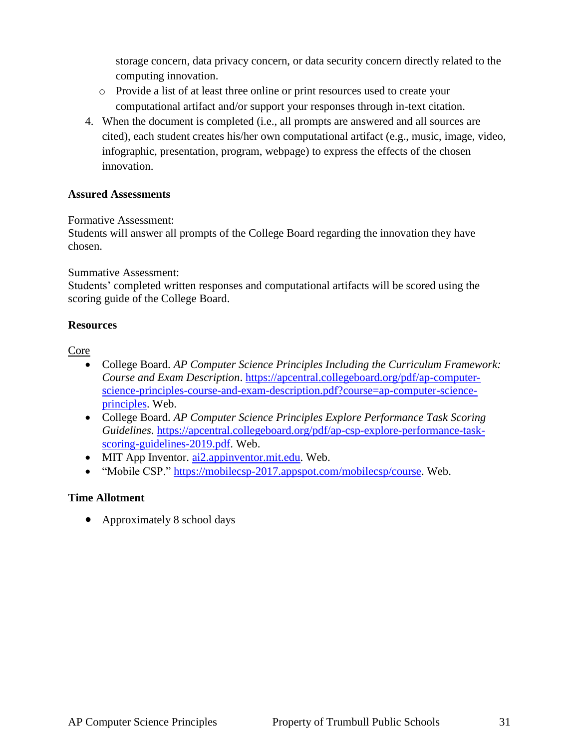storage concern, data privacy concern, or data security concern directly related to the computing innovation.

- Provide a list of at least three online or print resources used to create your computational artifact and/or support your responses through in-text citation.

4. When the document is completed (i.e., all prompts are answered and all sources are cited), each student creates his/her own computational artifact (e.g., music, image, video, infographic, presentation, program, webpage) to express the effects of the chosen innovation.

**Assured Assessments**

Formative Assessment:
Students will answer all prompts of the College Board regarding the innovation they have chosen.

Summative Assessment:
Students' completed written responses and computational artifacts will be scored using the scoring guide of the College Board.

**Resources**

Core

- College Board. *AP Computer Science Principles Including the Curriculum Framework: Course and Exam Description*. https://apcentral.collegeboard.org/pdf/ap-computer-science-principles-course-and-exam-description.pdf?course=ap-computer-science-principles. Web.
- College Board. *AP Computer Science Principles Explore Performance Task Scoring Guidelines*. https://apcentral.collegeboard.org/pdf/ap-csp-explore-performance-task-scoring-guidelines-2019.pdf. Web.
- MIT App Inventor. ai2.appinventor.mit.edu. Web.
- "Mobile CSP." https://mobilecsp-2017.appspot.com/mobilecsp/course. Web.

**Time Allotment**

- Approximately 8 school days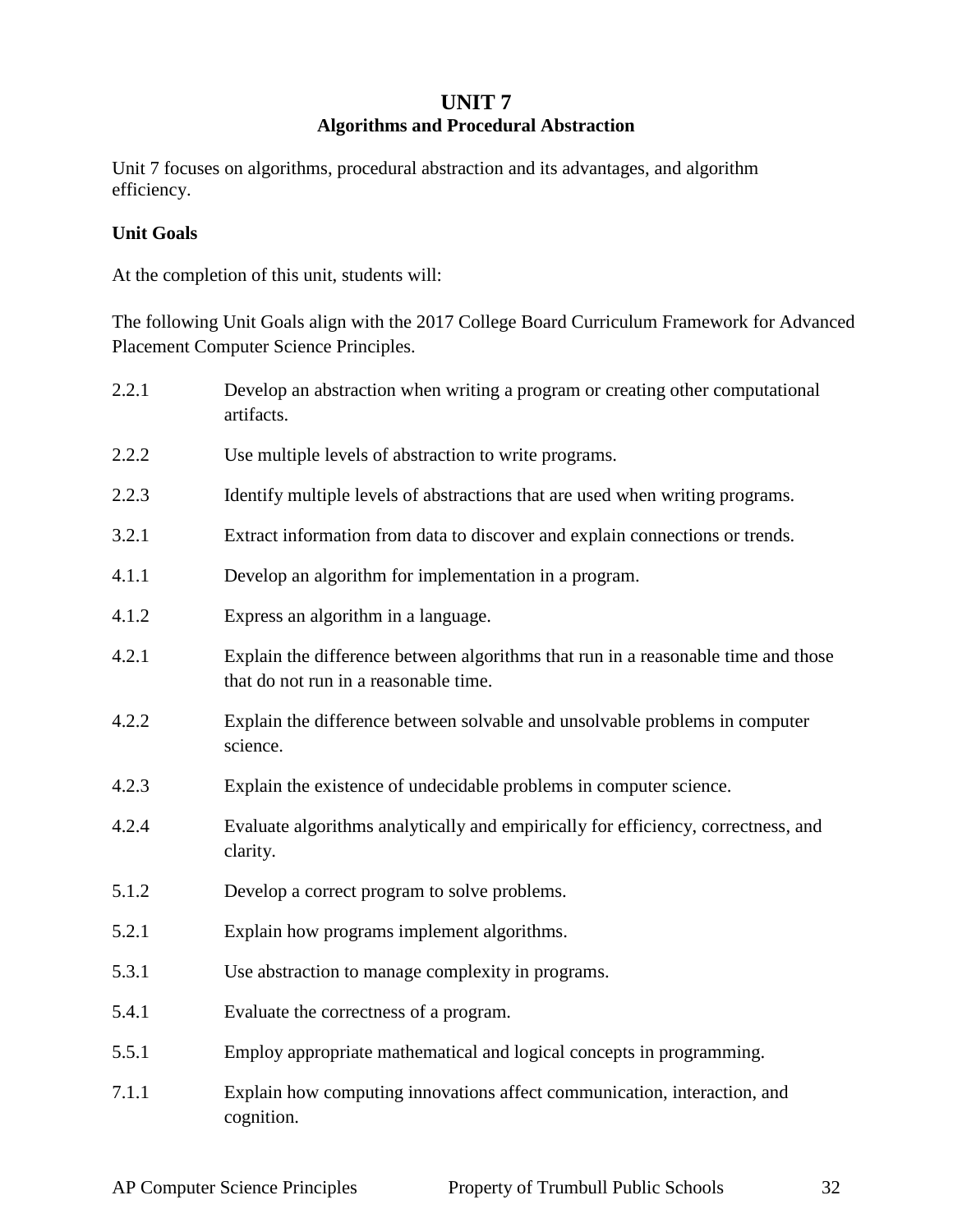# UNIT 7
## Algorithms and Procedural Abstraction

Unit 7 focuses on algorithms, procedural abstraction and its advantages, and algorithm efficiency.

**Unit Goals**

At the completion of this unit, students will:

The following Unit Goals align with the 2017 College Board Curriculum Framework for Advanced Placement Computer Science Principles.

| | |
|---|---|
| 2.2.1 | Develop an abstraction when writing a program or creating other computational artifacts. |
| 2.2.2 | Use multiple levels of abstraction to write programs. |
| 2.2.3 | Identify multiple levels of abstractions that are used when writing programs. |
| 3.2.1 | Extract information from data to discover and explain connections or trends. |
| 4.1.1 | Develop an algorithm for implementation in a program. |
| 4.1.2 | Express an algorithm in a language. |
| 4.2.1 | Explain the difference between algorithms that run in a reasonable time and those that do not run in a reasonable time. |
| 4.2.2 | Explain the difference between solvable and unsolvable problems in computer science. |
| 4.2.3 | Explain the existence of undecidable problems in computer science. |
| 4.2.4 | Evaluate algorithms analytically and empirically for efficiency, correctness, and clarity. |
| 5.1.2 | Develop a correct program to solve problems. |
| 5.2.1 | Explain how programs implement algorithms. |
| 5.3.1 | Use abstraction to manage complexity in programs. |
| 5.4.1 | Evaluate the correctness of a program. |
| 5.5.1 | Employ appropriate mathematical and logical concepts in programming. |
| 7.1.1 | Explain how computing innovations affect communication, interaction, and cognition. |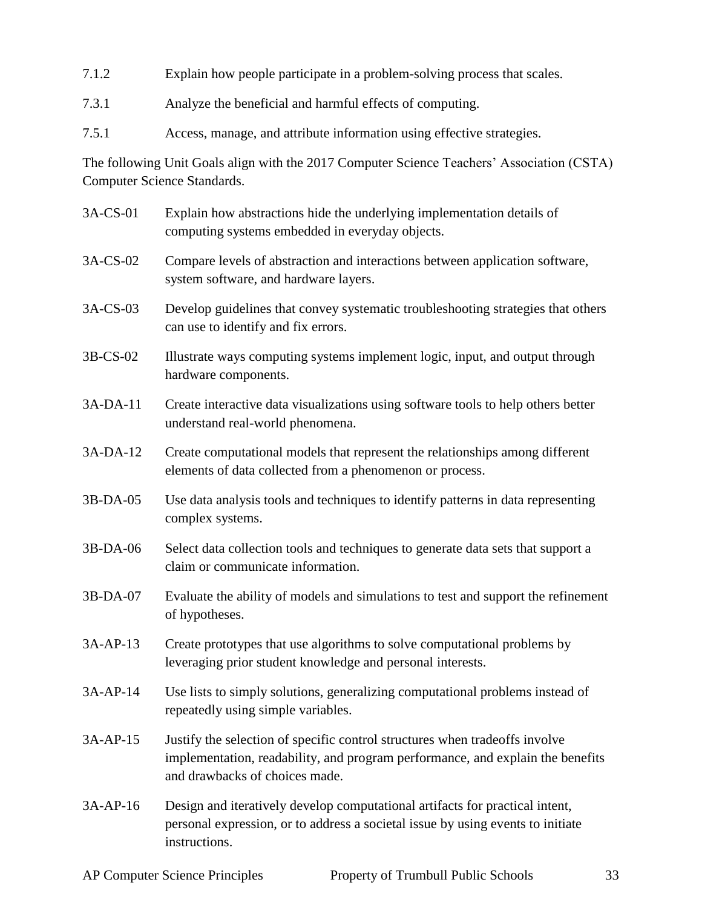7.1.2 Explain how people participate in a problem-solving process that scales.

7.3.1 Analyze the beneficial and harmful effects of computing.

7.5.1 Access, manage, and attribute information using effective strategies.

The following Unit Goals align with the 2017 Computer Science Teachers' Association (CSTA) Computer Science Standards.

3A-CS-01 Explain how abstractions hide the underlying implementation details of computing systems embedded in everyday objects.

3A-CS-02 Compare levels of abstraction and interactions between application software, system software, and hardware layers.

3A-CS-03 Develop guidelines that convey systematic troubleshooting strategies that others can use to identify and fix errors.

3B-CS-02 Illustrate ways computing systems implement logic, input, and output through hardware components.

3A-DA-11 Create interactive data visualizations using software tools to help others better understand real-world phenomena.

3A-DA-12 Create computational models that represent the relationships among different elements of data collected from a phenomenon or process.

3B-DA-05 Use data analysis tools and techniques to identify patterns in data representing complex systems.

3B-DA-06 Select data collection tools and techniques to generate data sets that support a claim or communicate information.

3B-DA-07 Evaluate the ability of models and simulations to test and support the refinement of hypotheses.

3A-AP-13 Create prototypes that use algorithms to solve computational problems by leveraging prior student knowledge and personal interests.

3A-AP-14 Use lists to simply solutions, generalizing computational problems instead of repeatedly using simple variables.

3A-AP-15 Justify the selection of specific control structures when tradeoffs involve implementation, readability, and program performance, and explain the benefits and drawbacks of choices made.

3A-AP-16 Design and iteratively develop computational artifacts for practical intent, personal expression, or to address a societal issue by using events to initiate instructions.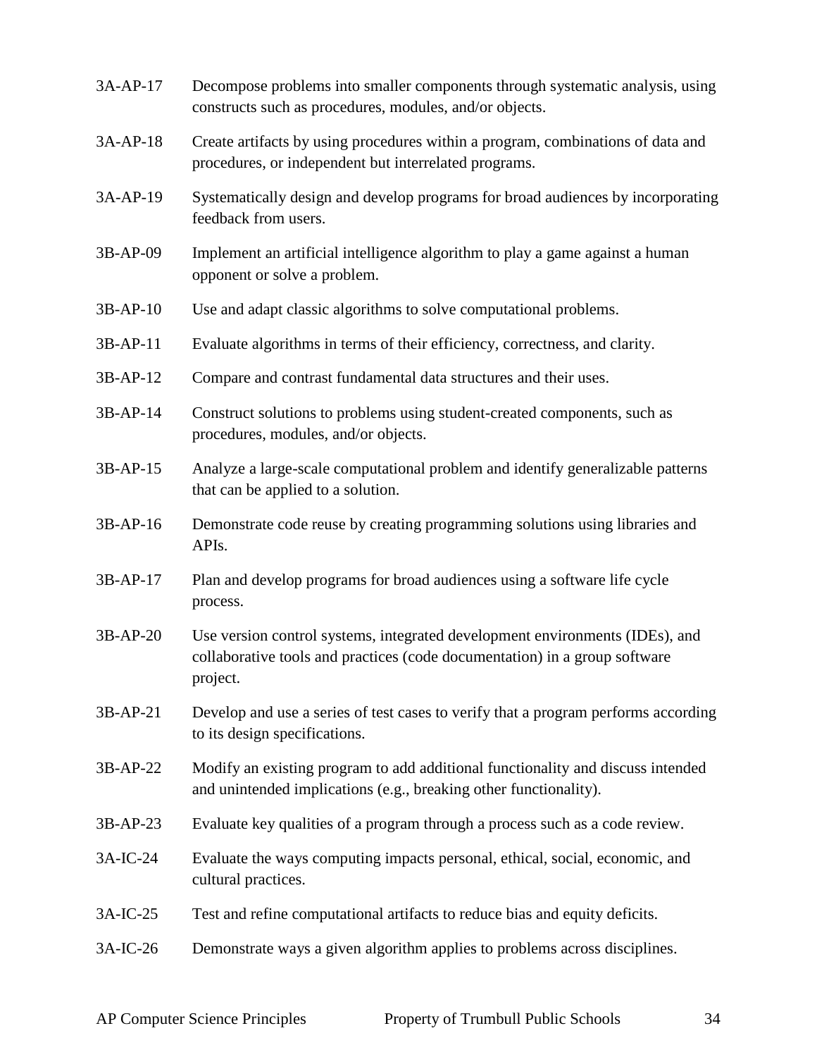| | |
|---|---|
| 3A-AP-17 | Decompose problems into smaller components through systematic analysis, using constructs such as procedures, modules, and/or objects. |
| 3A-AP-18 | Create artifacts by using procedures within a program, combinations of data and procedures, or independent but interrelated programs. |
| 3A-AP-19 | Systematically design and develop programs for broad audiences by incorporating feedback from users. |
| 3B-AP-09 | Implement an artificial intelligence algorithm to play a game against a human opponent or solve a problem. |
| 3B-AP-10 | Use and adapt classic algorithms to solve computational problems. |
| 3B-AP-11 | Evaluate algorithms in terms of their efficiency, correctness, and clarity. |
| 3B-AP-12 | Compare and contrast fundamental data structures and their uses. |
| 3B-AP-14 | Construct solutions to problems using student-created components, such as procedures, modules, and/or objects. |
| 3B-AP-15 | Analyze a large-scale computational problem and identify generalizable patterns that can be applied to a solution. |
| 3B-AP-16 | Demonstrate code reuse by creating programming solutions using libraries and APIs. |
| 3B-AP-17 | Plan and develop programs for broad audiences using a software life cycle process. |
| 3B-AP-20 | Use version control systems, integrated development environments (IDEs), and collaborative tools and practices (code documentation) in a group software project. |
| 3B-AP-21 | Develop and use a series of test cases to verify that a program performs according to its design specifications. |
| 3B-AP-22 | Modify an existing program to add additional functionality and discuss intended and unintended implications (e.g., breaking other functionality). |
| 3B-AP-23 | Evaluate key qualities of a program through a process such as a code review. |
| 3A-IC-24 | Evaluate the ways computing impacts personal, ethical, social, economic, and cultural practices. |
| 3A-IC-25 | Test and refine computational artifacts to reduce bias and equity deficits. |
| 3A-IC-26 | Demonstrate ways a given algorithm applies to problems across disciplines. |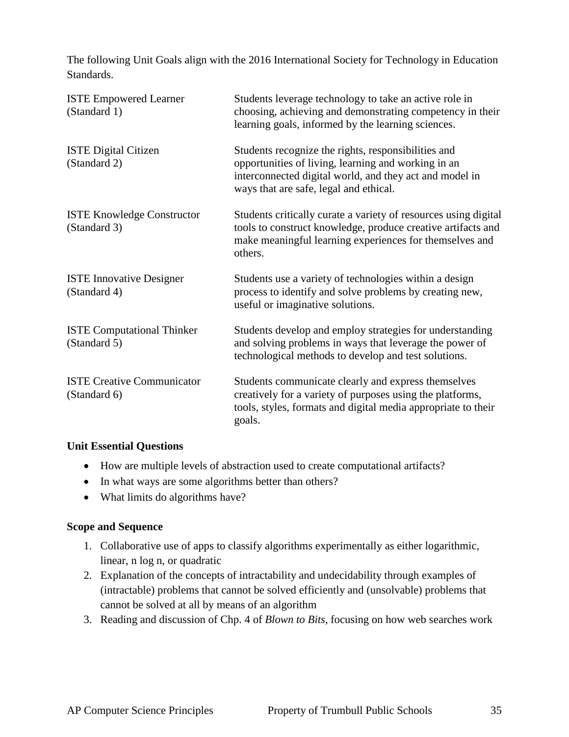The following Unit Goals align with the 2016 International Society for Technology in Education Standards.

| | |
|---|---|
| ISTE Empowered Learner (Standard 1) | Students leverage technology to take an active role in choosing, achieving and demonstrating competency in their learning goals, informed by the learning sciences. |
| ISTE Digital Citizen (Standard 2) | Students recognize the rights, responsibilities and opportunities of living, learning and working in an interconnected digital world, and they act and model in ways that are safe, legal and ethical. |
| ISTE Knowledge Constructor (Standard 3) | Students critically curate a variety of resources using digital tools to construct knowledge, produce creative artifacts and make meaningful learning experiences for themselves and others. |
| ISTE Innovative Designer (Standard 4) | Students use a variety of technologies within a design process to identify and solve problems by creating new, useful or imaginative solutions. |
| ISTE Computational Thinker (Standard 5) | Students develop and employ strategies for understanding and solving problems in ways that leverage the power of technological methods to develop and test solutions. |
| ISTE Creative Communicator (Standard 6) | Students communicate clearly and express themselves creatively for a variety of purposes using the platforms, tools, styles, formats and digital media appropriate to their goals. |

**Unit Essential Questions**

- How are multiple levels of abstraction used to create computational artifacts?
- In what ways are some algorithms better than others?
- What limits do algorithms have?

**Scope and Sequence**

1. Collaborative use of apps to classify algorithms experimentally as either logarithmic, linear, n log n, or quadratic
2. Explanation of the concepts of intractability and undecidability through examples of (intractable) problems that cannot be solved efficiently and (unsolvable) problems that cannot be solved at all by means of an algorithm
3. Reading and discussion of Chp. 4 of *Blown to Bits*, focusing on how web searches work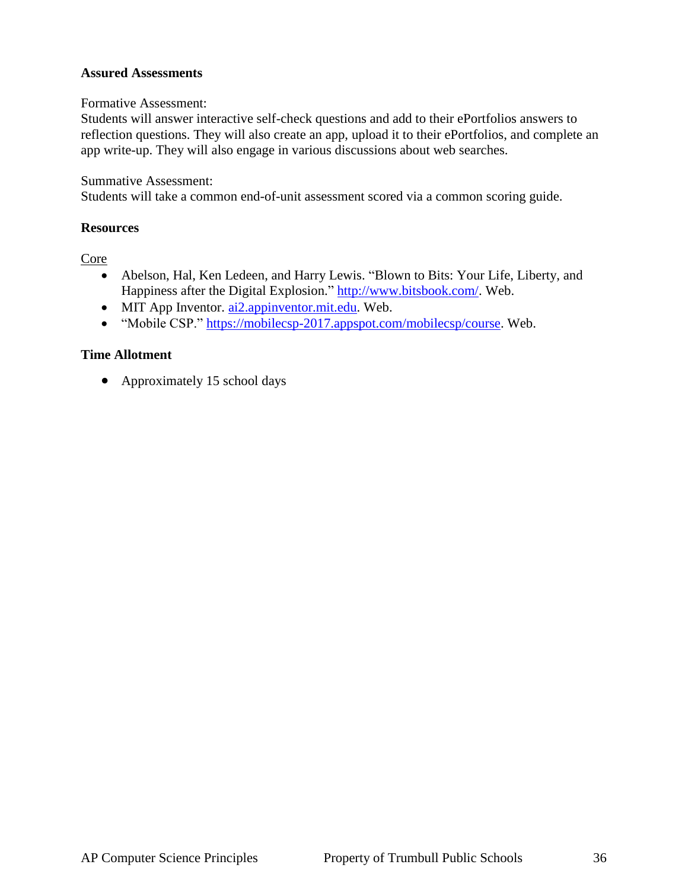**Assured Assessments**

Formative Assessment:
Students will answer interactive self-check questions and add to their ePortfolios answers to reflection questions. They will also create an app, upload it to their ePortfolios, and complete an app write-up. They will also engage in various discussions about web searches.

Summative Assessment:
Students will take a common end-of-unit assessment scored via a common scoring guide.

**Resources**

<u>Core</u>

- Abelson, Hal, Ken Ledeen, and Harry Lewis. “Blown to Bits: Your Life, Liberty, and Happiness after the Digital Explosion.” [http://www.bitsbook.com/](http://www.bitsbook.com/). Web.
- MIT App Inventor. [ai2.appinventor.mit.edu](http://ai2.appinventor.mit.edu). Web.
- “Mobile CSP.” [https://mobilecsp-2017.appspot.com/mobilecsp/course](https://mobilecsp-2017.appspot.com/mobilecsp/course). Web.

**Time Allotment**

- Approximately 15 school days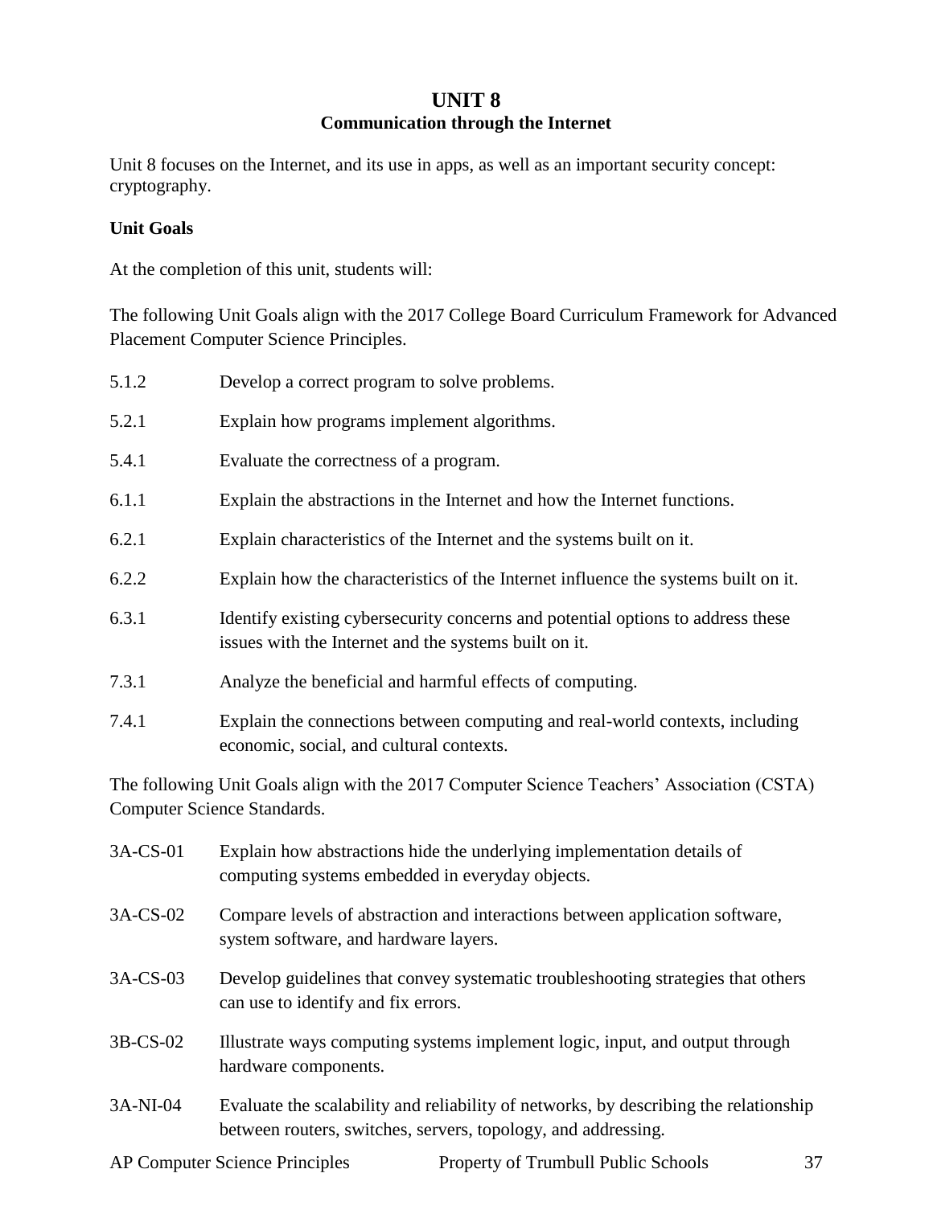# UNIT 8
## Communication through the Internet

Unit 8 focuses on the Internet, and its use in apps, as well as an important security concept: cryptography.

**Unit Goals**

At the completion of this unit, students will:

The following Unit Goals align with the 2017 College Board Curriculum Framework for Advanced Placement Computer Science Principles.

5.1.2 Develop a correct program to solve problems.

5.2.1 Explain how programs implement algorithms.

5.4.1 Evaluate the correctness of a program.

6.1.1 Explain the abstractions in the Internet and how the Internet functions.

6.2.1 Explain characteristics of the Internet and the systems built on it.

6.2.2 Explain how the characteristics of the Internet influence the systems built on it.

6.3.1 Identify existing cybersecurity concerns and potential options to address these issues with the Internet and the systems built on it.

7.3.1 Analyze the beneficial and harmful effects of computing.

7.4.1 Explain the connections between computing and real-world contexts, including economic, social, and cultural contexts.

The following Unit Goals align with the 2017 Computer Science Teachers' Association (CSTA) Computer Science Standards.

3A-CS-01 Explain how abstractions hide the underlying implementation details of computing systems embedded in everyday objects.

3A-CS-02 Compare levels of abstraction and interactions between application software, system software, and hardware layers.

3A-CS-03 Develop guidelines that convey systematic troubleshooting strategies that others can use to identify and fix errors.

3B-CS-02 Illustrate ways computing systems implement logic, input, and output through hardware components.

3A-NI-04 Evaluate the scalability and reliability of networks, by describing the relationship between routers, switches, servers, topology, and addressing.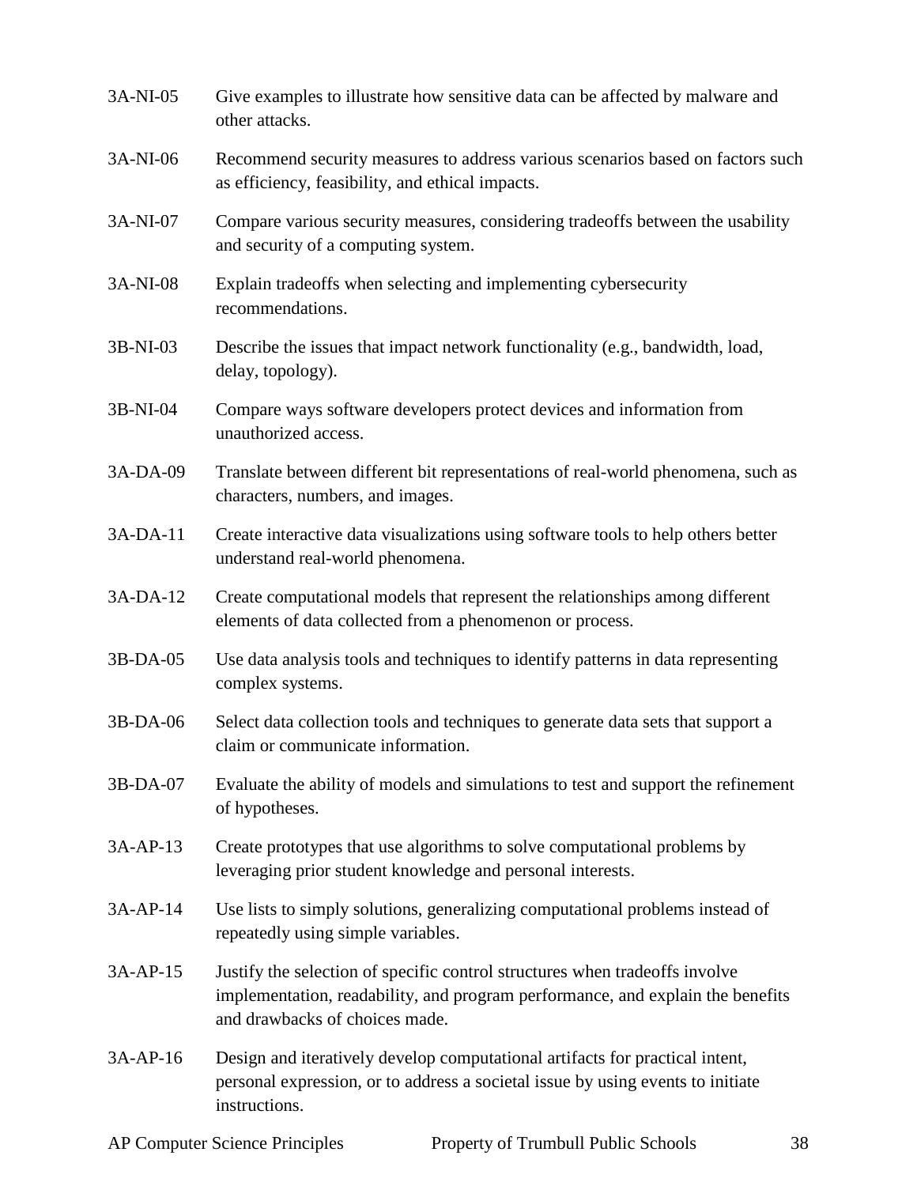| | |
|---|---|
| 3A-NI-05 | Give examples to illustrate how sensitive data can be affected by malware and other attacks. |
| 3A-NI-06 | Recommend security measures to address various scenarios based on factors such as efficiency, feasibility, and ethical impacts. |
| 3A-NI-07 | Compare various security measures, considering tradeoffs between the usability and security of a computing system. |
| 3A-NI-08 | Explain tradeoffs when selecting and implementing cybersecurity recommendations. |
| 3B-NI-03 | Describe the issues that impact network functionality (e.g., bandwidth, load, delay, topology). |
| 3B-NI-04 | Compare ways software developers protect devices and information from unauthorized access. |
| 3A-DA-09 | Translate between different bit representations of real-world phenomena, such as characters, numbers, and images. |
| 3A-DA-11 | Create interactive data visualizations using software tools to help others better understand real-world phenomena. |
| 3A-DA-12 | Create computational models that represent the relationships among different elements of data collected from a phenomenon or process. |
| 3B-DA-05 | Use data analysis tools and techniques to identify patterns in data representing complex systems. |
| 3B-DA-06 | Select data collection tools and techniques to generate data sets that support a claim or communicate information. |
| 3B-DA-07 | Evaluate the ability of models and simulations to test and support the refinement of hypotheses. |
| 3A-AP-13 | Create prototypes that use algorithms to solve computational problems by leveraging prior student knowledge and personal interests. |
| 3A-AP-14 | Use lists to simply solutions, generalizing computational problems instead of repeatedly using simple variables. |
| 3A-AP-15 | Justify the selection of specific control structures when tradeoffs involve implementation, readability, and program performance, and explain the benefits and drawbacks of choices made. |
| 3A-AP-16 | Design and iteratively develop computational artifacts for practical intent, personal expression, or to address a societal issue by using events to initiate instructions. |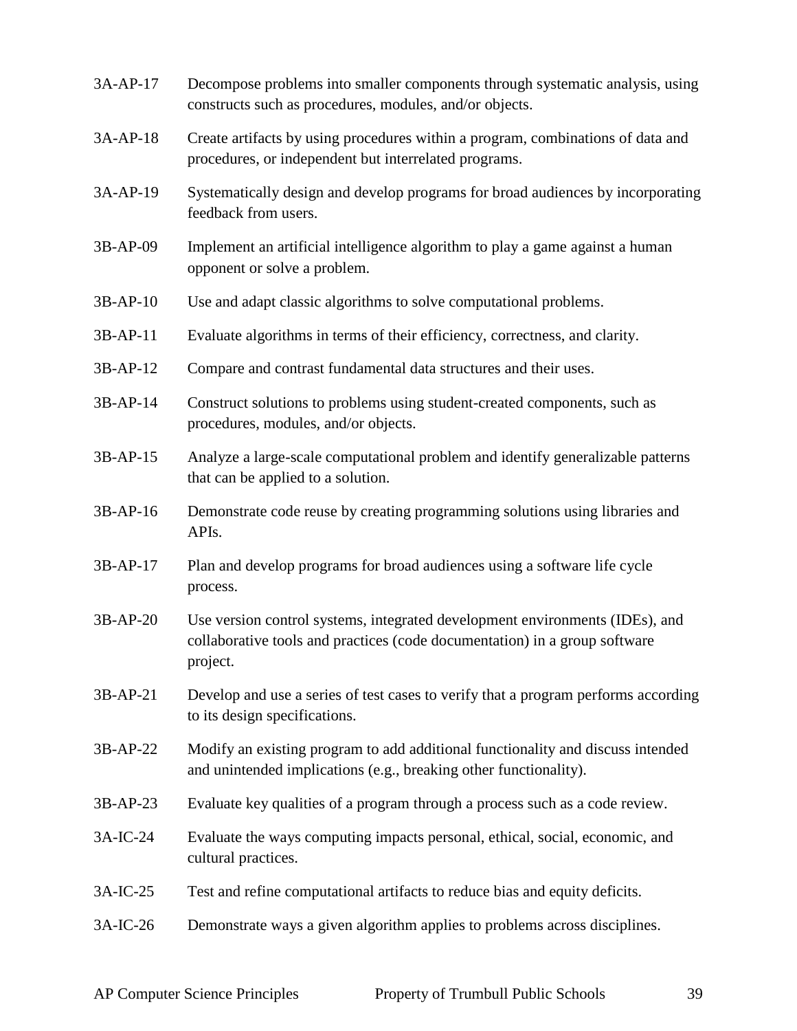| | |
|---|---|
| 3A-AP-17 | Decompose problems into smaller components through systematic analysis, using constructs such as procedures, modules, and/or objects. |
| 3A-AP-18 | Create artifacts by using procedures within a program, combinations of data and procedures, or independent but interrelated programs. |
| 3A-AP-19 | Systematically design and develop programs for broad audiences by incorporating feedback from users. |
| 3B-AP-09 | Implement an artificial intelligence algorithm to play a game against a human opponent or solve a problem. |
| 3B-AP-10 | Use and adapt classic algorithms to solve computational problems. |
| 3B-AP-11 | Evaluate algorithms in terms of their efficiency, correctness, and clarity. |
| 3B-AP-12 | Compare and contrast fundamental data structures and their uses. |
| 3B-AP-14 | Construct solutions to problems using student-created components, such as procedures, modules, and/or objects. |
| 3B-AP-15 | Analyze a large-scale computational problem and identify generalizable patterns that can be applied to a solution. |
| 3B-AP-16 | Demonstrate code reuse by creating programming solutions using libraries and APIs. |
| 3B-AP-17 | Plan and develop programs for broad audiences using a software life cycle process. |
| 3B-AP-20 | Use version control systems, integrated development environments (IDEs), and collaborative tools and practices (code documentation) in a group software project. |
| 3B-AP-21 | Develop and use a series of test cases to verify that a program performs according to its design specifications. |
| 3B-AP-22 | Modify an existing program to add additional functionality and discuss intended and unintended implications (e.g., breaking other functionality). |
| 3B-AP-23 | Evaluate key qualities of a program through a process such as a code review. |
| 3A-IC-24 | Evaluate the ways computing impacts personal, ethical, social, economic, and cultural practices. |
| 3A-IC-25 | Test and refine computational artifacts to reduce bias and equity deficits. |
| 3A-IC-26 | Demonstrate ways a given algorithm applies to problems across disciplines. |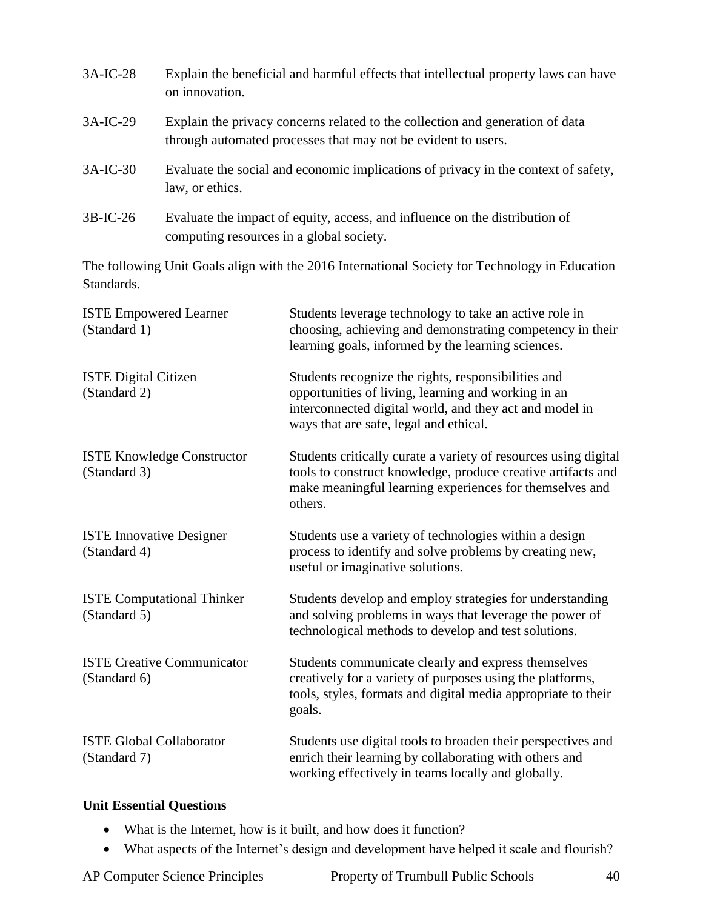| | |
|---|---|
| 3A-IC-28 | Explain the beneficial and harmful effects that intellectual property laws can have on innovation. |
| 3A-IC-29 | Explain the privacy concerns related to the collection and generation of data through automated processes that may not be evident to users. |
| 3A-IC-30 | Evaluate the social and economic implications of privacy in the context of safety, law, or ethics. |
| 3B-IC-26 | Evaluate the impact of equity, access, and influence on the distribution of computing resources in a global society. |

The following Unit Goals align with the 2016 International Society for Technology in Education Standards.

| | |
|---|---|
| ISTE Empowered Learner (Standard 1) | Students leverage technology to take an active role in choosing, achieving and demonstrating competency in their learning goals, informed by the learning sciences. |
| ISTE Digital Citizen (Standard 2) | Students recognize the rights, responsibilities and opportunities of living, learning and working in an interconnected digital world, and they act and model in ways that are safe, legal and ethical. |
| ISTE Knowledge Constructor (Standard 3) | Students critically curate a variety of resources using digital tools to construct knowledge, produce creative artifacts and make meaningful learning experiences for themselves and others. |
| ISTE Innovative Designer (Standard 4) | Students use a variety of technologies within a design process to identify and solve problems by creating new, useful or imaginative solutions. |
| ISTE Computational Thinker (Standard 5) | Students develop and employ strategies for understanding and solving problems in ways that leverage the power of technological methods to develop and test solutions. |
| ISTE Creative Communicator (Standard 6) | Students communicate clearly and express themselves creatively for a variety of purposes using the platforms, tools, styles, formats and digital media appropriate to their goals. |
| ISTE Global Collaborator (Standard 7) | Students use digital tools to broaden their perspectives and enrich their learning by collaborating with others and working effectively in teams locally and globally. |

**Unit Essential Questions**

- What is the Internet, how is it built, and how does it function?
- What aspects of the Internet's design and development have helped it scale and flourish?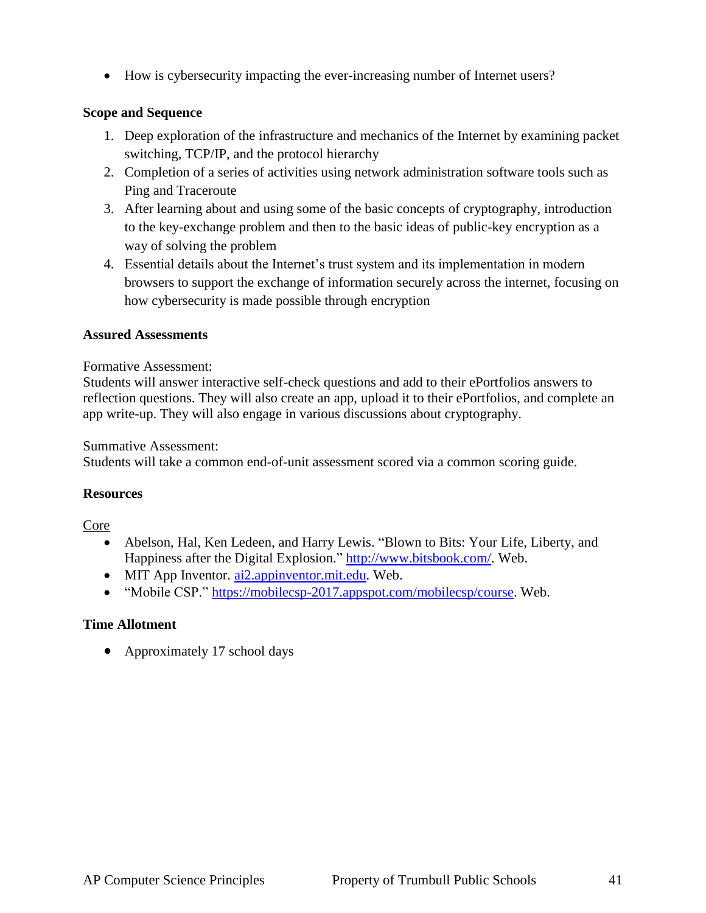- How is cybersecurity impacting the ever-increasing number of Internet users?

**Scope and Sequence**

1. Deep exploration of the infrastructure and mechanics of the Internet by examining packet switching, TCP/IP, and the protocol hierarchy
2. Completion of a series of activities using network administration software tools such as Ping and Traceroute
3. After learning about and using some of the basic concepts of cryptography, introduction to the key-exchange problem and then to the basic ideas of public-key encryption as a way of solving the problem
4. Essential details about the Internet's trust system and its implementation in modern browsers to support the exchange of information securely across the internet, focusing on how cybersecurity is made possible through encryption

**Assured Assessments**

Formative Assessment:
Students will answer interactive self-check questions and add to their ePortfolios answers to reflection questions. They will also create an app, upload it to their ePortfolios, and complete an app write-up. They will also engage in various discussions about cryptography.

Summative Assessment:
Students will take a common end-of-unit assessment scored via a common scoring guide.

**Resources**

<u>Core</u>

- Abelson, Hal, Ken Ledeen, and Harry Lewis. "Blown to Bits: Your Life, Liberty, and Happiness after the Digital Explosion." [http://www.bitsbook.com/](http://www.bitsbook.com/). Web.
- MIT App Inventor. [ai2.appinventor.mit.edu](ai2.appinventor.mit.edu). Web.
- "Mobile CSP." [https://mobilecsp-2017.appspot.com/mobilecsp/course](https://mobilecsp-2017.appspot.com/mobilecsp/course). Web.

**Time Allotment**

- Approximately 17 school days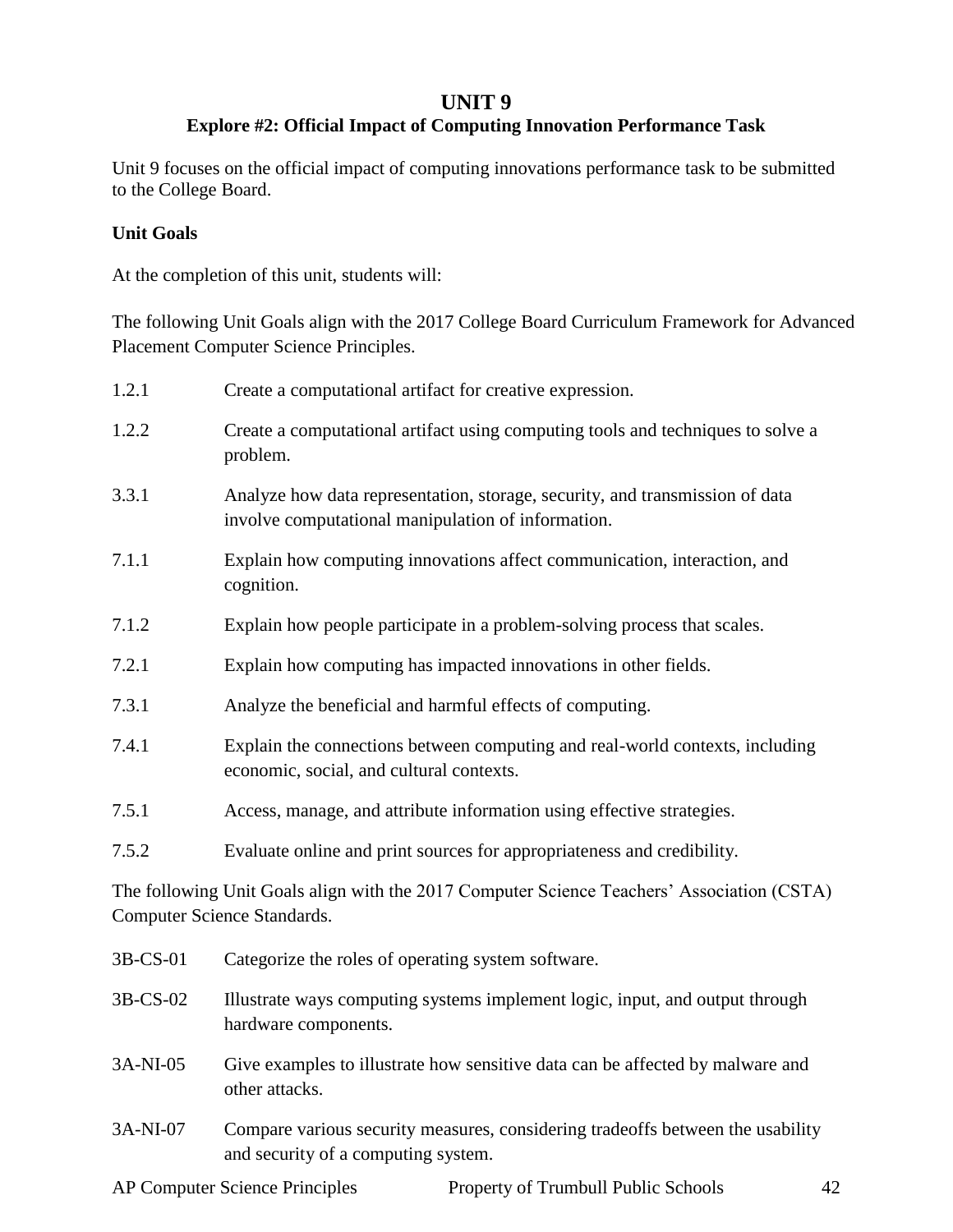# UNIT 9

## Explore #2: Official Impact of Computing Innovation Performance Task

Unit 9 focuses on the official impact of computing innovations performance task to be submitted to the College Board.

**Unit Goals**

At the completion of this unit, students will:

The following Unit Goals align with the 2017 College Board Curriculum Framework for Advanced Placement Computer Science Principles.

| | |
|---|---|
| 1.2.1 | Create a computational artifact for creative expression. |
| 1.2.2 | Create a computational artifact using computing tools and techniques to solve a problem. |
| 3.3.1 | Analyze how data representation, storage, security, and transmission of data involve computational manipulation of information. |
| 7.1.1 | Explain how computing innovations affect communication, interaction, and cognition. |
| 7.1.2 | Explain how people participate in a problem-solving process that scales. |
| 7.2.1 | Explain how computing has impacted innovations in other fields. |
| 7.3.1 | Analyze the beneficial and harmful effects of computing. |
| 7.4.1 | Explain the connections between computing and real-world contexts, including economic, social, and cultural contexts. |
| 7.5.1 | Access, manage, and attribute information using effective strategies. |
| 7.5.2 | Evaluate online and print sources for appropriateness and credibility. |

The following Unit Goals align with the 2017 Computer Science Teachers' Association (CSTA) Computer Science Standards.

| | |
|---|---|
| 3B-CS-01 | Categorize the roles of operating system software. |
| 3B-CS-02 | Illustrate ways computing systems implement logic, input, and output through hardware components. |
| 3A-NI-05 | Give examples to illustrate how sensitive data can be affected by malware and other attacks. |
| 3A-NI-07 | Compare various security measures, considering tradeoffs between the usability and security of a computing system. |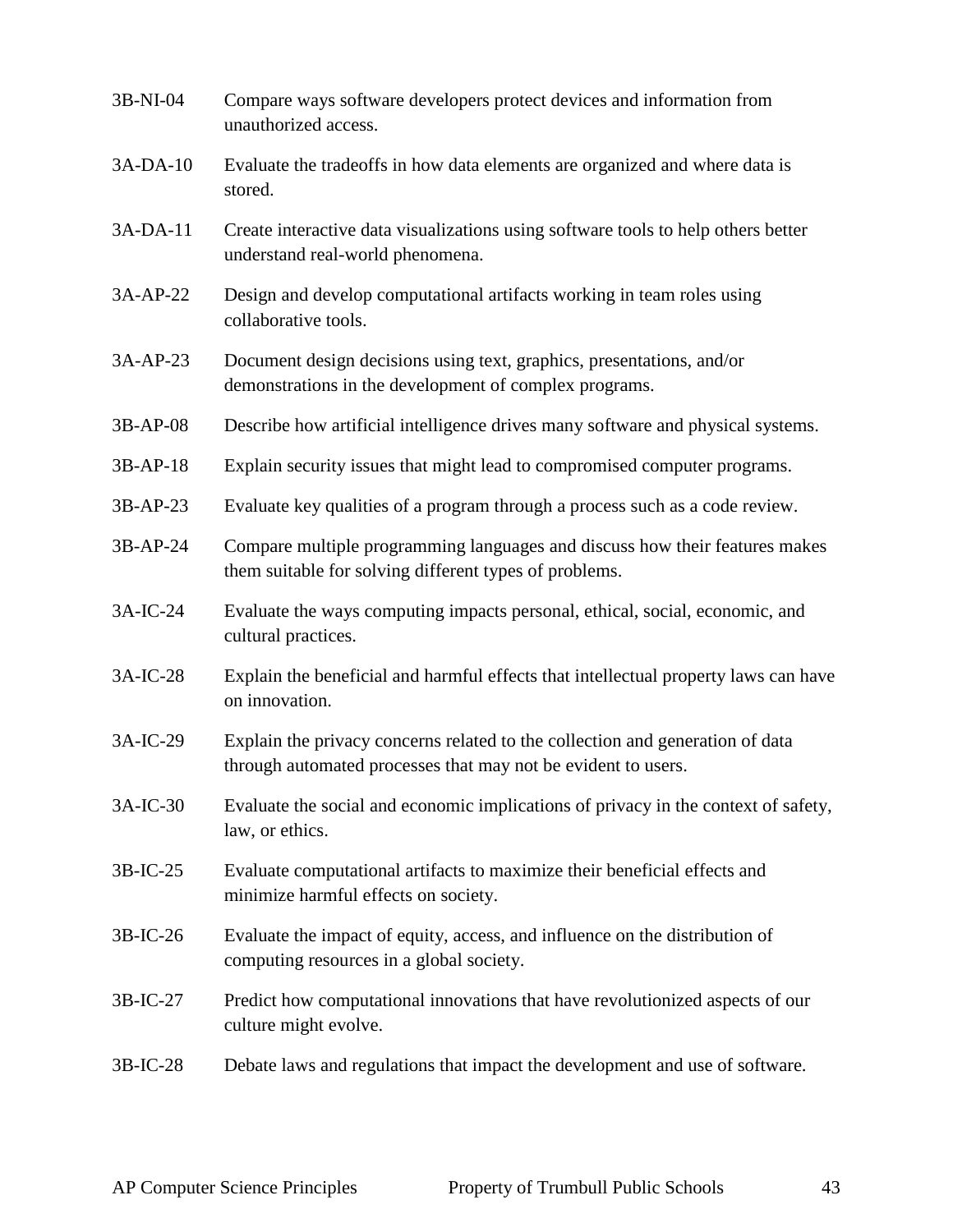| | |
|---|---|
| 3B-NI-04 | Compare ways software developers protect devices and information from unauthorized access. |
| 3A-DA-10 | Evaluate the tradeoffs in how data elements are organized and where data is stored. |
| 3A-DA-11 | Create interactive data visualizations using software tools to help others better understand real-world phenomena. |
| 3A-AP-22 | Design and develop computational artifacts working in team roles using collaborative tools. |
| 3A-AP-23 | Document design decisions using text, graphics, presentations, and/or demonstrations in the development of complex programs. |
| 3B-AP-08 | Describe how artificial intelligence drives many software and physical systems. |
| 3B-AP-18 | Explain security issues that might lead to compromised computer programs. |
| 3B-AP-23 | Evaluate key qualities of a program through a process such as a code review. |
| 3B-AP-24 | Compare multiple programming languages and discuss how their features makes them suitable for solving different types of problems. |
| 3A-IC-24 | Evaluate the ways computing impacts personal, ethical, social, economic, and cultural practices. |
| 3A-IC-28 | Explain the beneficial and harmful effects that intellectual property laws can have on innovation. |
| 3A-IC-29 | Explain the privacy concerns related to the collection and generation of data through automated processes that may not be evident to users. |
| 3A-IC-30 | Evaluate the social and economic implications of privacy in the context of safety, law, or ethics. |
| 3B-IC-25 | Evaluate computational artifacts to maximize their beneficial effects and minimize harmful effects on society. |
| 3B-IC-26 | Evaluate the impact of equity, access, and influence on the distribution of computing resources in a global society. |
| 3B-IC-27 | Predict how computational innovations that have revolutionized aspects of our culture might evolve. |
| 3B-IC-28 | Debate laws and regulations that impact the development and use of software. |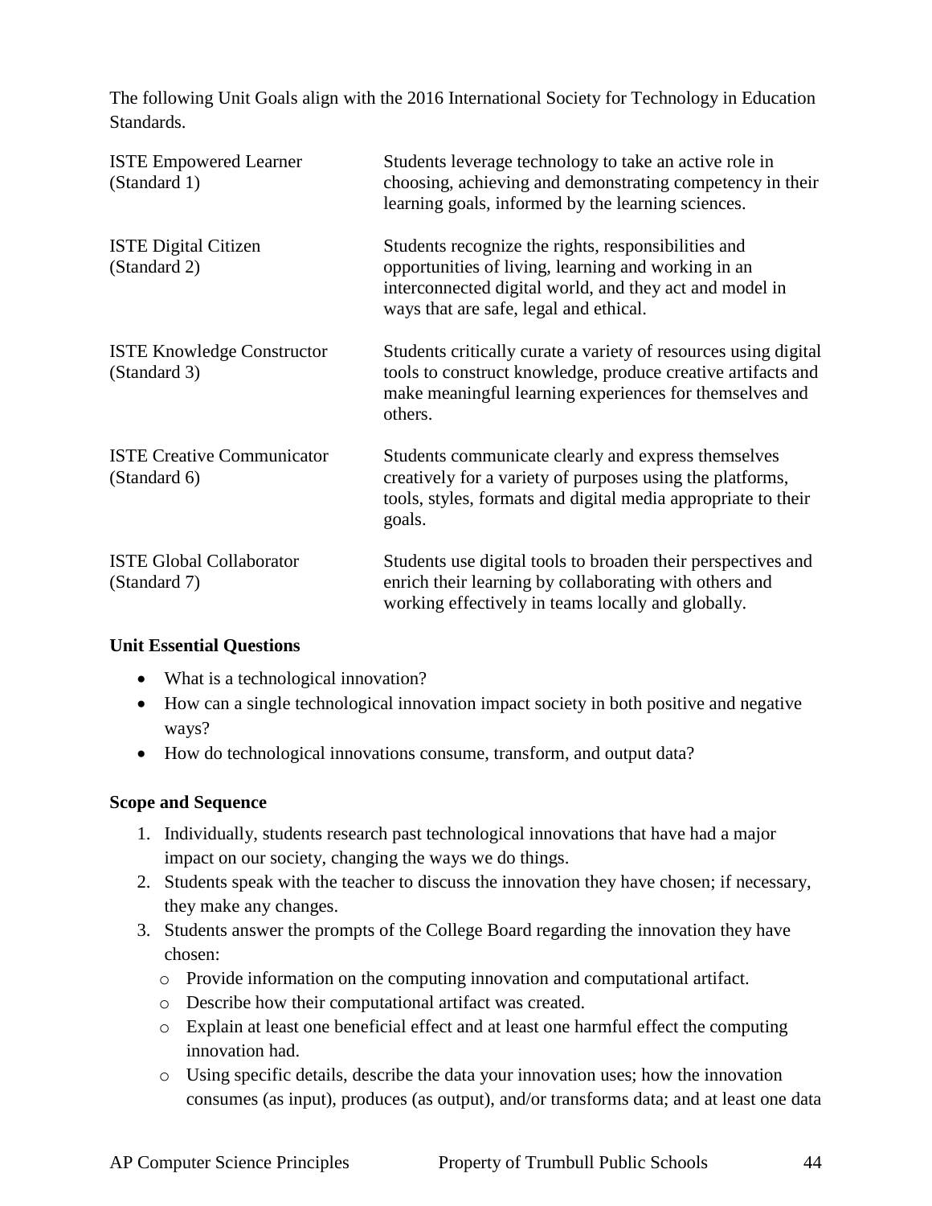The following Unit Goals align with the 2016 International Society for Technology in Education Standards.

| | |
|---|---|
| ISTE Empowered Learner (Standard 1) | Students leverage technology to take an active role in choosing, achieving and demonstrating competency in their learning goals, informed by the learning sciences. |
| ISTE Digital Citizen (Standard 2) | Students recognize the rights, responsibilities and opportunities of living, learning and working in an interconnected digital world, and they act and model in ways that are safe, legal and ethical. |
| ISTE Knowledge Constructor (Standard 3) | Students critically curate a variety of resources using digital tools to construct knowledge, produce creative artifacts and make meaningful learning experiences for themselves and others. |
| ISTE Creative Communicator (Standard 6) | Students communicate clearly and express themselves creatively for a variety of purposes using the platforms, tools, styles, formats and digital media appropriate to their goals. |
| ISTE Global Collaborator (Standard 7) | Students use digital tools to broaden their perspectives and enrich their learning by collaborating with others and working effectively in teams locally and globally. |

**Unit Essential Questions**

- What is a technological innovation?
- How can a single technological innovation impact society in both positive and negative ways?
- How do technological innovations consume, transform, and output data?

**Scope and Sequence**

1. Individually, students research past technological innovations that have had a major impact on our society, changing the ways we do things.
2. Students speak with the teacher to discuss the innovation they have chosen; if necessary, they make any changes.
3. Students answer the prompts of the College Board regarding the innovation they have chosen:
   - Provide information on the computing innovation and computational artifact.
   - Describe how their computational artifact was created.
   - Explain at least one beneficial effect and at least one harmful effect the computing innovation had.
   - Using specific details, describe the data your innovation uses; how the innovation consumes (as input), produces (as output), and/or transforms data; and at least one data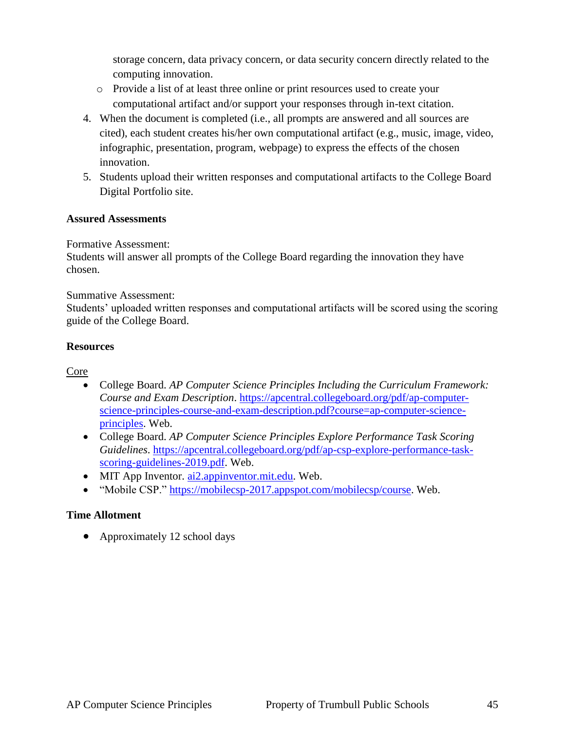storage concern, data privacy concern, or data security concern directly related to the computing innovation.
  - Provide a list of at least three online or print resources used to create your computational artifact and/or support your responses through in-text citation.

4. When the document is completed (i.e., all prompts are answered and all sources are cited), each student creates his/her own computational artifact (e.g., music, image, video, infographic, presentation, program, webpage) to express the effects of the chosen innovation.
5. Students upload their written responses and computational artifacts to the College Board Digital Portfolio site.

**Assured Assessments**

Formative Assessment:
Students will answer all prompts of the College Board regarding the innovation they have chosen.

Summative Assessment:
Students' uploaded written responses and computational artifacts will be scored using the scoring guide of the College Board.

**Resources**

Core

- College Board. *AP Computer Science Principles Including the Curriculum Framework: Course and Exam Description*. [https://apcentral.collegeboard.org/pdf/ap-computer-science-principles-course-and-exam-description.pdf?course=ap-computer-science-principles](https://apcentral.collegeboard.org/pdf/ap-computer-science-principles-course-and-exam-description.pdf?course=ap-computer-science-principles). Web.
- College Board. *AP Computer Science Principles Explore Performance Task Scoring Guidelines*. [https://apcentral.collegeboard.org/pdf/ap-csp-explore-performance-task-scoring-guidelines-2019.pdf](https://apcentral.collegeboard.org/pdf/ap-csp-explore-performance-task-scoring-guidelines-2019.pdf). Web.
- MIT App Inventor. [ai2.appinventor.mit.edu](ai2.appinventor.mit.edu). Web.
- "Mobile CSP." [https://mobilecsp-2017.appspot.com/mobilecsp/course](https://mobilecsp-2017.appspot.com/mobilecsp/course). Web.

**Time Allotment**

- Approximately 12 school days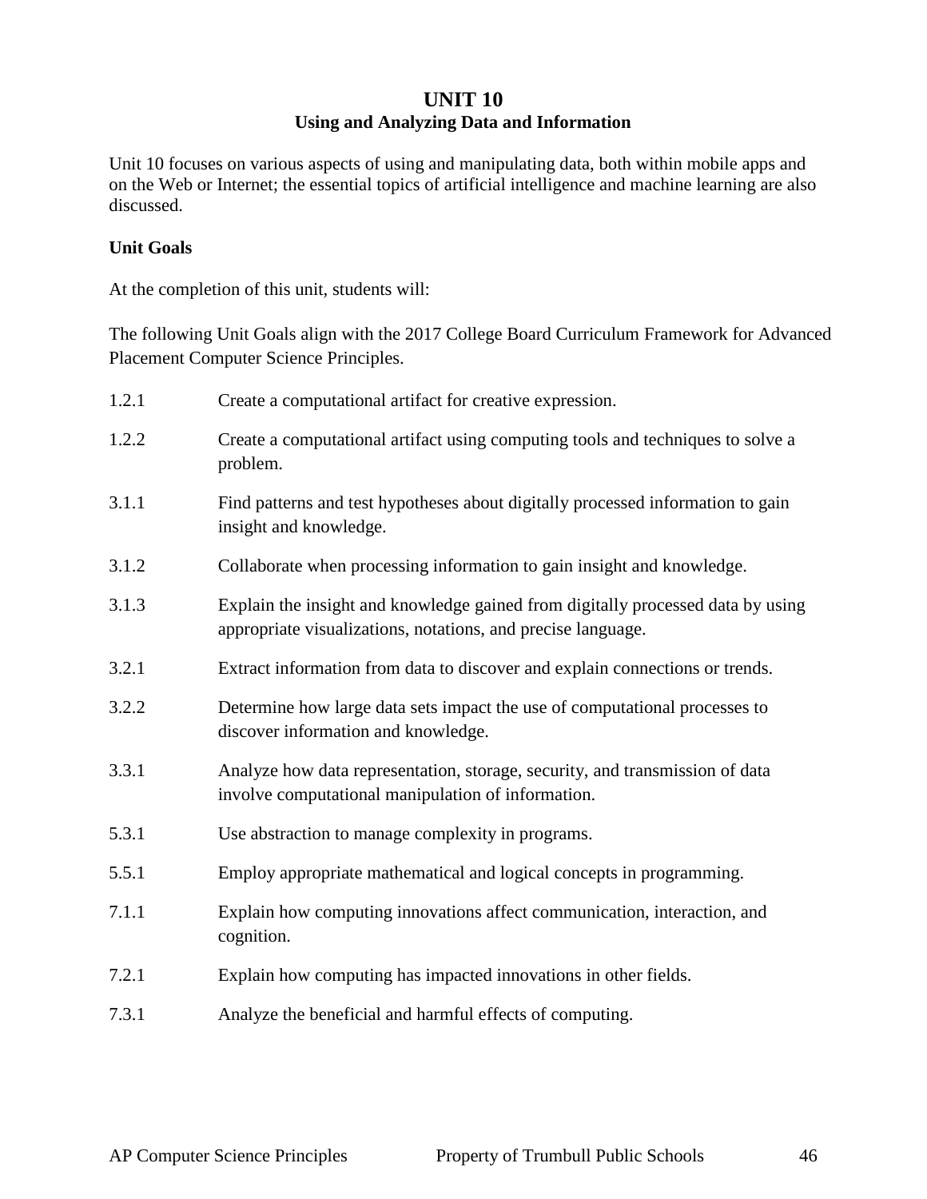# UNIT 10
## Using and Analyzing Data and Information

Unit 10 focuses on various aspects of using and manipulating data, both within mobile apps and on the Web or Internet; the essential topics of artificial intelligence and machine learning are also discussed.

**Unit Goals**

At the completion of this unit, students will:

The following Unit Goals align with the 2017 College Board Curriculum Framework for Advanced Placement Computer Science Principles.

| | |
|---|---|
| 1.2.1 | Create a computational artifact for creative expression. |
| 1.2.2 | Create a computational artifact using computing tools and techniques to solve a problem. |
| 3.1.1 | Find patterns and test hypotheses about digitally processed information to gain insight and knowledge. |
| 3.1.2 | Collaborate when processing information to gain insight and knowledge. |
| 3.1.3 | Explain the insight and knowledge gained from digitally processed data by using appropriate visualizations, notations, and precise language. |
| 3.2.1 | Extract information from data to discover and explain connections or trends. |
| 3.2.2 | Determine how large data sets impact the use of computational processes to discover information and knowledge. |
| 3.3.1 | Analyze how data representation, storage, security, and transmission of data involve computational manipulation of information. |
| 5.3.1 | Use abstraction to manage complexity in programs. |
| 5.5.1 | Employ appropriate mathematical and logical concepts in programming. |
| 7.1.1 | Explain how computing innovations affect communication, interaction, and cognition. |
| 7.2.1 | Explain how computing has impacted innovations in other fields. |
| 7.3.1 | Analyze the beneficial and harmful effects of computing. |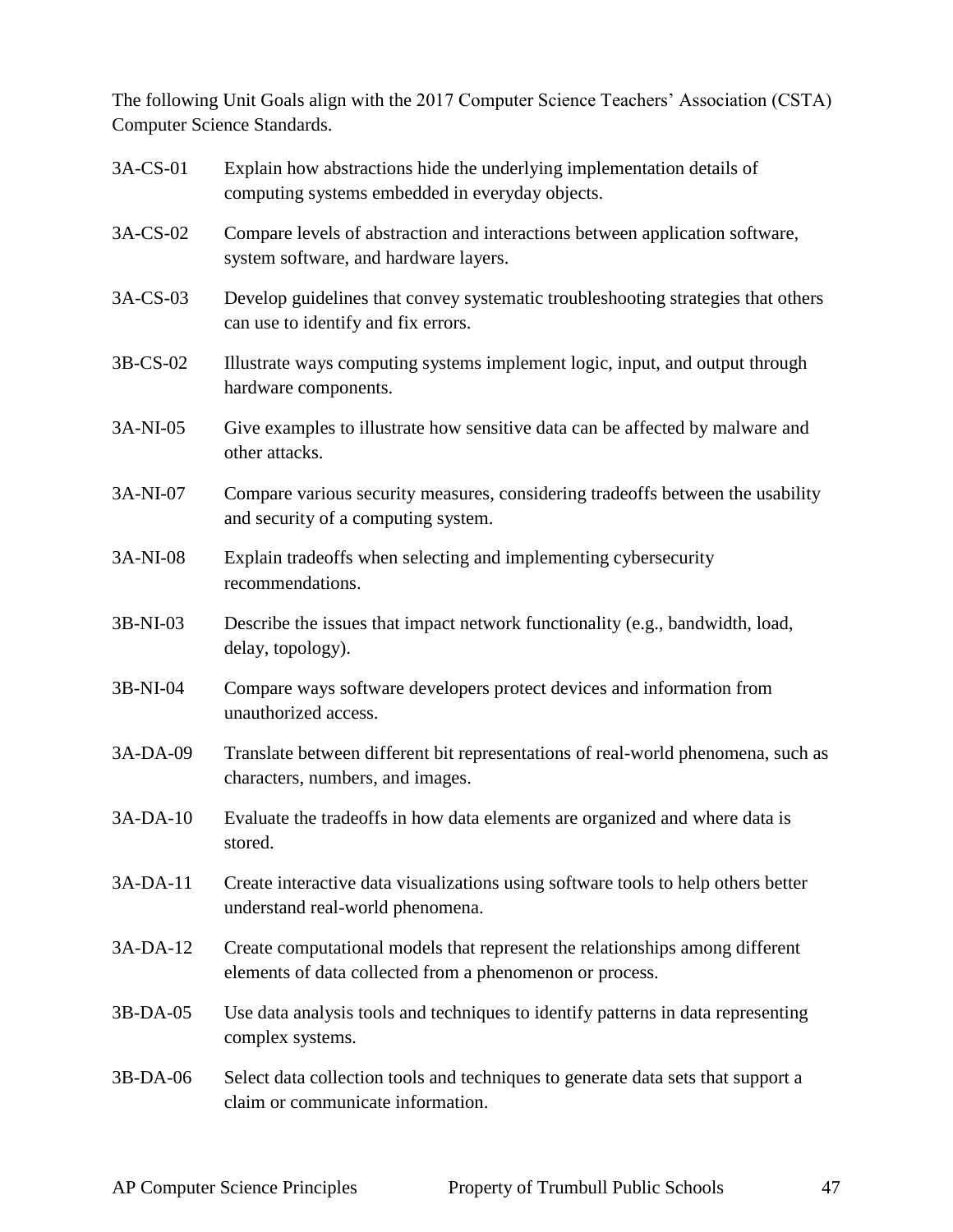The following Unit Goals align with the 2017 Computer Science Teachers' Association (CSTA) Computer Science Standards.

| | |
|---|---|
| 3A-CS-01 | Explain how abstractions hide the underlying implementation details of computing systems embedded in everyday objects. |
| 3A-CS-02 | Compare levels of abstraction and interactions between application software, system software, and hardware layers. |
| 3A-CS-03 | Develop guidelines that convey systematic troubleshooting strategies that others can use to identify and fix errors. |
| 3B-CS-02 | Illustrate ways computing systems implement logic, input, and output through hardware components. |
| 3A-NI-05 | Give examples to illustrate how sensitive data can be affected by malware and other attacks. |
| 3A-NI-07 | Compare various security measures, considering tradeoffs between the usability and security of a computing system. |
| 3A-NI-08 | Explain tradeoffs when selecting and implementing cybersecurity recommendations. |
| 3B-NI-03 | Describe the issues that impact network functionality (e.g., bandwidth, load, delay, topology). |
| 3B-NI-04 | Compare ways software developers protect devices and information from unauthorized access. |
| 3A-DA-09 | Translate between different bit representations of real-world phenomena, such as characters, numbers, and images. |
| 3A-DA-10 | Evaluate the tradeoffs in how data elements are organized and where data is stored. |
| 3A-DA-11 | Create interactive data visualizations using software tools to help others better understand real-world phenomena. |
| 3A-DA-12 | Create computational models that represent the relationships among different elements of data collected from a phenomenon or process. |
| 3B-DA-05 | Use data analysis tools and techniques to identify patterns in data representing complex systems. |
| 3B-DA-06 | Select data collection tools and techniques to generate data sets that support a claim or communicate information. |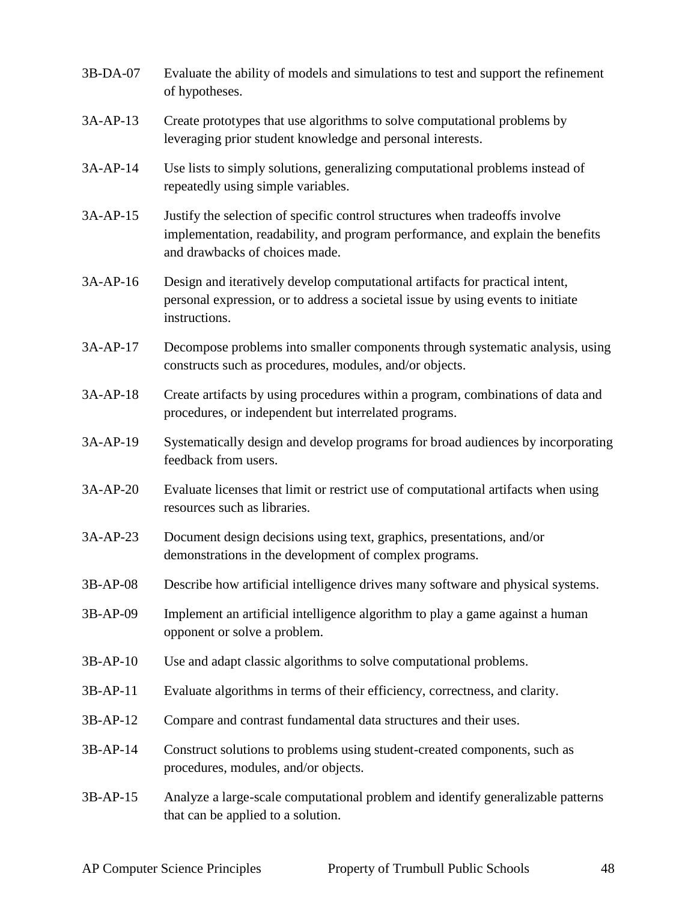| | |
|---|---|
| 3B-DA-07 | Evaluate the ability of models and simulations to test and support the refinement of hypotheses. |
| 3A-AP-13 | Create prototypes that use algorithms to solve computational problems by leveraging prior student knowledge and personal interests. |
| 3A-AP-14 | Use lists to simply solutions, generalizing computational problems instead of repeatedly using simple variables. |
| 3A-AP-15 | Justify the selection of specific control structures when tradeoffs involve implementation, readability, and program performance, and explain the benefits and drawbacks of choices made. |
| 3A-AP-16 | Design and iteratively develop computational artifacts for practical intent, personal expression, or to address a societal issue by using events to initiate instructions. |
| 3A-AP-17 | Decompose problems into smaller components through systematic analysis, using constructs such as procedures, modules, and/or objects. |
| 3A-AP-18 | Create artifacts by using procedures within a program, combinations of data and procedures, or independent but interrelated programs. |
| 3A-AP-19 | Systematically design and develop programs for broad audiences by incorporating feedback from users. |
| 3A-AP-20 | Evaluate licenses that limit or restrict use of computational artifacts when using resources such as libraries. |
| 3A-AP-23 | Document design decisions using text, graphics, presentations, and/or demonstrations in the development of complex programs. |
| 3B-AP-08 | Describe how artificial intelligence drives many software and physical systems. |
| 3B-AP-09 | Implement an artificial intelligence algorithm to play a game against a human opponent or solve a problem. |
| 3B-AP-10 | Use and adapt classic algorithms to solve computational problems. |
| 3B-AP-11 | Evaluate algorithms in terms of their efficiency, correctness, and clarity. |
| 3B-AP-12 | Compare and contrast fundamental data structures and their uses. |
| 3B-AP-14 | Construct solutions to problems using student-created components, such as procedures, modules, and/or objects. |
| 3B-AP-15 | Analyze a large-scale computational problem and identify generalizable patterns that can be applied to a solution. |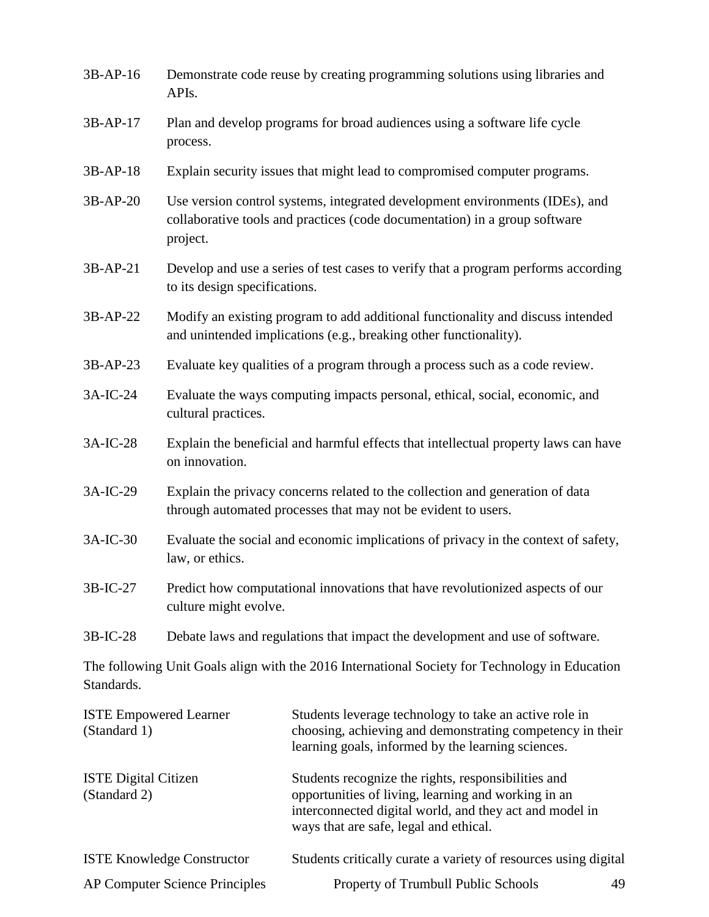| | |
|---|---|
| 3B-AP-16 | Demonstrate code reuse by creating programming solutions using libraries and APIs. |
| 3B-AP-17 | Plan and develop programs for broad audiences using a software life cycle process. |
| 3B-AP-18 | Explain security issues that might lead to compromised computer programs. |
| 3B-AP-20 | Use version control systems, integrated development environments (IDEs), and collaborative tools and practices (code documentation) in a group software project. |
| 3B-AP-21 | Develop and use a series of test cases to verify that a program performs according to its design specifications. |
| 3B-AP-22 | Modify an existing program to add additional functionality and discuss intended and unintended implications (e.g., breaking other functionality). |
| 3B-AP-23 | Evaluate key qualities of a program through a process such as a code review. |
| 3A-IC-24 | Evaluate the ways computing impacts personal, ethical, social, economic, and cultural practices. |
| 3A-IC-28 | Explain the beneficial and harmful effects that intellectual property laws can have on innovation. |
| 3A-IC-29 | Explain the privacy concerns related to the collection and generation of data through automated processes that may not be evident to users. |
| 3A-IC-30 | Evaluate the social and economic implications of privacy in the context of safety, law, or ethics. |
| 3B-IC-27 | Predict how computational innovations that have revolutionized aspects of our culture might evolve. |
| 3B-IC-28 | Debate laws and regulations that impact the development and use of software. |

The following Unit Goals align with the 2016 International Society for Technology in Education Standards.

| | |
|---|---|
| ISTE Empowered Learner (Standard 1) | Students leverage technology to take an active role in choosing, achieving and demonstrating competency in their learning goals, informed by the learning sciences. |
| ISTE Digital Citizen (Standard 2) | Students recognize the rights, responsibilities and opportunities of living, learning and working in an interconnected digital world, and they act and model in ways that are safe, legal and ethical. |
| ISTE Knowledge Constructor | Students critically curate a variety of resources using digital |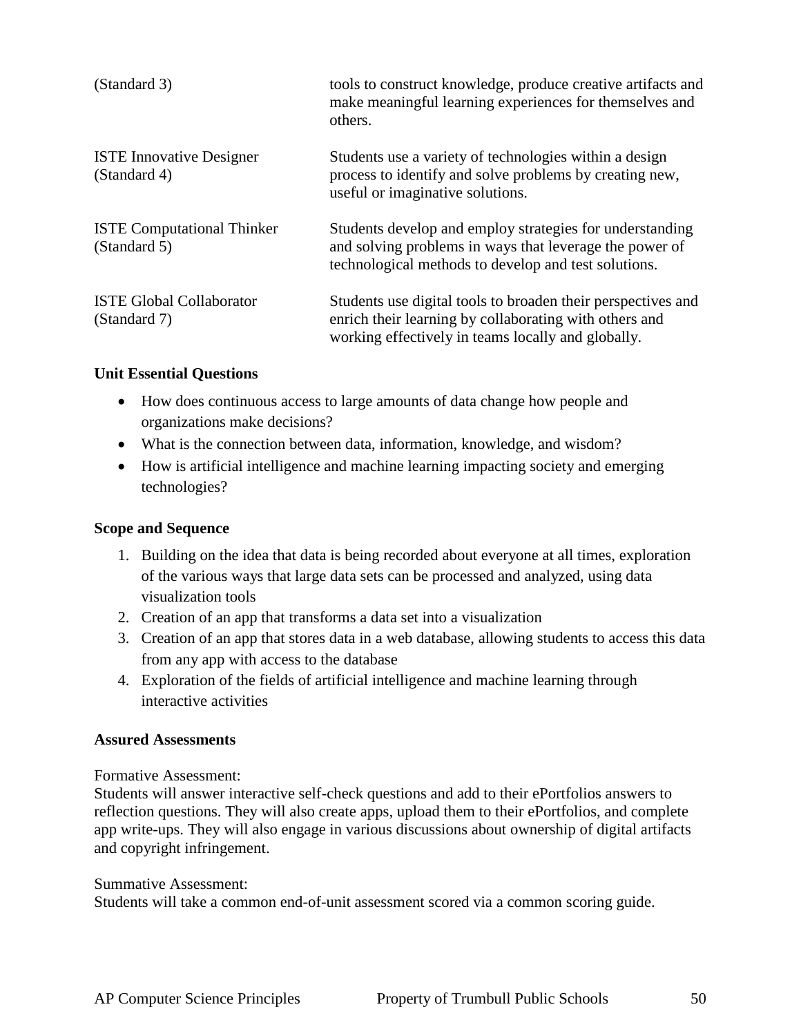| | |
|---|---|
| (Standard 3) | tools to construct knowledge, produce creative artifacts and make meaningful learning experiences for themselves and others. |
| ISTE Innovative Designer (Standard 4) | Students use a variety of technologies within a design process to identify and solve problems by creating new, useful or imaginative solutions. |
| ISTE Computational Thinker (Standard 5) | Students develop and employ strategies for understanding and solving problems in ways that leverage the power of technological methods to develop and test solutions. |
| ISTE Global Collaborator (Standard 7) | Students use digital tools to broaden their perspectives and enrich their learning by collaborating with others and working effectively in teams locally and globally. |

**Unit Essential Questions**

- How does continuous access to large amounts of data change how people and organizations make decisions?
- What is the connection between data, information, knowledge, and wisdom?
- How is artificial intelligence and machine learning impacting society and emerging technologies?

**Scope and Sequence**

1. Building on the idea that data is being recorded about everyone at all times, exploration of the various ways that large data sets can be processed and analyzed, using data visualization tools
2. Creation of an app that transforms a data set into a visualization
3. Creation of an app that stores data in a web database, allowing students to access this data from any app with access to the database
4. Exploration of the fields of artificial intelligence and machine learning through interactive activities

**Assured Assessments**

Formative Assessment:
Students will answer interactive self-check questions and add to their ePortfolios answers to reflection questions. They will also create apps, upload them to their ePortfolios, and complete app write-ups. They will also engage in various discussions about ownership of digital artifacts and copyright infringement.

Summative Assessment:
Students will take a common end-of-unit assessment scored via a common scoring guide.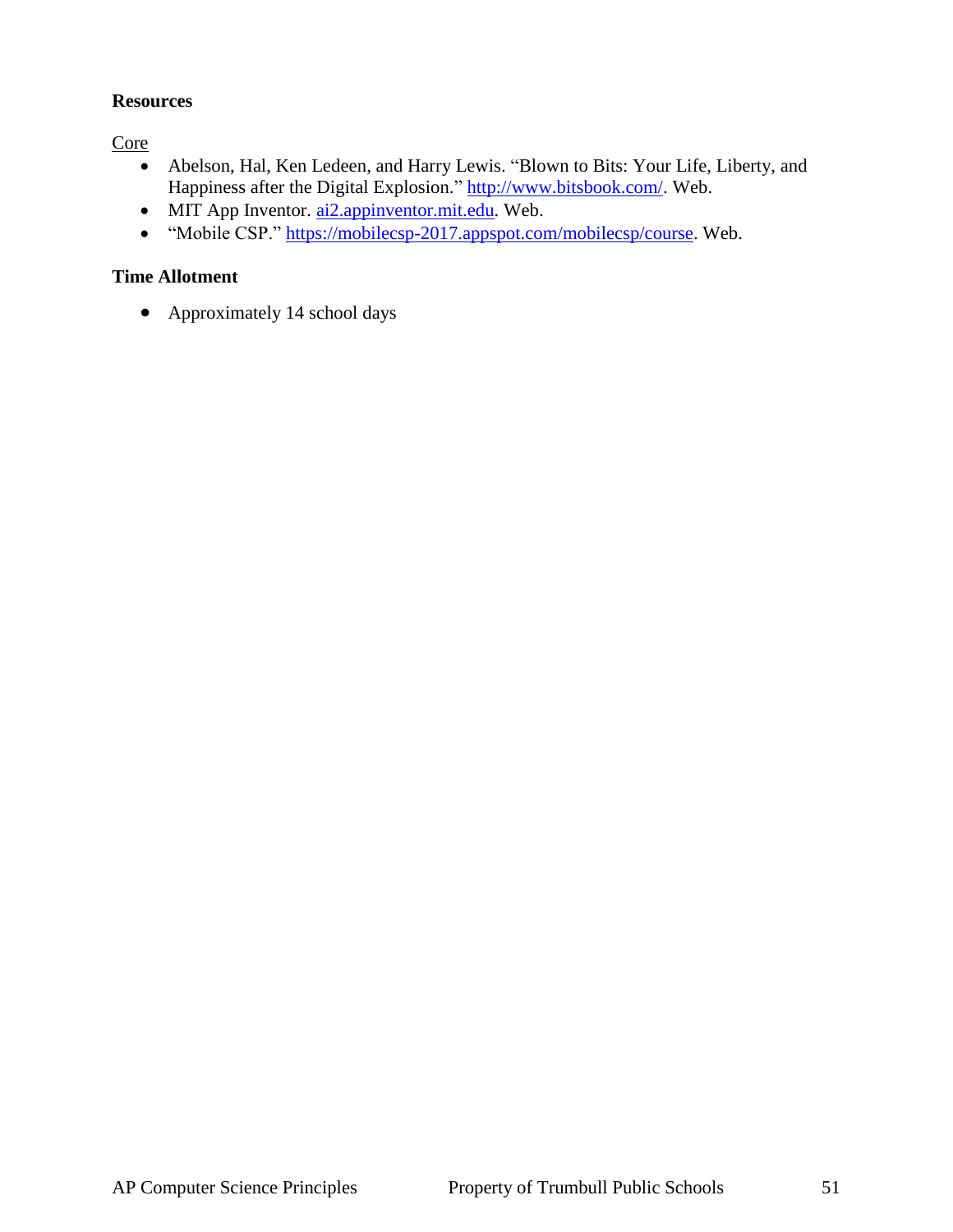**Resources**

Core

- Abelson, Hal, Ken Ledeen, and Harry Lewis. "Blown to Bits: Your Life, Liberty, and Happiness after the Digital Explosion." http://www.bitsbook.com/. Web.
- MIT App Inventor. ai2.appinventor.mit.edu. Web.
- "Mobile CSP." https://mobilecsp-2017.appspot.com/mobilecsp/course. Web.

**Time Allotment**

- Approximately 14 school days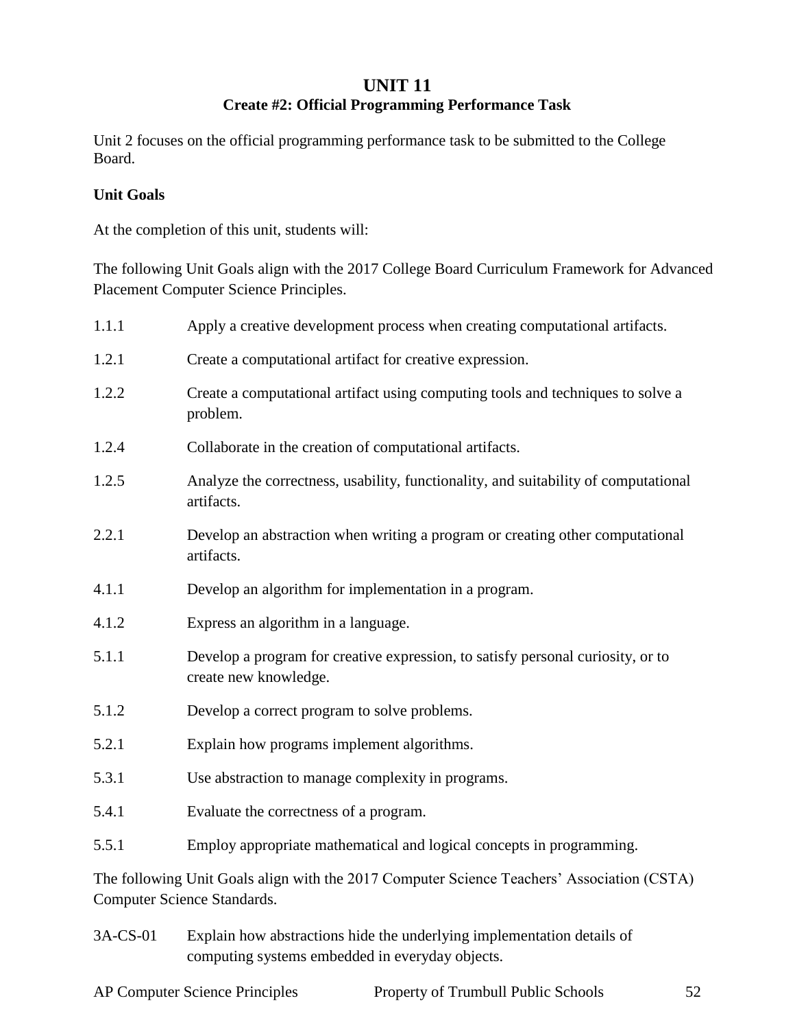# UNIT 11
## Create #2: Official Programming Performance Task

Unit 2 focuses on the official programming performance task to be submitted to the College Board.

**Unit Goals**

At the completion of this unit, students will:

The following Unit Goals align with the 2017 College Board Curriculum Framework for Advanced Placement Computer Science Principles.

| | |
|---|---|
| 1.1.1 | Apply a creative development process when creating computational artifacts. |
| 1.2.1 | Create a computational artifact for creative expression. |
| 1.2.2 | Create a computational artifact using computing tools and techniques to solve a problem. |
| 1.2.4 | Collaborate in the creation of computational artifacts. |
| 1.2.5 | Analyze the correctness, usability, functionality, and suitability of computational artifacts. |
| 2.2.1 | Develop an abstraction when writing a program or creating other computational artifacts. |
| 4.1.1 | Develop an algorithm for implementation in a program. |
| 4.1.2 | Express an algorithm in a language. |
| 5.1.1 | Develop a program for creative expression, to satisfy personal curiosity, or to create new knowledge. |
| 5.1.2 | Develop a correct program to solve problems. |
| 5.2.1 | Explain how programs implement algorithms. |
| 5.3.1 | Use abstraction to manage complexity in programs. |
| 5.4.1 | Evaluate the correctness of a program. |
| 5.5.1 | Employ appropriate mathematical and logical concepts in programming. |

The following Unit Goals align with the 2017 Computer Science Teachers' Association (CSTA) Computer Science Standards.

| | |
|---|---|
| 3A-CS-01 | Explain how abstractions hide the underlying implementation details of computing systems embedded in everyday objects. |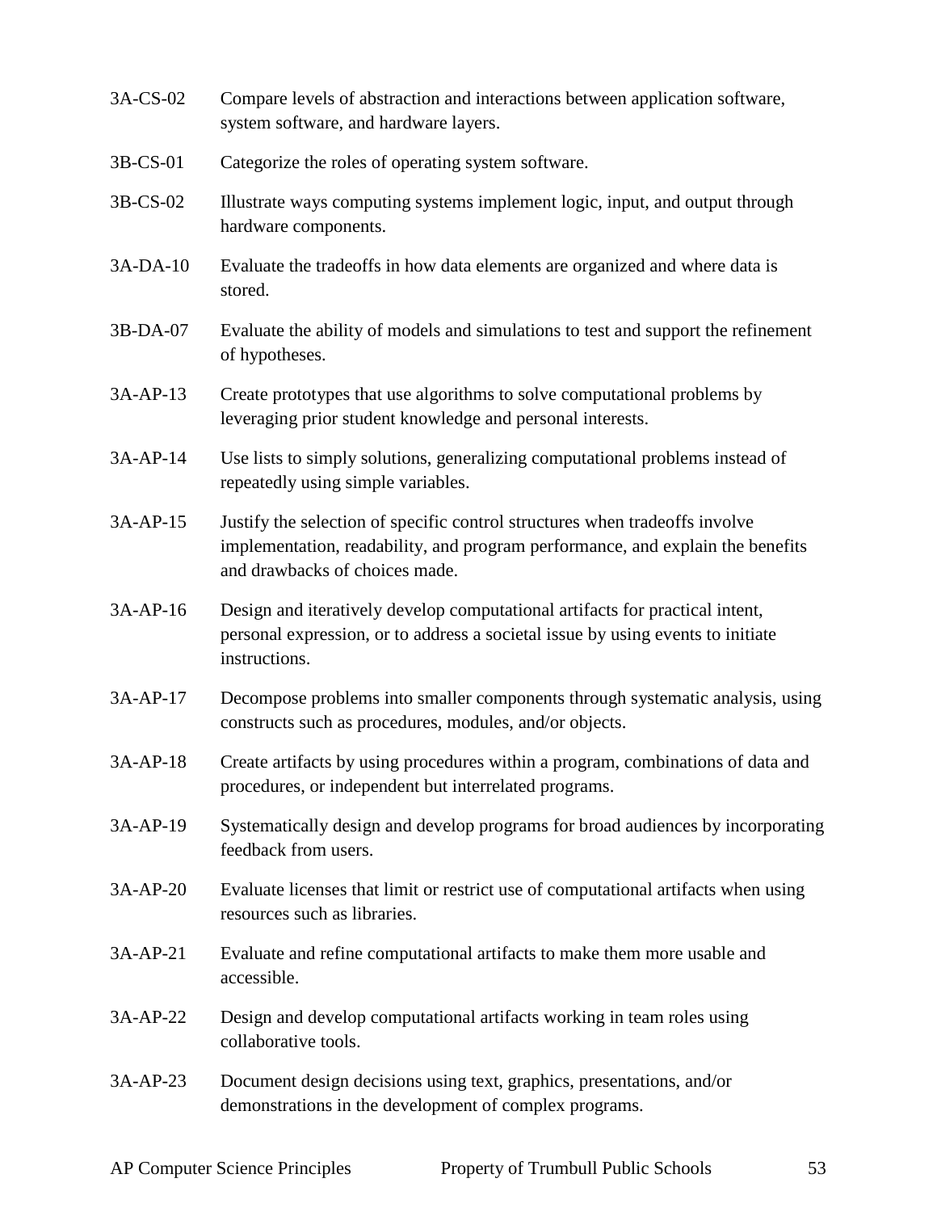| | |
|---|---|
| 3A-CS-02 | Compare levels of abstraction and interactions between application software, system software, and hardware layers. |
| 3B-CS-01 | Categorize the roles of operating system software. |
| 3B-CS-02 | Illustrate ways computing systems implement logic, input, and output through hardware components. |
| 3A-DA-10 | Evaluate the tradeoffs in how data elements are organized and where data is stored. |
| 3B-DA-07 | Evaluate the ability of models and simulations to test and support the refinement of hypotheses. |
| 3A-AP-13 | Create prototypes that use algorithms to solve computational problems by leveraging prior student knowledge and personal interests. |
| 3A-AP-14 | Use lists to simply solutions, generalizing computational problems instead of repeatedly using simple variables. |
| 3A-AP-15 | Justify the selection of specific control structures when tradeoffs involve implementation, readability, and program performance, and explain the benefits and drawbacks of choices made. |
| 3A-AP-16 | Design and iteratively develop computational artifacts for practical intent, personal expression, or to address a societal issue by using events to initiate instructions. |
| 3A-AP-17 | Decompose problems into smaller components through systematic analysis, using constructs such as procedures, modules, and/or objects. |
| 3A-AP-18 | Create artifacts by using procedures within a program, combinations of data and procedures, or independent but interrelated programs. |
| 3A-AP-19 | Systematically design and develop programs for broad audiences by incorporating feedback from users. |
| 3A-AP-20 | Evaluate licenses that limit or restrict use of computational artifacts when using resources such as libraries. |
| 3A-AP-21 | Evaluate and refine computational artifacts to make them more usable and accessible. |
| 3A-AP-22 | Design and develop computational artifacts working in team roles using collaborative tools. |
| 3A-AP-23 | Document design decisions using text, graphics, presentations, and/or demonstrations in the development of complex programs. |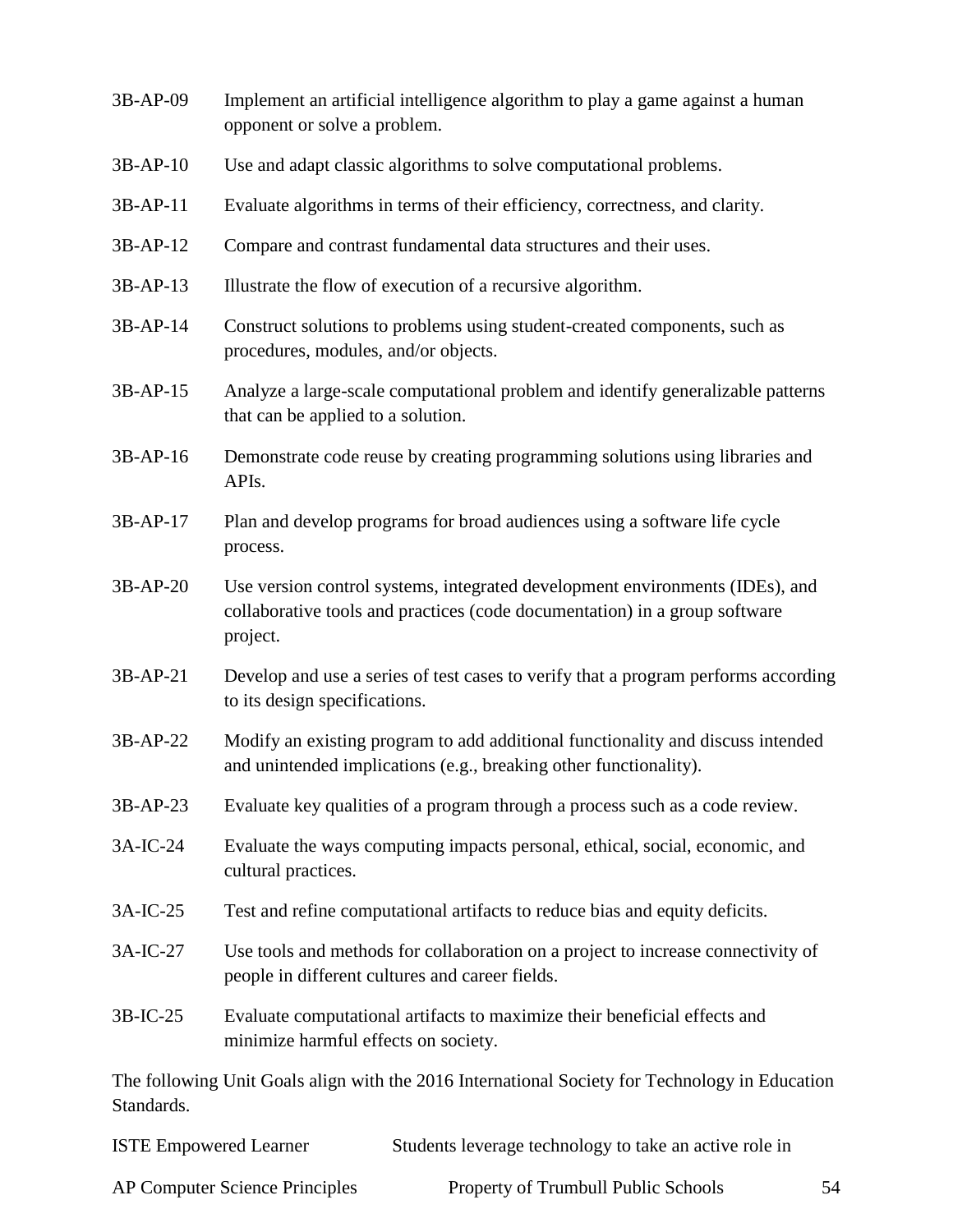| | |
|---|---|
| 3B-AP-09 | Implement an artificial intelligence algorithm to play a game against a human opponent or solve a problem. |
| 3B-AP-10 | Use and adapt classic algorithms to solve computational problems. |
| 3B-AP-11 | Evaluate algorithms in terms of their efficiency, correctness, and clarity. |
| 3B-AP-12 | Compare and contrast fundamental data structures and their uses. |
| 3B-AP-13 | Illustrate the flow of execution of a recursive algorithm. |
| 3B-AP-14 | Construct solutions to problems using student-created components, such as procedures, modules, and/or objects. |
| 3B-AP-15 | Analyze a large-scale computational problem and identify generalizable patterns that can be applied to a solution. |
| 3B-AP-16 | Demonstrate code reuse by creating programming solutions using libraries and APIs. |
| 3B-AP-17 | Plan and develop programs for broad audiences using a software life cycle process. |
| 3B-AP-20 | Use version control systems, integrated development environments (IDEs), and collaborative tools and practices (code documentation) in a group software project. |
| 3B-AP-21 | Develop and use a series of test cases to verify that a program performs according to its design specifications. |
| 3B-AP-22 | Modify an existing program to add additional functionality and discuss intended and unintended implications (e.g., breaking other functionality). |
| 3B-AP-23 | Evaluate key qualities of a program through a process such as a code review. |
| 3A-IC-24 | Evaluate the ways computing impacts personal, ethical, social, economic, and cultural practices. |
| 3A-IC-25 | Test and refine computational artifacts to reduce bias and equity deficits. |
| 3A-IC-27 | Use tools and methods for collaboration on a project to increase connectivity of people in different cultures and career fields. |
| 3B-IC-25 | Evaluate computational artifacts to maximize their beneficial effects and minimize harmful effects on society. |

The following Unit Goals align with the 2016 International Society for Technology in Education Standards.

| | |
|---|---|
| ISTE Empowered Learner | Students leverage technology to take an active role in |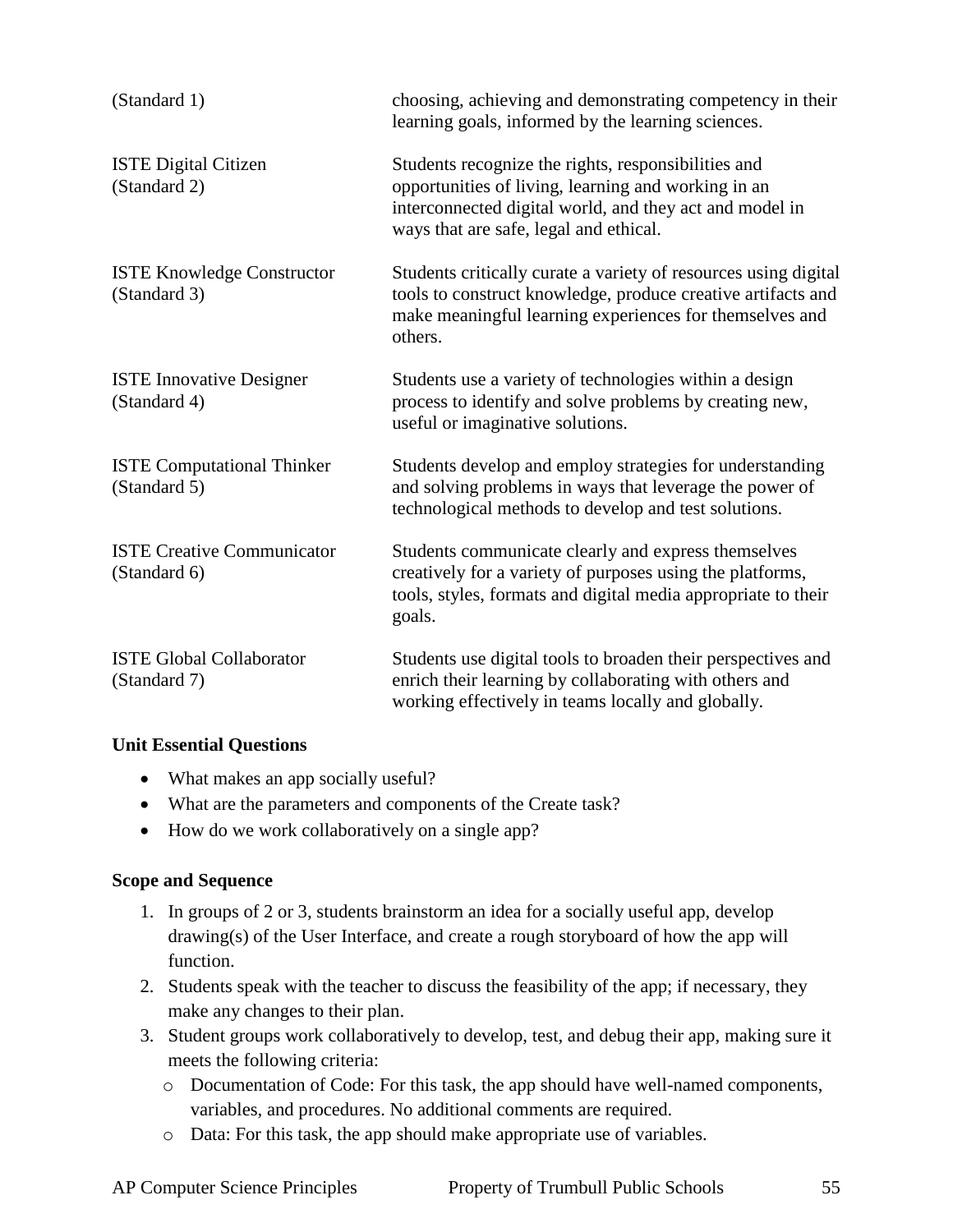| | |
|---|---|
| (Standard 1) | choosing, achieving and demonstrating competency in their learning goals, informed by the learning sciences. |
| ISTE Digital Citizen (Standard 2) | Students recognize the rights, responsibilities and opportunities of living, learning and working in an interconnected digital world, and they act and model in ways that are safe, legal and ethical. |
| ISTE Knowledge Constructor (Standard 3) | Students critically curate a variety of resources using digital tools to construct knowledge, produce creative artifacts and make meaningful learning experiences for themselves and others. |
| ISTE Innovative Designer (Standard 4) | Students use a variety of technologies within a design process to identify and solve problems by creating new, useful or imaginative solutions. |
| ISTE Computational Thinker (Standard 5) | Students develop and employ strategies for understanding and solving problems in ways that leverage the power of technological methods to develop and test solutions. |
| ISTE Creative Communicator (Standard 6) | Students communicate clearly and express themselves creatively for a variety of purposes using the platforms, tools, styles, formats and digital media appropriate to their goals. |
| ISTE Global Collaborator (Standard 7) | Students use digital tools to broaden their perspectives and enrich their learning by collaborating with others and working effectively in teams locally and globally. |

**Unit Essential Questions**

- What makes an app socially useful?
- What are the parameters and components of the Create task?
- How do we work collaboratively on a single app?

**Scope and Sequence**

1. In groups of 2 or 3, students brainstorm an idea for a socially useful app, develop drawing(s) of the User Interface, and create a rough storyboard of how the app will function.
2. Students speak with the teacher to discuss the feasibility of the app; if necessary, they make any changes to their plan.
3. Student groups work collaboratively to develop, test, and debug their app, making sure it meets the following criteria:
   - Documentation of Code: For this task, the app should have well-named components, variables, and procedures. No additional comments are required.
   - Data: For this task, the app should make appropriate use of variables.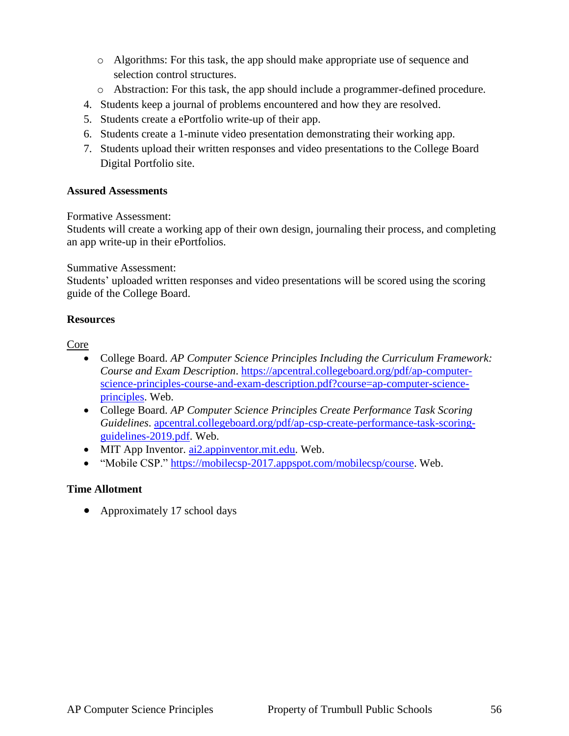- Algorithms: For this task, the app should make appropriate use of sequence and selection control structures.
   - Abstraction: For this task, the app should include a programmer-defined procedure.
4. Students keep a journal of problems encountered and how they are resolved.
5. Students create a ePortfolio write-up of their app.
6. Students create a 1-minute video presentation demonstrating their working app.
7. Students upload their written responses and video presentations to the College Board Digital Portfolio site.

**Assured Assessments**

Formative Assessment:
Students will create a working app of their own design, journaling their process, and completing an app write-up in their ePortfolios.

Summative Assessment:
Students' uploaded written responses and video presentations will be scored using the scoring guide of the College Board.

**Resources**

<u>Core</u>

- College Board. *AP Computer Science Principles Including the Curriculum Framework: Course and Exam Description*. https://apcentral.collegeboard.org/pdf/ap-computer-science-principles-course-and-exam-description.pdf?course=ap-computer-science-principles. Web.
- College Board. *AP Computer Science Principles Create Performance Task Scoring Guidelines*. apcentral.collegeboard.org/pdf/ap-csp-create-performance-task-scoring-guidelines-2019.pdf. Web.
- MIT App Inventor. ai2.appinventor.mit.edu. Web.
- "Mobile CSP." https://mobilecsp-2017.appspot.com/mobilecsp/course. Web.

**Time Allotment**

- Approximately 17 school days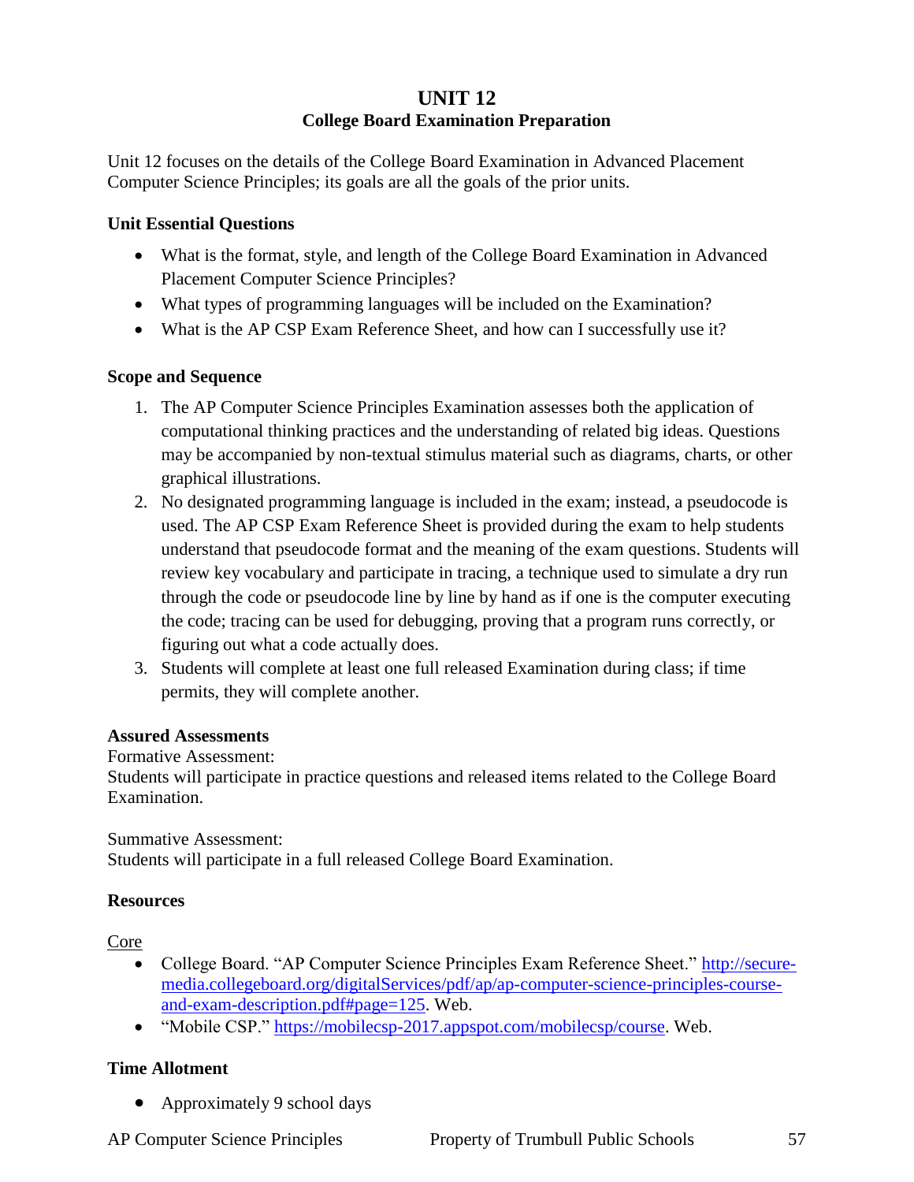# UNIT 12

## College Board Examination Preparation

Unit 12 focuses on the details of the College Board Examination in Advanced Placement Computer Science Principles; its goals are all the goals of the prior units.

### Unit Essential Questions

- What is the format, style, and length of the College Board Examination in Advanced Placement Computer Science Principles?
- What types of programming languages will be included on the Examination?
- What is the AP CSP Exam Reference Sheet, and how can I successfully use it?

### Scope and Sequence

1. The AP Computer Science Principles Examination assesses both the application of computational thinking practices and the understanding of related big ideas. Questions may be accompanied by non-textual stimulus material such as diagrams, charts, or other graphical illustrations.
2. No designated programming language is included in the exam; instead, a pseudocode is used. The AP CSP Exam Reference Sheet is provided during the exam to help students understand that pseudocode format and the meaning of the exam questions. Students will review key vocabulary and participate in tracing, a technique used to simulate a dry run through the code or pseudocode line by line by hand as if one is the computer executing the code; tracing can be used for debugging, proving that a program runs correctly, or figuring out what a code actually does.
3. Students will complete at least one full released Examination during class; if time permits, they will complete another.

### Assured Assessments

Formative Assessment:
Students will participate in practice questions and released items related to the College Board Examination.

Summative Assessment:
Students will participate in a full released College Board Examination.

### Resources

Core

- College Board. "AP Computer Science Principles Exam Reference Sheet." [http://secure-media.collegeboard.org/digitalServices/pdf/ap/ap-computer-science-principles-course-and-exam-description.pdf#page=125](http://secure-media.collegeboard.org/digitalServices/pdf/ap/ap-computer-science-principles-course-and-exam-description.pdf#page=125). Web.
- "Mobile CSP." [https://mobilecsp-2017.appspot.com/mobilecsp/course](https://mobilecsp-2017.appspot.com/mobilecsp/course). Web.

### Time Allotment

- Approximately 9 school days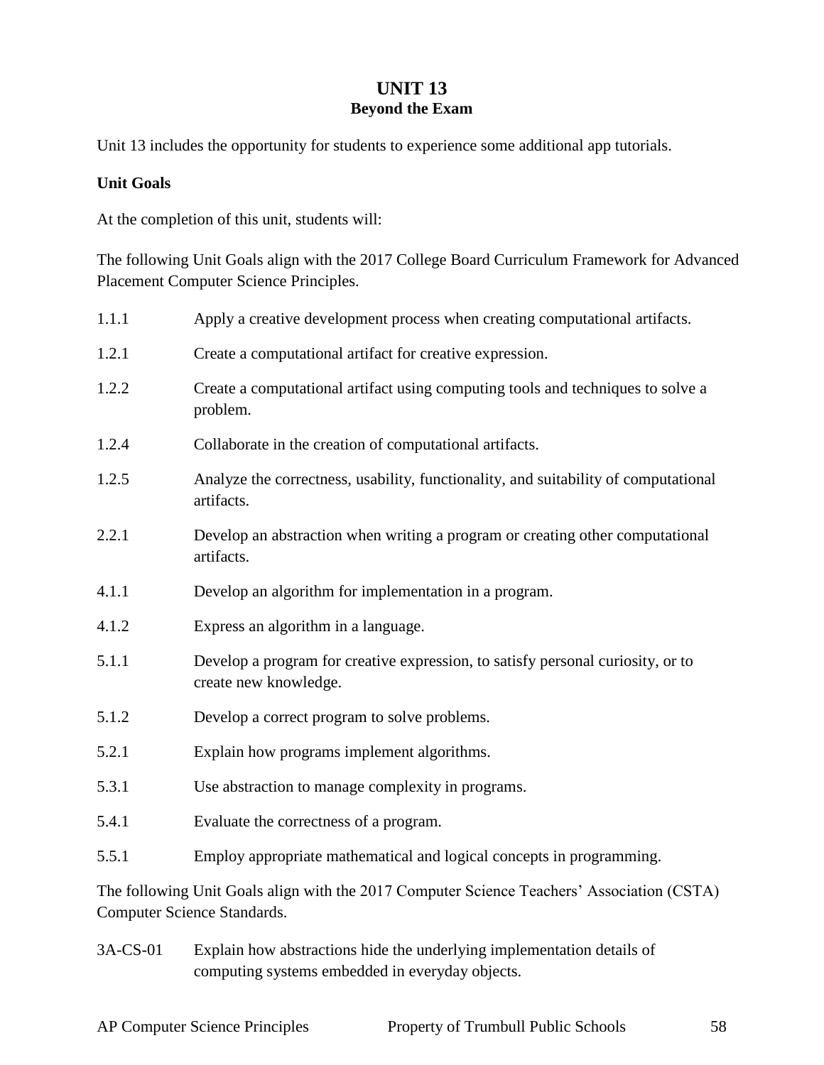# UNIT 13
## Beyond the Exam

Unit 13 includes the opportunity for students to experience some additional app tutorials.

**Unit Goals**

At the completion of this unit, students will:

The following Unit Goals align with the 2017 College Board Curriculum Framework for Advanced Placement Computer Science Principles.

| | |
|---|---|
| 1.1.1 | Apply a creative development process when creating computational artifacts. |
| 1.2.1 | Create a computational artifact for creative expression. |
| 1.2.2 | Create a computational artifact using computing tools and techniques to solve a problem. |
| 1.2.4 | Collaborate in the creation of computational artifacts. |
| 1.2.5 | Analyze the correctness, usability, functionality, and suitability of computational artifacts. |
| 2.2.1 | Develop an abstraction when writing a program or creating other computational artifacts. |
| 4.1.1 | Develop an algorithm for implementation in a program. |
| 4.1.2 | Express an algorithm in a language. |
| 5.1.1 | Develop a program for creative expression, to satisfy personal curiosity, or to create new knowledge. |
| 5.1.2 | Develop a correct program to solve problems. |
| 5.2.1 | Explain how programs implement algorithms. |
| 5.3.1 | Use abstraction to manage complexity in programs. |
| 5.4.1 | Evaluate the correctness of a program. |
| 5.5.1 | Employ appropriate mathematical and logical concepts in programming. |

The following Unit Goals align with the 2017 Computer Science Teachers' Association (CSTA) Computer Science Standards.

| | |
|---|---|
| 3A-CS-01 | Explain how abstractions hide the underlying implementation details of computing systems embedded in everyday objects. |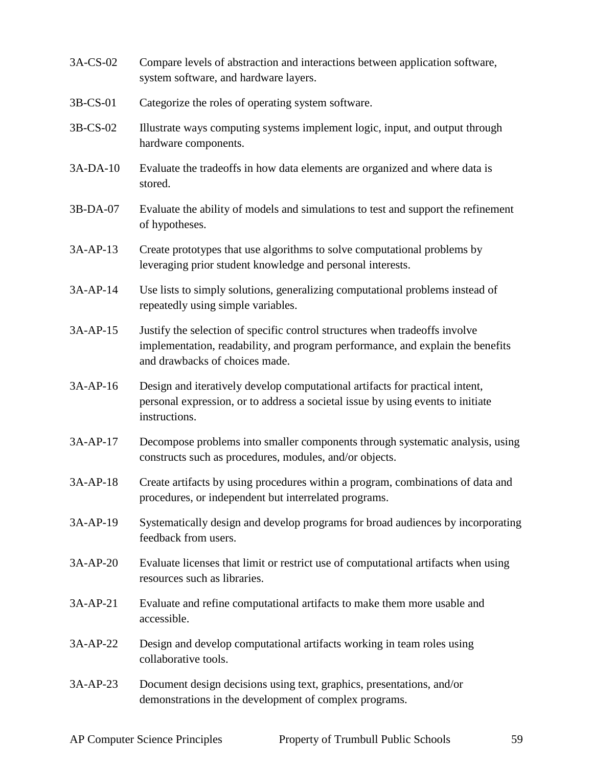3A-CS-02 Compare levels of abstraction and interactions between application software, system software, and hardware layers.

3B-CS-01 Categorize the roles of operating system software.

3B-CS-02 Illustrate ways computing systems implement logic, input, and output through hardware components.

3A-DA-10 Evaluate the tradeoffs in how data elements are organized and where data is stored.

3B-DA-07 Evaluate the ability of models and simulations to test and support the refinement of hypotheses.

3A-AP-13 Create prototypes that use algorithms to solve computational problems by leveraging prior student knowledge and personal interests.

3A-AP-14 Use lists to simply solutions, generalizing computational problems instead of repeatedly using simple variables.

3A-AP-15 Justify the selection of specific control structures when tradeoffs involve implementation, readability, and program performance, and explain the benefits and drawbacks of choices made.

3A-AP-16 Design and iteratively develop computational artifacts for practical intent, personal expression, or to address a societal issue by using events to initiate instructions.

3A-AP-17 Decompose problems into smaller components through systematic analysis, using constructs such as procedures, modules, and/or objects.

3A-AP-18 Create artifacts by using procedures within a program, combinations of data and procedures, or independent but interrelated programs.

3A-AP-19 Systematically design and develop programs for broad audiences by incorporating feedback from users.

3A-AP-20 Evaluate licenses that limit or restrict use of computational artifacts when using resources such as libraries.

3A-AP-21 Evaluate and refine computational artifacts to make them more usable and accessible.

3A-AP-22 Design and develop computational artifacts working in team roles using collaborative tools.

3A-AP-23 Document design decisions using text, graphics, presentations, and/or demonstrations in the development of complex programs.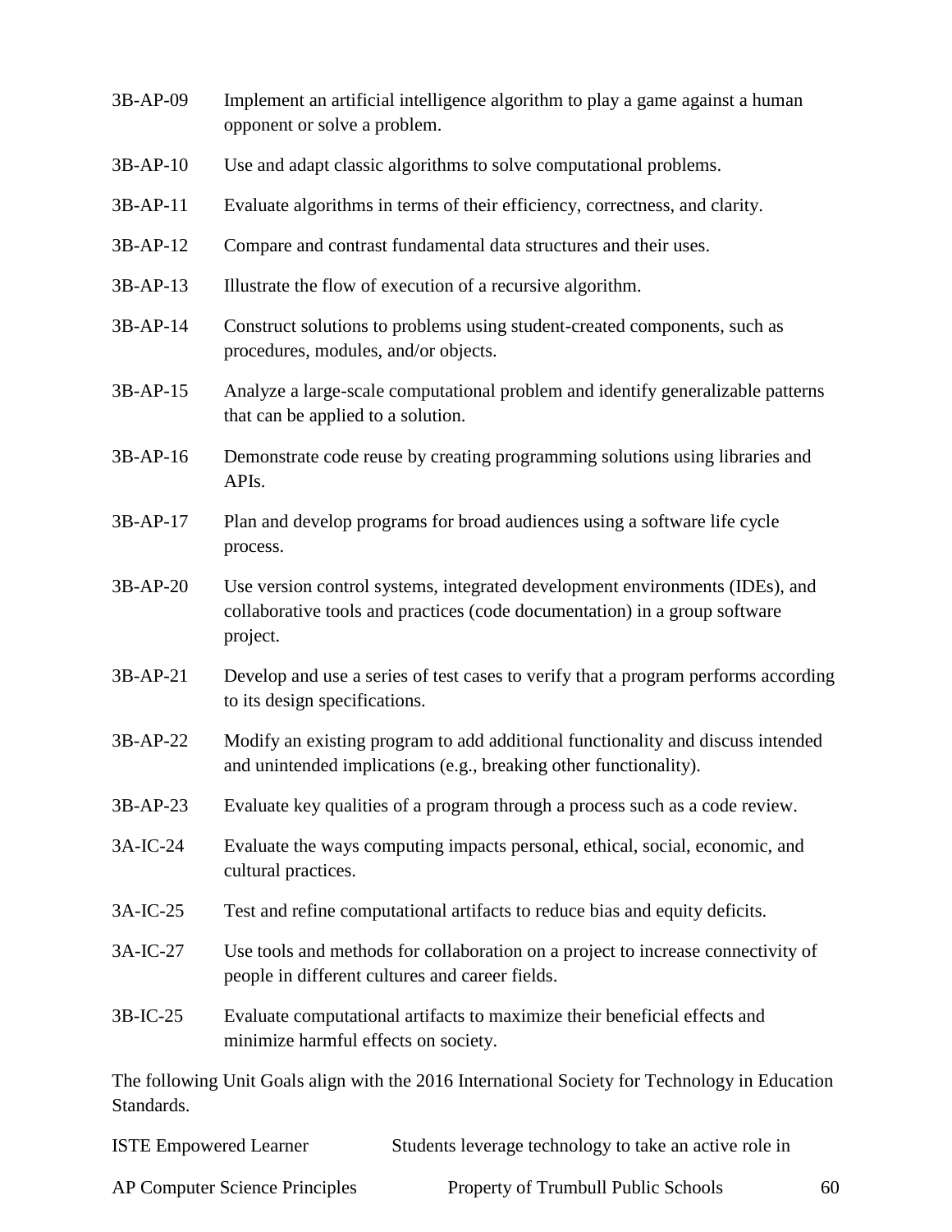3B-AP-09 Implement an artificial intelligence algorithm to play a game against a human opponent or solve a problem.

3B-AP-10 Use and adapt classic algorithms to solve computational problems.

3B-AP-11 Evaluate algorithms in terms of their efficiency, correctness, and clarity.

3B-AP-12 Compare and contrast fundamental data structures and their uses.

3B-AP-13 Illustrate the flow of execution of a recursive algorithm.

3B-AP-14 Construct solutions to problems using student-created components, such as procedures, modules, and/or objects.

3B-AP-15 Analyze a large-scale computational problem and identify generalizable patterns that can be applied to a solution.

3B-AP-16 Demonstrate code reuse by creating programming solutions using libraries and APIs.

3B-AP-17 Plan and develop programs for broad audiences using a software life cycle process.

3B-AP-20 Use version control systems, integrated development environments (IDEs), and collaborative tools and practices (code documentation) in a group software project.

3B-AP-21 Develop and use a series of test cases to verify that a program performs according to its design specifications.

3B-AP-22 Modify an existing program to add additional functionality and discuss intended and unintended implications (e.g., breaking other functionality).

3B-AP-23 Evaluate key qualities of a program through a process such as a code review.

3A-IC-24 Evaluate the ways computing impacts personal, ethical, social, economic, and cultural practices.

3A-IC-25 Test and refine computational artifacts to reduce bias and equity deficits.

3A-IC-27 Use tools and methods for collaboration on a project to increase connectivity of people in different cultures and career fields.

3B-IC-25 Evaluate computational artifacts to maximize their beneficial effects and minimize harmful effects on society.

The following Unit Goals align with the 2016 International Society for Technology in Education Standards.

ISTE Empowered Learner Students leverage technology to take an active role in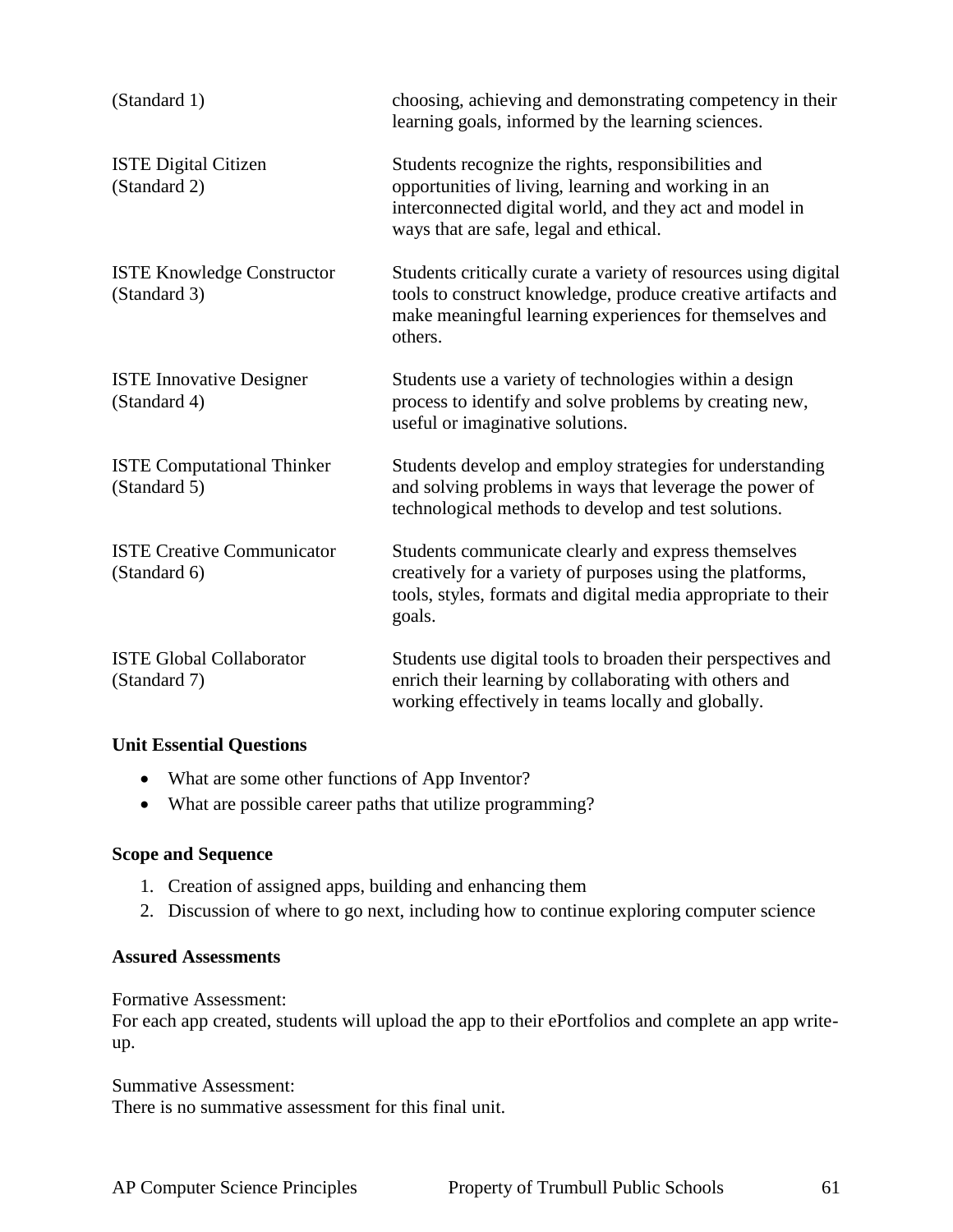| | |
|---|---|
| (Standard 1) | choosing, achieving and demonstrating competency in their learning goals, informed by the learning sciences. |
| ISTE Digital Citizen (Standard 2) | Students recognize the rights, responsibilities and opportunities of living, learning and working in an interconnected digital world, and they act and model in ways that are safe, legal and ethical. |
| ISTE Knowledge Constructor (Standard 3) | Students critically curate a variety of resources using digital tools to construct knowledge, produce creative artifacts and make meaningful learning experiences for themselves and others. |
| ISTE Innovative Designer (Standard 4) | Students use a variety of technologies within a design process to identify and solve problems by creating new, useful or imaginative solutions. |
| ISTE Computational Thinker (Standard 5) | Students develop and employ strategies for understanding and solving problems in ways that leverage the power of technological methods to develop and test solutions. |
| ISTE Creative Communicator (Standard 6) | Students communicate clearly and express themselves creatively for a variety of purposes using the platforms, tools, styles, formats and digital media appropriate to their goals. |
| ISTE Global Collaborator (Standard 7) | Students use digital tools to broaden their perspectives and enrich their learning by collaborating with others and working effectively in teams locally and globally. |

**Unit Essential Questions**

- What are some other functions of App Inventor?
- What are possible career paths that utilize programming?

**Scope and Sequence**

1. Creation of assigned apps, building and enhancing them
2. Discussion of where to go next, including how to continue exploring computer science

**Assured Assessments**

Formative Assessment:
For each app created, students will upload the app to their ePortfolios and complete an app write-up.

Summative Assessment:
There is no summative assessment for this final unit.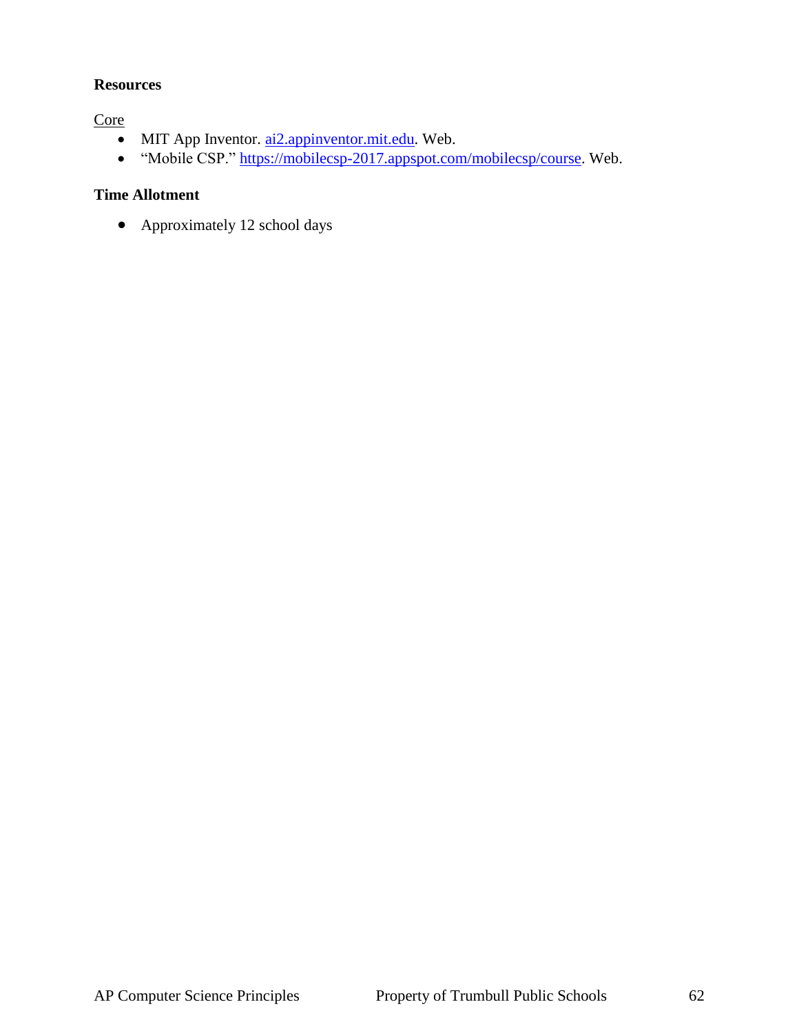**Resources**

Core

- MIT App Inventor. [ai2.appinventor.mit.edu](ai2.appinventor.mit.edu). Web.
- "Mobile CSP." [https://mobilecsp-2017.appspot.com/mobilecsp/course](https://mobilecsp-2017.appspot.com/mobilecsp/course). Web.

**Time Allotment**

- Approximately 12 school days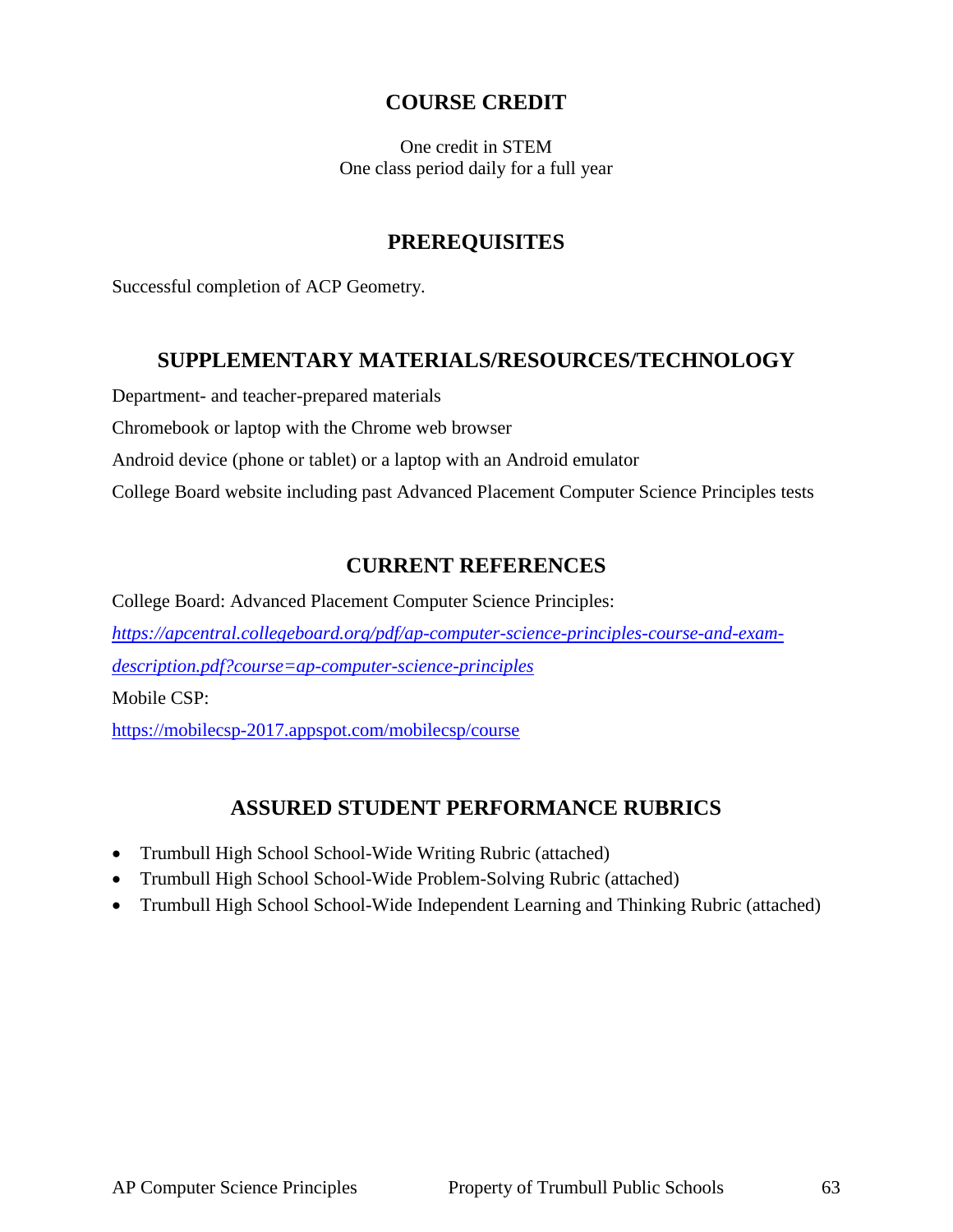## COURSE CREDIT

One credit in STEM
One class period daily for a full year

## PREREQUISITES

Successful completion of ACP Geometry.

## SUPPLEMENTARY MATERIALS/RESOURCES/TECHNOLOGY

Department- and teacher-prepared materials

Chromebook or laptop with the Chrome web browser

Android device (phone or tablet) or a laptop with an Android emulator

College Board website including past Advanced Placement Computer Science Principles tests

## CURRENT REFERENCES

College Board: Advanced Placement Computer Science Principles:

*https://apcentral.collegeboard.org/pdf/ap-computer-science-principles-course-and-exam-description.pdf?course=ap-computer-science-principles*

Mobile CSP:

https://mobilecsp-2017.appspot.com/mobilecsp/course

## ASSURED STUDENT PERFORMANCE RUBRICS

- Trumbull High School School-Wide Writing Rubric (attached)
- Trumbull High School School-Wide Problem-Solving Rubric (attached)
- Trumbull High School School-Wide Independent Learning and Thinking Rubric (attached)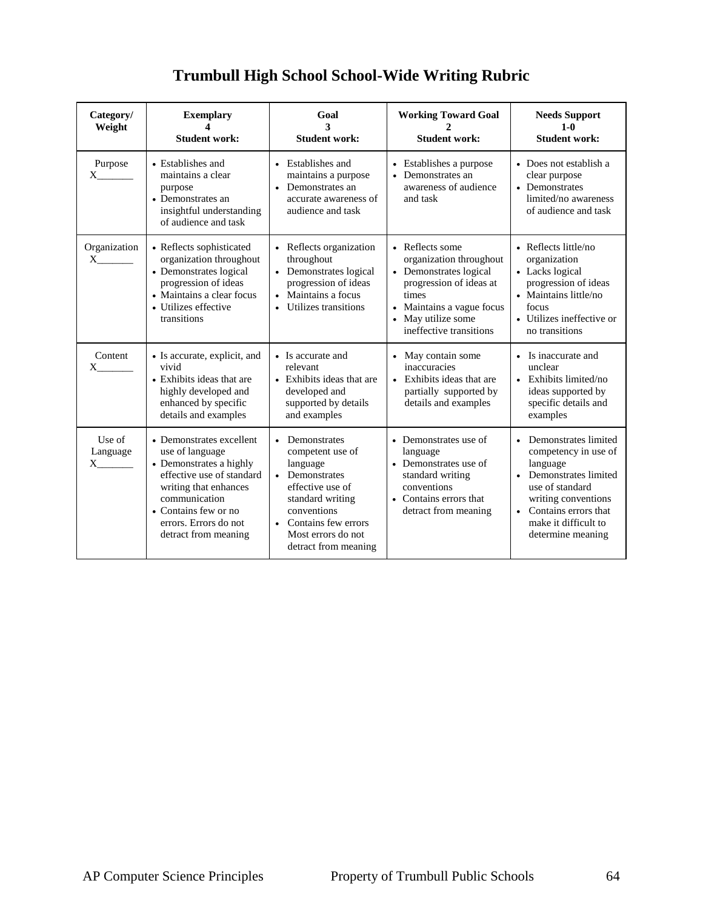# Trumbull High School School-Wide Writing Rubric

| Category/ Weight | Exemplary 4 Student work: | Goal 3 Student work: | Working Toward Goal 2 Student work: | Needs Support 1-0 Student work: |
|---|---|---|---|---|
| Purpose X_______ | • Establishes and maintains a clear purpose<br>• Demonstrates an insightful understanding of audience and task | • Establishes and maintains a purpose<br>• Demonstrates an accurate awareness of audience and task | • Establishes a purpose<br>• Demonstrates an awareness of audience and task | • Does not establish a clear purpose<br>• Demonstrates limited/no awareness of audience and task |
| Organization X_______ | • Reflects sophisticated organization throughout<br>• Demonstrates logical progression of ideas<br>• Maintains a clear focus<br>• Utilizes effective transitions | • Reflects organization throughout<br>• Demonstrates logical progression of ideas<br>• Maintains a focus<br>• Utilizes transitions | • Reflects some organization throughout<br>• Demonstrates logical progression of ideas at times<br>• Maintains a vague focus<br>• May utilize some ineffective transitions | • Reflects little/no organization<br>• Lacks logical progression of ideas<br>• Maintains little/no focus<br>• Utilizes ineffective or no transitions |
| Content X_______ | • Is accurate, explicit, and vivid<br>• Exhibits ideas that are highly developed and enhanced by specific details and examples | • Is accurate and relevant<br>• Exhibits ideas that are developed and supported by details and examples | • May contain some inaccuracies<br>• Exhibits ideas that are partially supported by details and examples | • Is inaccurate and unclear<br>• Exhibits limited/no ideas supported by specific details and examples |
| Use of Language X_______ | • Demonstrates excellent use of language<br>• Demonstrates a highly effective use of standard writing that enhances communication<br>• Contains few or no errors. Errors do not detract from meaning | • Demonstrates competent use of language<br>• Demonstrates effective use of standard writing conventions<br>• Contains few errors Most errors do not detract from meaning | • Demonstrates use of language<br>• Demonstrates use of standard writing conventions<br>• Contains errors that detract from meaning | • Demonstrates limited competency in use of language<br>• Demonstrates limited use of standard writing conventions<br>• Contains errors that make it difficult to determine meaning |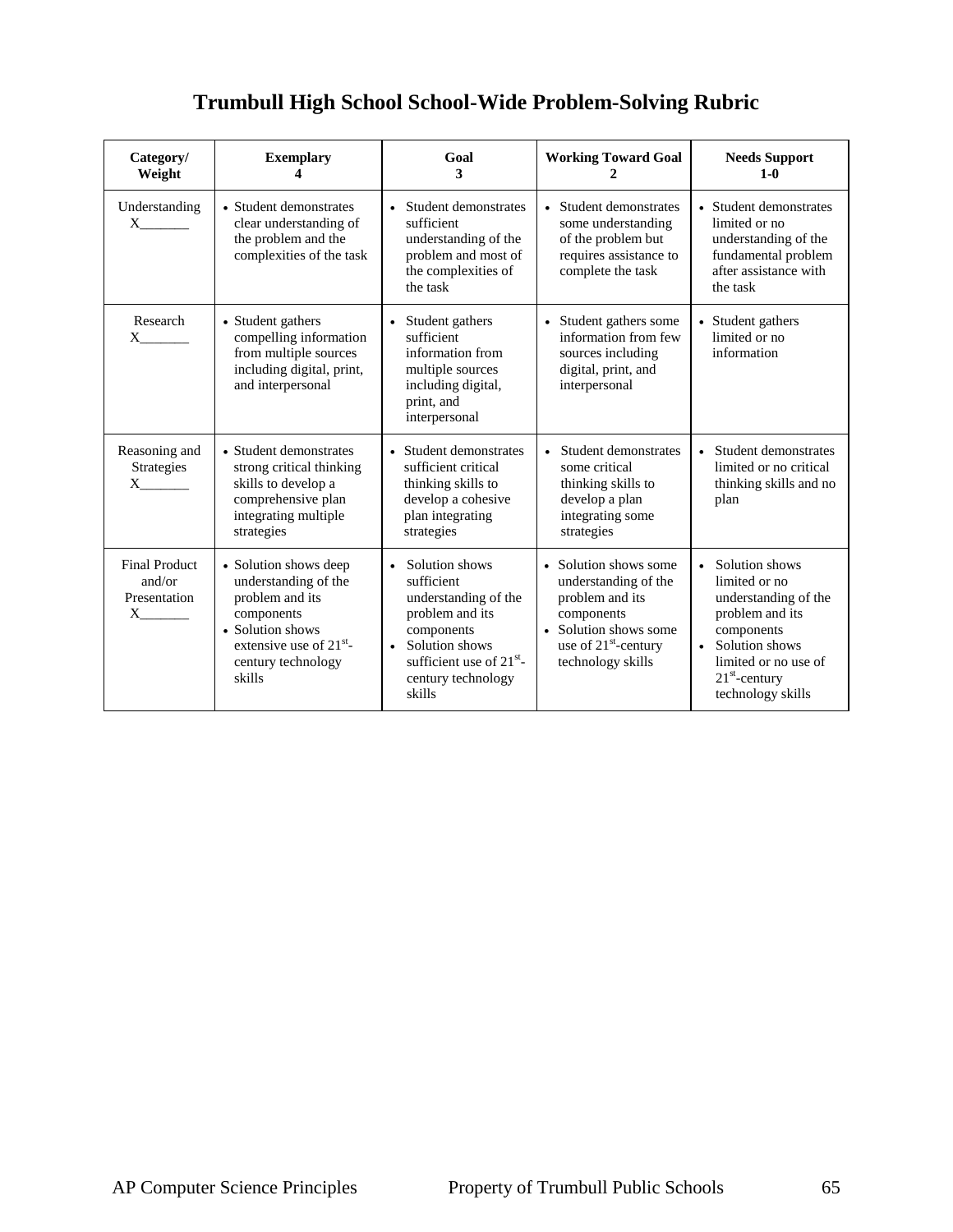# Trumbull High School School-Wide Problem-Solving Rubric

| Category/ Weight | Exemplary 4 | Goal 3 | Working Toward Goal 2 | Needs Support 1-0 |
|---|---|---|---|---|
| Understanding X_______ | • Student demonstrates clear understanding of the problem and the complexities of the task | • Student demonstrates sufficient understanding of the problem and most of the complexities of the task | • Student demonstrates some understanding of the problem but requires assistance to complete the task | • Student demonstrates limited or no understanding of the fundamental problem after assistance with the task |
| Research X_______ | • Student gathers compelling information from multiple sources including digital, print, and interpersonal | • Student gathers sufficient information from multiple sources including digital, print, and interpersonal | • Student gathers some information from few sources including digital, print, and interpersonal | • Student gathers limited or no information |
| Reasoning and Strategies X_______ | • Student demonstrates strong critical thinking skills to develop a comprehensive plan integrating multiple strategies | • Student demonstrates sufficient critical thinking skills to develop a cohesive plan integrating strategies | • Student demonstrates some critical thinking skills to develop a plan integrating some strategies | • Student demonstrates limited or no critical thinking skills and no plan |
| Final Product and/or Presentation X_______ | • Solution shows deep understanding of the problem and its components<br>• Solution shows extensive use of 21st-century technology skills | • Solution shows sufficient understanding of the problem and its components<br>• Solution shows sufficient use of 21st-century technology skills | • Solution shows some understanding of the problem and its components<br>• Solution shows some use of 21st-century technology skills | • Solution shows limited or no understanding of the problem and its components<br>• Solution shows limited or no use of 21st-century technology skills |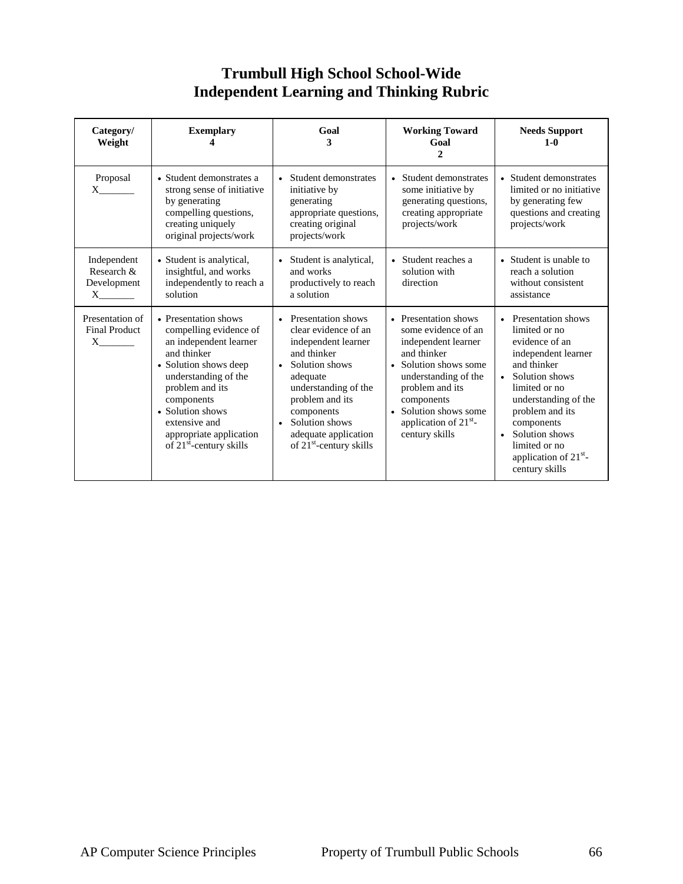# Trumbull High School School-Wide Independent Learning and Thinking Rubric

| Category/ Weight | Exemplary 4 | Goal 3 | Working Toward Goal 2 | Needs Support 1-0 |
|---|---|---|---|---|
| Proposal X_______ | • Student demonstrates a strong sense of initiative by generating compelling questions, creating uniquely original projects/work | • Student demonstrates initiative by generating appropriate questions, creating original projects/work | • Student demonstrates some initiative by generating questions, creating appropriate projects/work | • Student demonstrates limited or no initiative by generating few questions and creating projects/work |
| Independent Research & Development X_______ | • Student is analytical, insightful, and works independently to reach a solution | • Student is analytical, and works productively to reach a solution | • Student reaches a solution with direction | • Student is unable to reach a solution without consistent assistance |
| Presentation of Final Product X_______ | • Presentation shows compelling evidence of an independent learner and thinker<br>• Solution shows deep understanding of the problem and its components<br>• Solution shows extensive and appropriate application of 21st-century skills | • Presentation shows clear evidence of an independent learner and thinker<br>• Solution shows adequate understanding of the problem and its components<br>• Solution shows adequate application of 21st-century skills | • Presentation shows some evidence of an independent learner and thinker<br>• Solution shows some understanding of the problem and its components<br>• Solution shows some application of 21st-century skills | • Presentation shows limited or no evidence of an independent learner and thinker<br>• Solution shows limited or no understanding of the problem and its components<br>• Solution shows limited or no application of 21st-century skills |